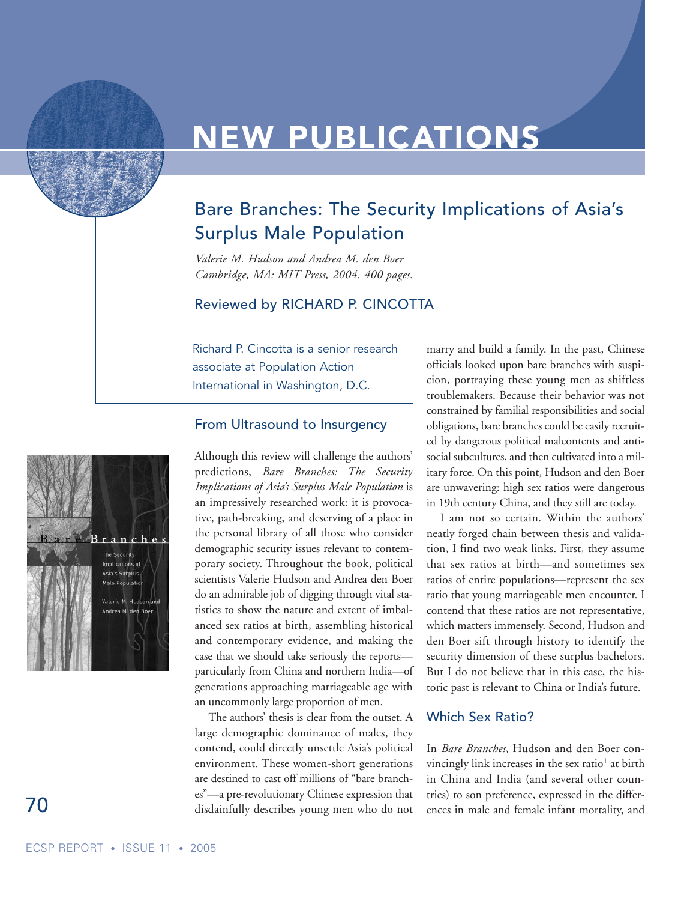# NEW PUBLICATIONS

## Bare Branches: The Security Implications of Asia's Surplus Male Population

*Valerie M. Hudson and Andrea M. den Boer*
*Cambridge, MA: MIT Press, 2004. 400 pages.*

Reviewed by RICHARD P. CINCOTTA

Richard P. Cincotta is a senior research associate at Population Action International in Washington, D.C.

### From Ultrasound to Insurgency

Although this review will challenge the authors' predictions, *Bare Branches: The Security Implications of Asia's Surplus Male Population* is an impressively researched work: it is provocative, path-breaking, and deserving of a place in the personal library of all those who consider demographic security issues relevant to contemporary society. Throughout the book, political scientists Valerie Hudson and Andrea den Boer do an admirable job of digging through vital statistics to show the nature and extent of imbalanced sex ratios at birth, assembling historical and contemporary evidence, and making the case that we should take seriously the reports—particularly from China and northern India—of generations approaching marriageable age with an uncommonly large proportion of men.

The authors' thesis is clear from the outset. A large demographic dominance of males, they contend, could directly unsettle Asia's political environment. These women-short generations are destined to cast off millions of "bare branches"—a pre-revolutionary Chinese expression that disdainfully describes young men who do not marry and build a family. In the past, Chinese officials looked upon bare branches with suspicion, portraying these young men as shiftless troublemakers. Because their behavior was not constrained by familial responsibilities and social obligations, bare branches could be easily recruited by dangerous political malcontents and antisocial subcultures, and then cultivated into a military force. On this point, Hudson and den Boer are unwavering: high sex ratios were dangerous in 19th century China, and they still are today.

I am not so certain. Within the authors' neatly forged chain between thesis and validation, I find two weak links. First, they assume that sex ratios at birth—and sometimes sex ratios of entire populations—represent the sex ratio that young marriageable men encounter. I contend that these ratios are not representative, which matters immensely. Second, Hudson and den Boer sift through history to identify the security dimension of these surplus bachelors. But I do not believe that in this case, the historic past is relevant to China or India's future.

### Which Sex Ratio?

In *Bare Branches*, Hudson and den Boer convincingly link increases in the sex ratio[1] at birth in China and India (and several other countries) to son preference, expressed in the differences in male and female infant mortality, and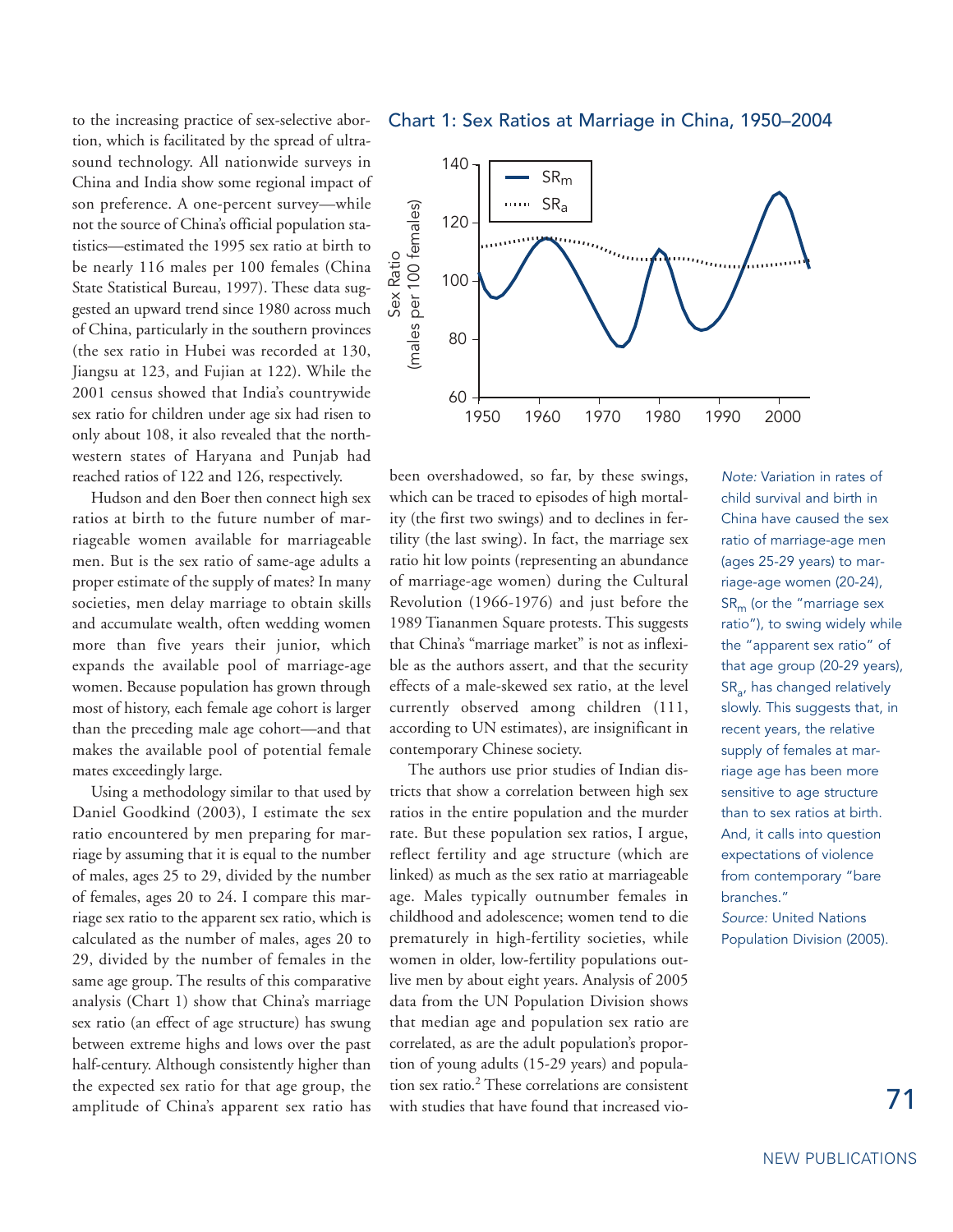to the increasing practice of sex-selective abortion, which is facilitated by the spread of ultrasound technology. All nationwide surveys in China and India show some regional impact of son preference. A one-percent survey—while not the source of China's official population statistics—estimated the 1995 sex ratio at birth to be nearly 116 males per 100 females (China State Statistical Bureau, 1997). These data suggested an upward trend since 1980 across much of China, particularly in the southern provinces (the sex ratio in Hubei was recorded at 130, Jiangsu at 123, and Fujian at 122). While the 2001 census showed that India's countrywide sex ratio for children under age six had risen to only about 108, it also revealed that the northwestern states of Haryana and Punjab had reached ratios of 122 and 126, respectively.

Hudson and den Boer then connect high sex ratios at birth to the future number of marriageable women available for marriageable men. But is the sex ratio of same-age adults a proper estimate of the supply of mates? In many societies, men delay marriage to obtain skills and accumulate wealth, often wedding women more than five years their junior, which expands the available pool of marriage-age women. Because population has grown through most of history, each female age cohort is larger than the preceding male age cohort—and that makes the available pool of potential female mates exceedingly large.

Using a methodology similar to that used by Daniel Goodkind (2003), I estimate the sex ratio encountered by men preparing for marriage by assuming that it is equal to the number of males, ages 25 to 29, divided by the number of females, ages 20 to 24. I compare this marriage sex ratio to the apparent sex ratio, which is calculated as the number of males, ages 20 to 29, divided by the number of females in the same age group. The results of this comparative analysis (Chart 1) show that China's marriage sex ratio (an effect of age structure) has swung between extreme highs and lows over the past half-century. Although consistently higher than the expected sex ratio for that age group, the amplitude of China's apparent sex ratio has been overshadowed, so far, by these swings, which can be traced to episodes of high mortality (the first two swings) and to declines in fertility (the last swing). In fact, the marriage sex ratio hit low points (representing an abundance of marriage-age women) during the Cultural Revolution (1966-1976) and just before the 1989 Tiananmen Square protests. This suggests that China's "marriage market" is not as inflexible as the authors assert, and that the security effects of a male-skewed sex ratio, at the level currently observed among children (111, according to UN estimates), are insignificant in contemporary Chinese society.

The authors use prior studies of Indian districts that show a correlation between high sex ratios in the entire population and the murder rate. But these population sex ratios, I argue, reflect fertility and age structure (which are linked) as much as the sex ratio at marriageable age. Males typically outnumber females in childhood and adolescence; women tend to die prematurely in high-fertility societies, while women in older, low-fertility populations outlive men by about eight years. Analysis of 2005 data from the UN Population Division shows that median age and population sex ratio are correlated, as are the adult population's proportion of young adults (15-29 years) and population sex ratio.[2] These correlations are consistent with studies that have found that increased vio-

### Chart 1: Sex Ratios at Marriage in China, 1950–2004

*Note:* Variation in rates of child survival and birth in China have caused the sex ratio of marriage-age men (ages 25-29 years) to marriage-age women (20-24), $SR_m$ (or the "marriage sex ratio"), to swing widely while the "apparent sex ratio" of that age group (20-29 years), $SR_a$, has changed relatively slowly. This suggests that, in recent years, the relative supply of females at marriage age has been more sensitive to age structure than to sex ratios at birth. And, it calls into question expectations of violence from contemporary "bare branches."

*Source:* United Nations Population Division (2005).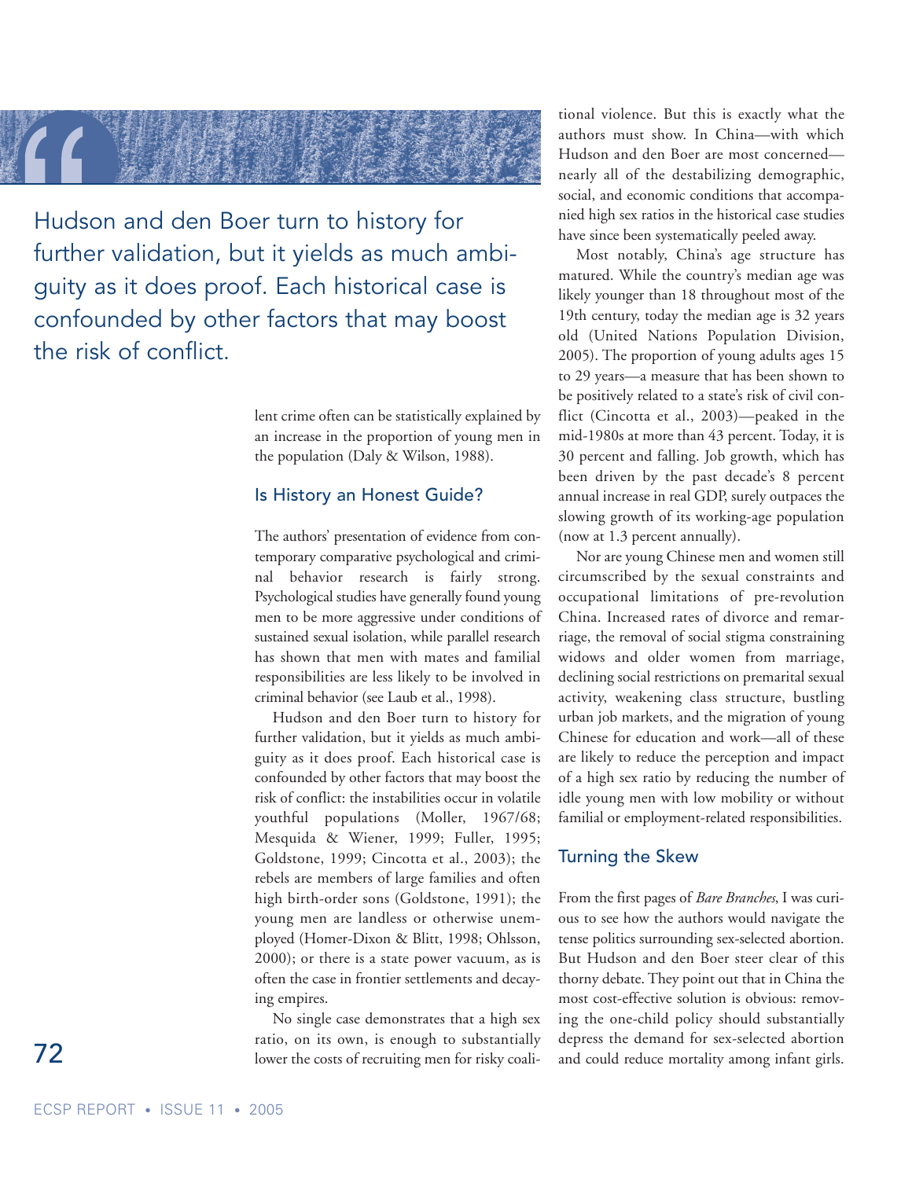> Hudson and den Boer turn to history for further validation, but it yields as much ambiguity as it does proof. Each historical case is confounded by other factors that may boost the risk of conflict.

lent crime often can be statistically explained by an increase in the proportion of young men in the population (Daly & Wilson, 1988).

## Is History an Honest Guide?

The authors' presentation of evidence from contemporary comparative psychological and criminal behavior research is fairly strong. Psychological studies have generally found young men to be more aggressive under conditions of sustained sexual isolation, while parallel research has shown that men with mates and familial responsibilities are less likely to be involved in criminal behavior (see Laub et al., 1998).

Hudson and den Boer turn to history for further validation, but it yields as much ambiguity as it does proof. Each historical case is confounded by other factors that may boost the risk of conflict: the instabilities occur in volatile youthful populations (Moller, 1967/68; Mesquida & Wiener, 1999; Fuller, 1995; Goldstone, 1999; Cincotta et al., 2003); the rebels are members of large families and often high birth-order sons (Goldstone, 1991); the young men are landless or otherwise unemployed (Homer-Dixon & Blitt, 1998; Ohlsson, 2000); or there is a state power vacuum, as is often the case in frontier settlements and decaying empires.

No single case demonstrates that a high sex ratio, on its own, is enough to substantially lower the costs of recruiting men for risky coalitional violence. But this is exactly what the authors must show. In China—with which Hudson and den Boer are most concerned—nearly all of the destabilizing demographic, social, and economic conditions that accompanied high sex ratios in the historical case studies have since been systematically peeled away.

Most notably, China's age structure has matured. While the country's median age was likely younger than 18 throughout most of the 19th century, today the median age is 32 years old (United Nations Population Division, 2005). The proportion of young adults ages 15 to 29 years—a measure that has been shown to be positively related to a state's risk of civil conflict (Cincotta et al., 2003)—peaked in the mid-1980s at more than 43 percent. Today, it is 30 percent and falling. Job growth, which has been driven by the past decade's 8 percent annual increase in real GDP, surely outpaces the slowing growth of its working-age population (now at 1.3 percent annually).

Nor are young Chinese men and women still circumscribed by the sexual constraints and occupational limitations of pre-revolution China. Increased rates of divorce and remarriage, the removal of social stigma constraining widows and older women from marriage, declining social restrictions on premarital sexual activity, weakening class structure, bustling urban job markets, and the migration of young Chinese for education and work—all of these are likely to reduce the perception and impact of a high sex ratio by reducing the number of idle young men with low mobility or without familial or employment-related responsibilities.

## Turning the Skew

From the first pages of *Bare Branches*, I was curious to see how the authors would navigate the tense politics surrounding sex-selected abortion. But Hudson and den Boer steer clear of this thorny debate. They point out that in China the most cost-effective solution is obvious: removing the one-child policy should substantially depress the demand for sex-selected abortion and could reduce mortality among infant girls.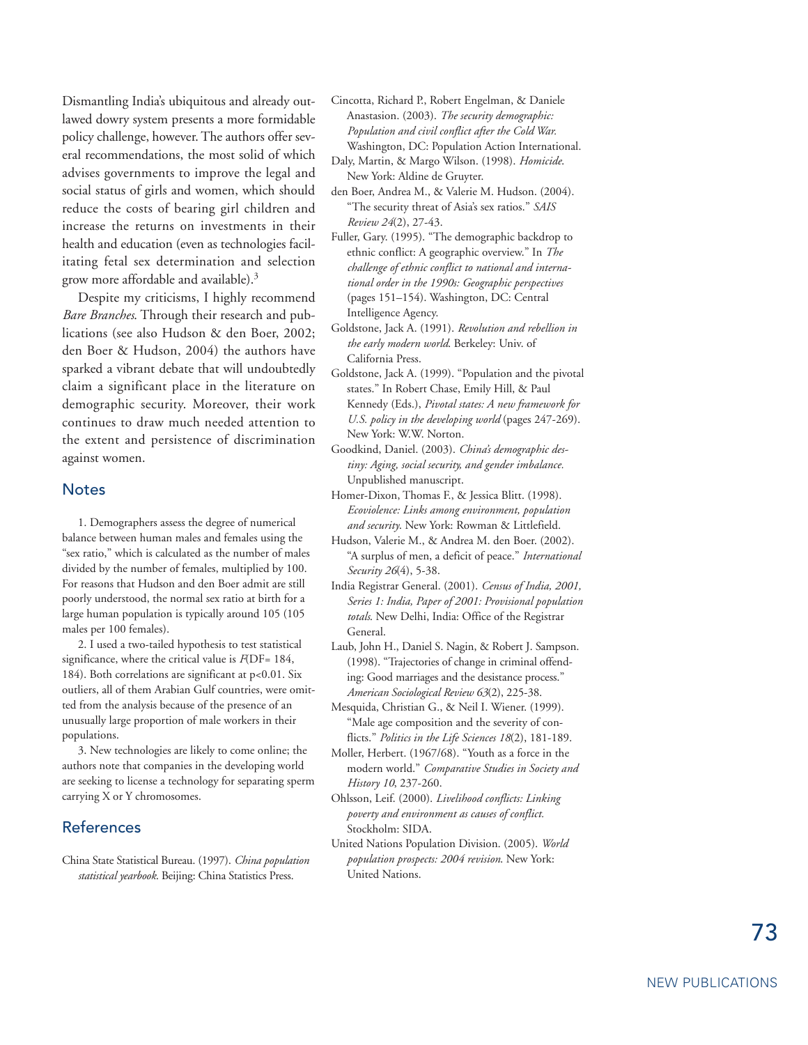Dismantling India's ubiquitous and already outlawed dowry system presents a more formidable policy challenge, however. The authors offer several recommendations, the most solid of which advises governments to improve the legal and social status of girls and women, which should reduce the costs of bearing girl children and increase the returns on investments in their health and education (even as technologies facilitating fetal sex determination and selection grow more affordable and available).[3]

Despite my criticisms, I highly recommend *Bare Branches*. Through their research and publications (see also Hudson & den Boer, 2002; den Boer & Hudson, 2004) the authors have sparked a vibrant debate that will undoubtedly claim a significant place in the literature on demographic security. Moreover, their work continues to draw much needed attention to the extent and persistence of discrimination against women.

## Notes

1. Demographers assess the degree of numerical balance between human males and females using the "sex ratio," which is calculated as the number of males divided by the number of females, multiplied by 100. For reasons that Hudson and den Boer admit are still poorly understood, the normal sex ratio at birth for a large human population is typically around 105 (105 males per 100 females).

2. I used a two-tailed hypothesis to test statistical significance, where the critical value is $F$(DF= 184, 184). Both correlations are significant at $p<0.01$. Six outliers, all of them Arabian Gulf countries, were omitted from the analysis because of the presence of an unusually large proportion of male workers in their populations.

3. New technologies are likely to come online; the authors note that companies in the developing world are seeking to license a technology for separating sperm carrying X or Y chromosomes.

## References

China State Statistical Bureau. (1997). *China population statistical yearbook*. Beijing: China Statistics Press.

Cincotta, Richard P., Robert Engelman, & Daniele Anastasion. (2003). *The security demographic: Population and civil conflict after the Cold War.* Washington, DC: Population Action International.

Daly, Martin, & Margo Wilson. (1998). *Homicide*. New York: Aldine de Gruyter.

den Boer, Andrea M., & Valerie M. Hudson. (2004). "The security threat of Asia's sex ratios." *SAIS Review 24*(2), 27-43.

Fuller, Gary. (1995). "The demographic backdrop to ethnic conflict: A geographic overview." In *The challenge of ethnic conflict to national and international order in the 1990s: Geographic perspectives* (pages 151–154). Washington, DC: Central Intelligence Agency.

Goldstone, Jack A. (1991). *Revolution and rebellion in the early modern world*. Berkeley: Univ. of California Press.

Goldstone, Jack A. (1999). "Population and the pivotal states." In Robert Chase, Emily Hill, & Paul Kennedy (Eds.), *Pivotal states: A new framework for U.S. policy in the developing world* (pages 247-269). New York: W.W. Norton.

Goodkind, Daniel. (2003). *China's demographic destiny: Aging, social security, and gender imbalance.* Unpublished manuscript.

Homer-Dixon, Thomas F., & Jessica Blitt. (1998). *Ecoviolence: Links among environment, population and security*. New York: Rowman & Littlefield.

Hudson, Valerie M., & Andrea M. den Boer. (2002). "A surplus of men, a deficit of peace." *International Security 26*(4), 5-38.

India Registrar General. (2001). *Census of India, 2001, Series 1: India, Paper of 2001: Provisional population totals*. New Delhi, India: Office of the Registrar General.

Laub, John H., Daniel S. Nagin, & Robert J. Sampson. (1998). "Trajectories of change in criminal offending: Good marriages and the desistance process." *American Sociological Review 63*(2), 225-38.

Mesquida, Christian G., & Neil I. Wiener. (1999). "Male age composition and the severity of conflicts." *Politics in the Life Sciences 18*(2), 181-189.

Moller, Herbert. (1967/68). "Youth as a force in the modern world." *Comparative Studies in Society and History 10*, 237-260.

Ohlsson, Leif. (2000). *Livelihood conflicts: Linking poverty and environment as causes of conflict.* Stockholm: SIDA.

United Nations Population Division. (2005). *World population prospects: 2004 revision*. New York: United Nations.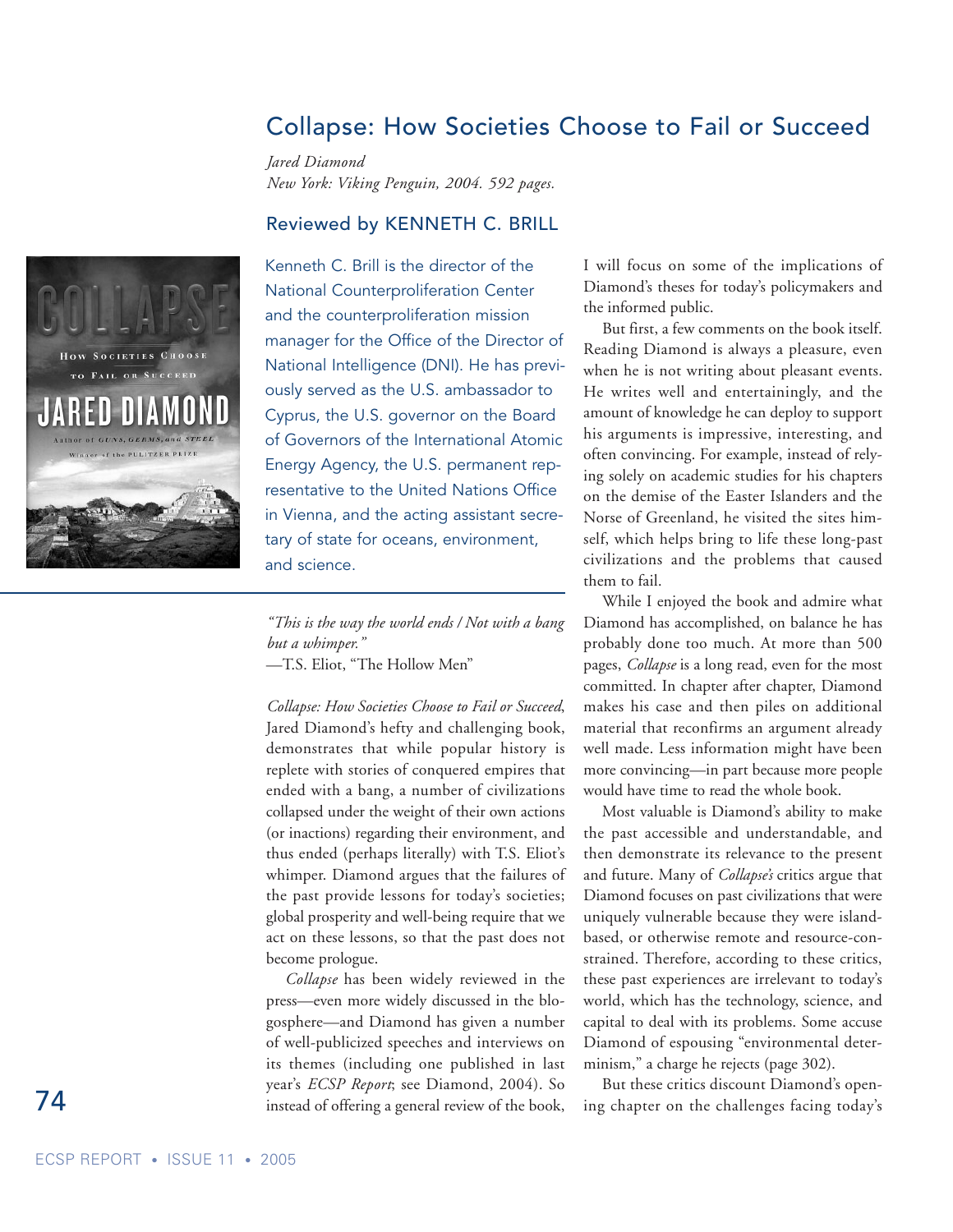# Collapse: How Societies Choose to Fail or Succeed

*Jared Diamond*
*New York: Viking Penguin, 2004. 592 pages.*

## Reviewed by KENNETH C. BRILL

Kenneth C. Brill is the director of the National Counterproliferation Center and the counterproliferation mission manager for the Office of the Director of National Intelligence (DNI). He has previously served as the U.S. ambassador to Cyprus, the U.S. governor on the Board of Governors of the International Atomic Energy Agency, the U.S. permanent representative to the United Nations Office in Vienna, and the acting assistant secretary of state for oceans, environment, and science.

*"This is the way the world ends / Not with a bang but a whimper."*
—T.S. Eliot, "The Hollow Men"

*Collapse: How Societies Choose to Fail or Succeed*, Jared Diamond's hefty and challenging book, demonstrates that while popular history is replete with stories of conquered empires that ended with a bang, a number of civilizations collapsed under the weight of their own actions (or inactions) regarding their environment, and thus ended (perhaps literally) with T.S. Eliot's whimper. Diamond argues that the failures of the past provide lessons for today's societies; global prosperity and well-being require that we act on these lessons, so that the past does not become prologue.

*Collapse* has been widely reviewed in the press—even more widely discussed in the blogosphere—and Diamond has given a number of well-publicized speeches and interviews on its themes (including one published in last year's *ECSP Report*; see Diamond, 2004). So instead of offering a general review of the book, I will focus on some of the implications of Diamond's theses for today's policymakers and the informed public.

But first, a few comments on the book itself. Reading Diamond is always a pleasure, even when he is not writing about pleasant events. He writes well and entertainingly, and the amount of knowledge he can deploy to support his arguments is impressive, interesting, and often convincing. For example, instead of relying solely on academic studies for his chapters on the demise of the Easter Islanders and the Norse of Greenland, he visited the sites himself, which helps bring to life these long-past civilizations and the problems that caused them to fail.

While I enjoyed the book and admire what Diamond has accomplished, on balance he has probably done too much. At more than 500 pages, *Collapse* is a long read, even for the most committed. In chapter after chapter, Diamond makes his case and then piles on additional material that reconfirms an argument already well made. Less information might have been more convincing—in part because more people would have time to read the whole book.

Most valuable is Diamond's ability to make the past accessible and understandable, and then demonstrate its relevance to the present and future. Many of *Collapse's* critics argue that Diamond focuses on past civilizations that were uniquely vulnerable because they were island-based, or otherwise remote and resource-constrained. Therefore, according to these critics, these past experiences are irrelevant to today's world, which has the technology, science, and capital to deal with its problems. Some accuse Diamond of espousing "environmental determinism," a charge he rejects (page 302).

But these critics discount Diamond's opening chapter on the challenges facing today's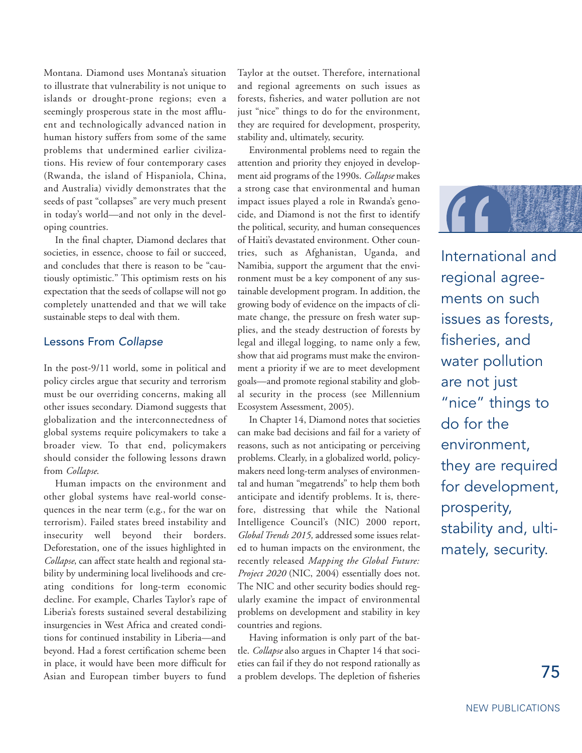Montana. Diamond uses Montana's situation to illustrate that vulnerability is not unique to islands or drought-prone regions; even a seemingly prosperous state in the most affluent and technologically advanced nation in human history suffers from some of the same problems that undermined earlier civilizations. His review of four contemporary cases (Rwanda, the island of Hispaniola, China, and Australia) vividly demonstrates that the seeds of past "collapses" are very much present in today's world—and not only in the developing countries.

In the final chapter, Diamond declares that societies, in essence, choose to fail or succeed, and concludes that there is reason to be "cautiously optimistic." This optimism rests on his expectation that the seeds of collapse will not go completely unattended and that we will take sustainable steps to deal with them.

## Lessons From *Collapse*

In the post-9/11 world, some in political and policy circles argue that security and terrorism must be our overriding concerns, making all other issues secondary. Diamond suggests that globalization and the interconnectedness of global systems require policymakers to take a broader view. To that end, policymakers should consider the following lessons drawn from *Collapse*.

Human impacts on the environment and other global systems have real-world consequences in the near term (e.g., for the war on terrorism). Failed states breed instability and insecurity well beyond their borders. Deforestation, one of the issues highlighted in *Collapse*, can affect state health and regional stability by undermining local livelihoods and creating conditions for long-term economic decline. For example, Charles Taylor's rape of Liberia's forests sustained several destabilizing insurgencies in West Africa and created conditions for continued instability in Liberia—and beyond. Had a forest certification scheme been in place, it would have been more difficult for Asian and European timber buyers to fund Taylor at the outset. Therefore, international and regional agreements on such issues as forests, fisheries, and water pollution are not just "nice" things to do for the environment, they are required for development, prosperity, stability and, ultimately, security.

> International and regional agreements on such issues as forests, fisheries, and water pollution are not just "nice" things to do for the environment, they are required for development, prosperity, stability and, ultimately, security.

Environmental problems need to regain the attention and priority they enjoyed in development aid programs of the 1990s. *Collapse* makes a strong case that environmental and human impact issues played a role in Rwanda's genocide, and Diamond is not the first to identify the political, security, and human consequences of Haiti's devastated environment. Other countries, such as Afghanistan, Uganda, and Namibia, support the argument that the environment must be a key component of any sustainable development program. In addition, the growing body of evidence on the impacts of climate change, the pressure on fresh water supplies, and the steady destruction of forests by legal and illegal logging, to name only a few, show that aid programs must make the environment a priority if we are to meet development goals—and promote regional stability and global security in the process (see Millennium Ecosystem Assessment, 2005).

In Chapter 14, Diamond notes that societies can make bad decisions and fail for a variety of reasons, such as not anticipating or perceiving problems. Clearly, in a globalized world, policymakers need long-term analyses of environmental and human "megatrends" to help them both anticipate and identify problems. It is, therefore, distressing that while the National Intelligence Council's (NIC) 2000 report, *Global Trends 2015,* addressed some issues related to human impacts on the environment, the recently released *Mapping the Global Future: Project 2020* (NIC, 2004) essentially does not. The NIC and other security bodies should regularly examine the impact of environmental problems on development and stability in key countries and regions.

Having information is only part of the battle. *Collapse* also argues in Chapter 14 that societies can fail if they do not respond rationally as a problem develops. The depletion of fisheries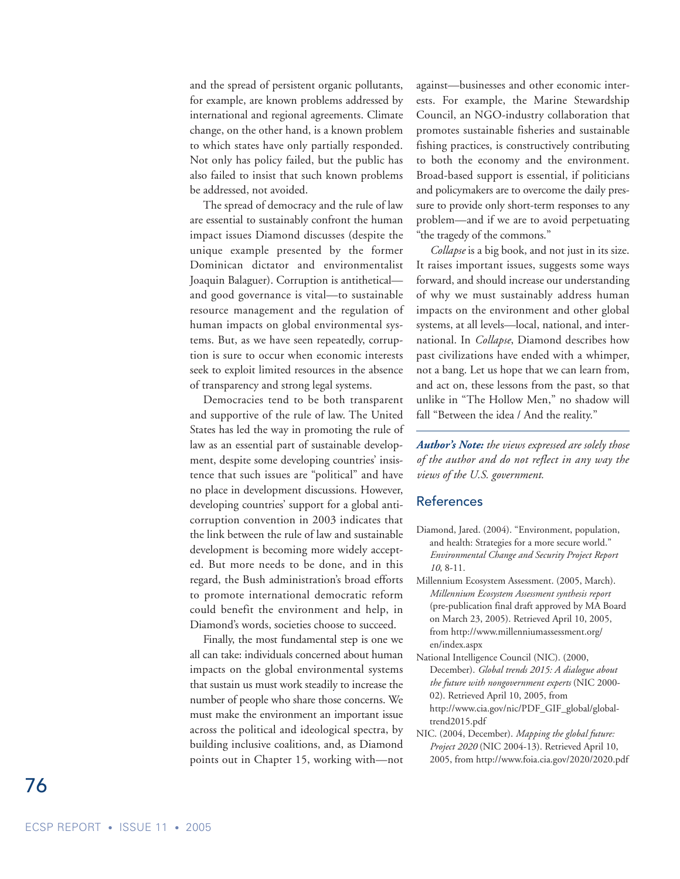and the spread of persistent organic pollutants, for example, are known problems addressed by international and regional agreements. Climate change, on the other hand, is a known problem to which states have only partially responded. Not only has policy failed, but the public has also failed to insist that such known problems be addressed, not avoided.

The spread of democracy and the rule of law are essential to sustainably confront the human impact issues Diamond discusses (despite the unique example presented by the former Dominican dictator and environmentalist Joaquin Balaguer). Corruption is antithetical—and good governance is vital—to sustainable resource management and the regulation of human impacts on global environmental systems. But, as we have seen repeatedly, corruption is sure to occur when economic interests seek to exploit limited resources in the absence of transparency and strong legal systems.

Democracies tend to be both transparent and supportive of the rule of law. The United States has led the way in promoting the rule of law as an essential part of sustainable development, despite some developing countries' insistence that such issues are "political" and have no place in development discussions. However, developing countries' support for a global anti-corruption convention in 2003 indicates that the link between the rule of law and sustainable development is becoming more widely accepted. But more needs to be done, and in this regard, the Bush administration's broad efforts to promote international democratic reform could benefit the environment and help, in Diamond's words, societies choose to succeed.

Finally, the most fundamental step is one we all can take: individuals concerned about human impacts on the global environmental systems that sustain us must work steadily to increase the number of people who share those concerns. We must make the environment an important issue across the political and ideological spectra, by building inclusive coalitions, and, as Diamond points out in Chapter 15, working with—not against—businesses and other economic interests. For example, the Marine Stewardship Council, an NGO-industry collaboration that promotes sustainable fisheries and sustainable fishing practices, is constructively contributing to both the economy and the environment. Broad-based support is essential, if politicians and policymakers are to overcome the daily pressure to provide only short-term responses to any problem—and if we are to avoid perpetuating "the tragedy of the commons."

*Collapse* is a big book, and not just in its size. It raises important issues, suggests some ways forward, and should increase our understanding of why we must sustainably address human impacts on the environment and other global systems, at all levels—local, national, and international. In *Collapse*, Diamond describes how past civilizations have ended with a whimper, not a bang. Let us hope that we can learn from, and act on, these lessons from the past, so that unlike in "The Hollow Men," no shadow will fall "Between the idea / And the reality."

---

***Author's Note:*** *the views expressed are solely those of the author and do not reflect in any way the views of the U.S. government.*

## References

Diamond, Jared. (2004). "Environment, population, and health: Strategies for a more secure world." *Environmental Change and Security Project Report 10*, 8-11.

Millennium Ecosystem Assessment. (2005, March). *Millennium Ecosystem Assessment synthesis report* (pre-publication final draft approved by MA Board on March 23, 2005). Retrieved April 10, 2005, from http://www.millenniumassessment.org/en/index.aspx

National Intelligence Council (NIC). (2000, December). *Global trends 2015: A dialogue about the future with nongovernment experts* (NIC 2000-02). Retrieved April 10, 2005, from http://www.cia.gov/nic/PDF_GIF_global/globaltrend2015.pdf

NIC. (2004, December). *Mapping the global future: Project 2020* (NIC 2004-13). Retrieved April 10, 2005, from http://www.foia.cia.gov/2020/2020.pdf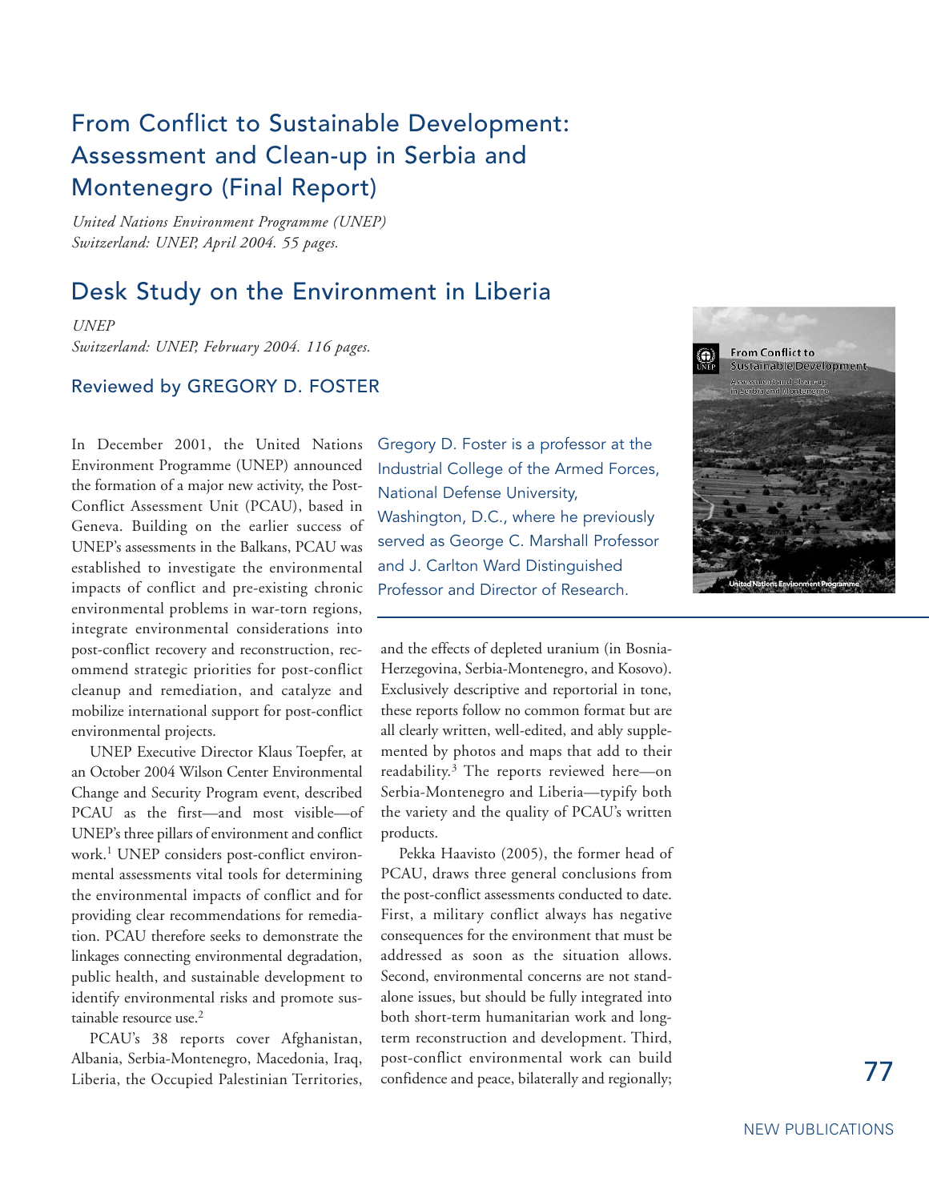# From Conflict to Sustainable Development: Assessment and Clean-up in Serbia and Montenegro (Final Report)

*United Nations Environment Programme (UNEP)*
*Switzerland: UNEP, April 2004. 55 pages.*

# Desk Study on the Environment in Liberia

*UNEP*
*Switzerland: UNEP, February 2004. 116 pages.*

## Reviewed by GREGORY D. FOSTER

Gregory D. Foster is a professor at the Industrial College of the Armed Forces, National Defense University, Washington, D.C., where he previously served as George C. Marshall Professor and J. Carlton Ward Distinguished Professor and Director of Research.

In December 2001, the United Nations Environment Programme (UNEP) announced the formation of a major new activity, the Post-Conflict Assessment Unit (PCAU), based in Geneva. Building on the earlier success of UNEP's assessments in the Balkans, PCAU was established to investigate the environmental impacts of conflict and pre-existing chronic environmental problems in war-torn regions, integrate environmental considerations into post-conflict recovery and reconstruction, recommend strategic priorities for post-conflict cleanup and remediation, and catalyze and mobilize international support for post-conflict environmental projects.

UNEP Executive Director Klaus Toepfer, at an October 2004 Wilson Center Environmental Change and Security Program event, described PCAU as the first—and most visible—of UNEP's three pillars of environment and conflict work.[1] UNEP considers post-conflict environmental assessments vital tools for determining the environmental impacts of conflict and for providing clear recommendations for remediation. PCAU therefore seeks to demonstrate the linkages connecting environmental degradation, public health, and sustainable development to identify environmental risks and promote sustainable resource use.[2]

PCAU's 38 reports cover Afghanistan, Albania, Serbia-Montenegro, Macedonia, Iraq, Liberia, the Occupied Palestinian Territories, and the effects of depleted uranium (in Bosnia-Herzegovina, Serbia-Montenegro, and Kosovo). Exclusively descriptive and reportorial in tone, these reports follow no common format but are all clearly written, well-edited, and ably supplemented by photos and maps that add to their readability.[3] The reports reviewed here—on Serbia-Montenegro and Liberia—typify both the variety and the quality of PCAU's written products.

Pekka Haavisto (2005), the former head of PCAU, draws three general conclusions from the post-conflict assessments conducted to date. First, a military conflict always has negative consequences for the environment that must be addressed as soon as the situation allows. Second, environmental concerns are not stand-alone issues, but should be fully integrated into both short-term humanitarian work and long-term reconstruction and development. Third, post-conflict environmental work can build confidence and peace, bilaterally and regionally;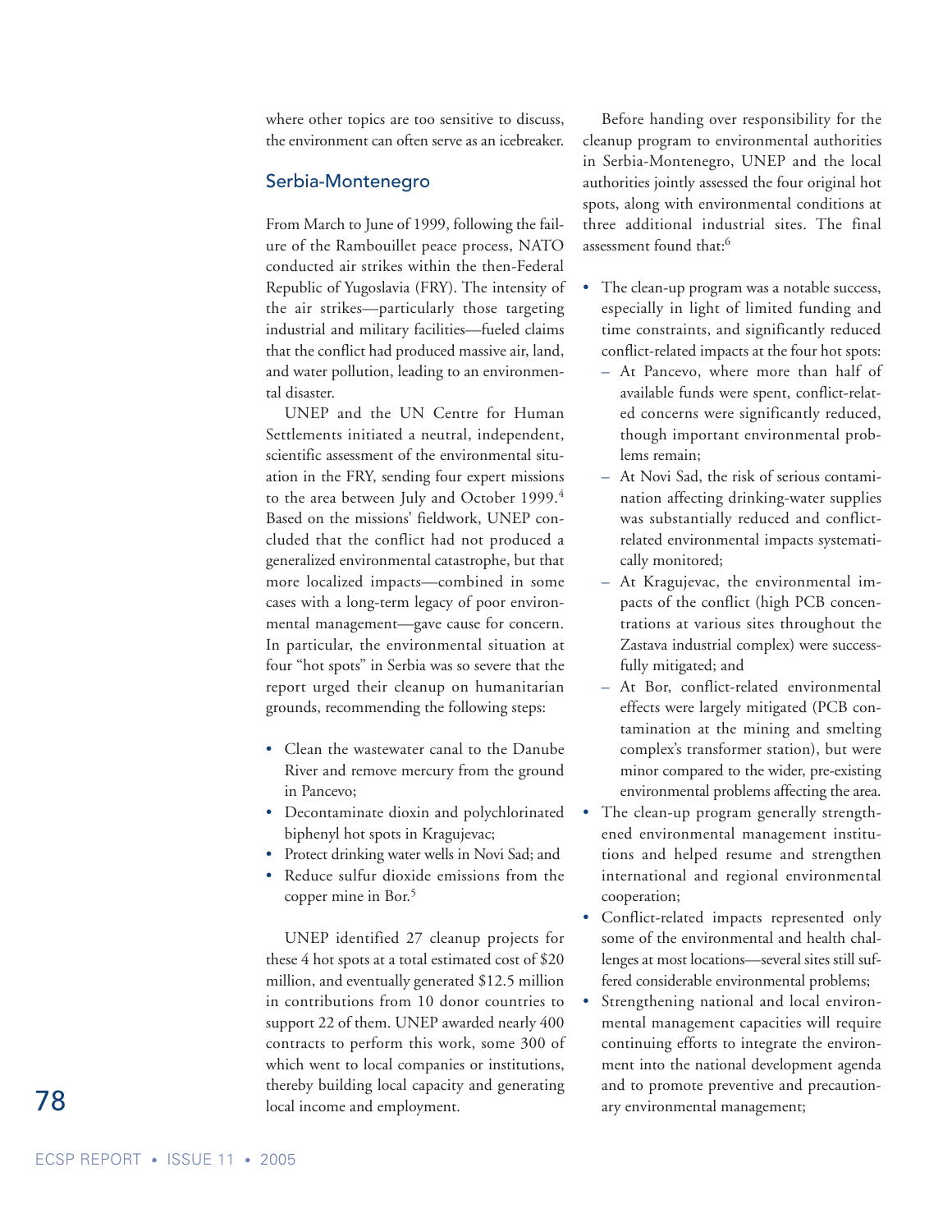where other topics are too sensitive to discuss, the environment can often serve as an icebreaker.

## Serbia-Montenegro

From March to June of 1999, following the failure of the Rambouillet peace process, NATO conducted air strikes within the then-Federal Republic of Yugoslavia (FRY). The intensity of the air strikes—particularly those targeting industrial and military facilities—fueled claims that the conflict had produced massive air, land, and water pollution, leading to an environmental disaster.

UNEP and the UN Centre for Human Settlements initiated a neutral, independent, scientific assessment of the environmental situation in the FRY, sending four expert missions to the area between July and October 1999.[4] Based on the missions' fieldwork, UNEP concluded that the conflict had not produced a generalized environmental catastrophe, but that more localized impacts—combined in some cases with a long-term legacy of poor environmental management—gave cause for concern. In particular, the environmental situation at four "hot spots" in Serbia was so severe that the report urged their cleanup on humanitarian grounds, recommending the following steps:

- Clean the wastewater canal to the Danube River and remove mercury from the ground in Pancevo;
- Decontaminate dioxin and polychlorinated biphenyl hot spots in Kragujevac;
- Protect drinking water wells in Novi Sad; and
- Reduce sulfur dioxide emissions from the copper mine in Bor.[5]

UNEP identified 27 cleanup projects for these 4 hot spots at a total estimated cost of $20 million, and eventually generated $12.5 million in contributions from 10 donor countries to support 22 of them. UNEP awarded nearly 400 contracts to perform this work, some 300 of which went to local companies or institutions, thereby building local capacity and generating local income and employment.

Before handing over responsibility for the cleanup program to environmental authorities in Serbia-Montenegro, UNEP and the local authorities jointly assessed the four original hot spots, along with environmental conditions at three additional industrial sites. The final assessment found that:[6]

- The clean-up program was a notable success, especially in light of limited funding and time constraints, and significantly reduced conflict-related impacts at the four hot spots:
  - At Pancevo, where more than half of available funds were spent, conflict-related concerns were significantly reduced, though important environmental problems remain;
  - At Novi Sad, the risk of serious contamination affecting drinking-water supplies was substantially reduced and conflict-related environmental impacts systematically monitored;
  - At Kragujevac, the environmental impacts of the conflict (high PCB concentrations at various sites throughout the Zastava industrial complex) were successfully mitigated; and
  - At Bor, conflict-related environmental effects were largely mitigated (PCB contamination at the mining and smelting complex's transformer station), but were minor compared to the wider, pre-existing environmental problems affecting the area.
- The clean-up program generally strengthened environmental management institutions and helped resume and strengthen international and regional environmental cooperation;
- Conflict-related impacts represented only some of the environmental and health challenges at most locations—several sites still suffered considerable environmental problems;
- Strengthening national and local environmental management capacities will require continuing efforts to integrate the environment into the national development agenda and to promote preventive and precautionary environmental management;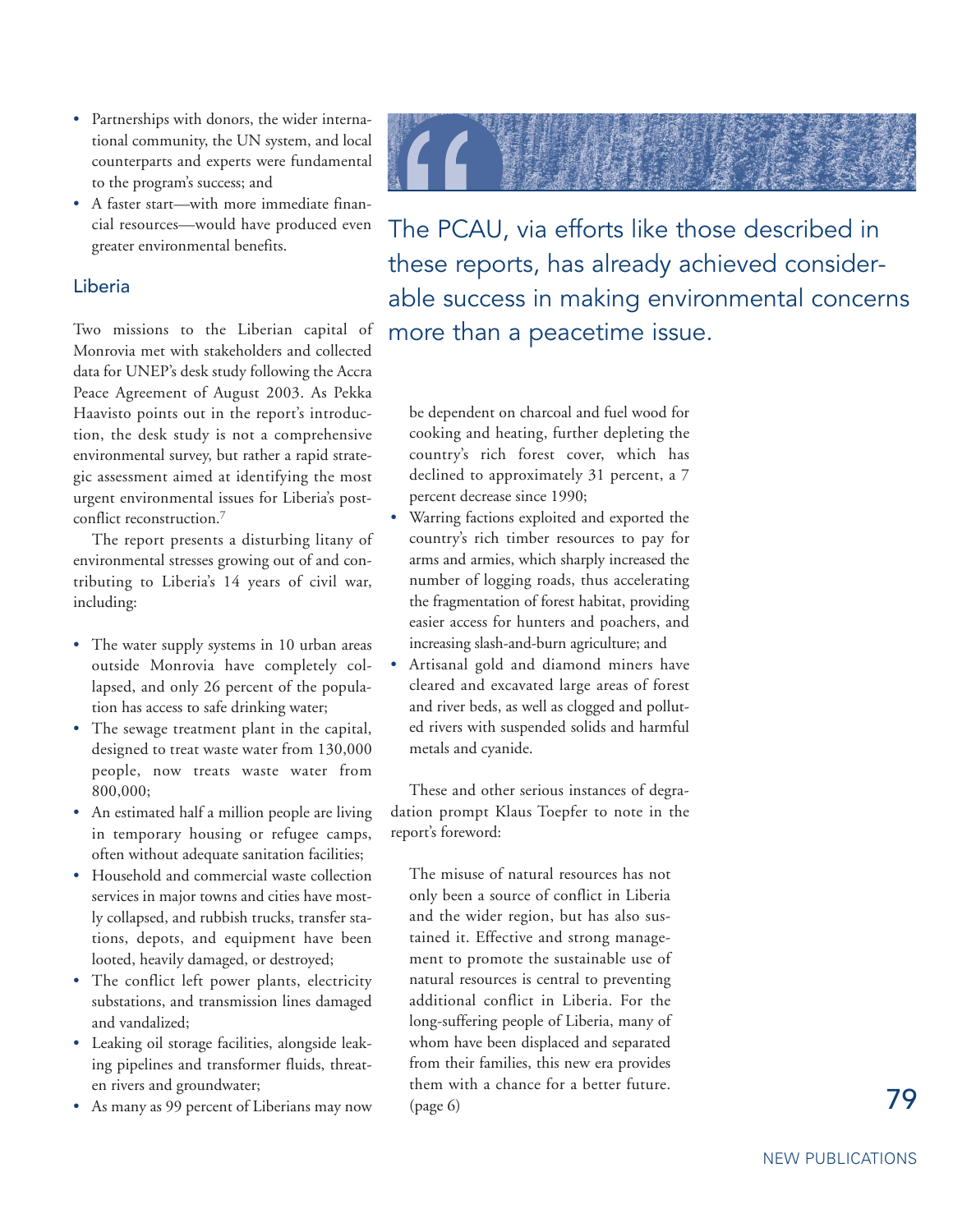- Partnerships with donors, the wider international community, the UN system, and local counterparts and experts were fundamental to the program's success; and
- A faster start—with more immediate financial resources—would have produced even greater environmental benefits.

## Liberia

Two missions to the Liberian capital of Monrovia met with stakeholders and collected data for UNEP's desk study following the Accra Peace Agreement of August 2003. As Pekka Haavisto points out in the report's introduction, the desk study is not a comprehensive environmental survey, but rather a rapid strategic assessment aimed at identifying the most urgent environmental issues for Liberia's post-conflict reconstruction.[7]

The report presents a disturbing litany of environmental stresses growing out of and contributing to Liberia's 14 years of civil war, including:

- The water supply systems in 10 urban areas outside Monrovia have completely collapsed, and only 26 percent of the population has access to safe drinking water;
- The sewage treatment plant in the capital, designed to treat waste water from 130,000 people, now treats waste water from 800,000;
- An estimated half a million people are living in temporary housing or refugee camps, often without adequate sanitation facilities;
- Household and commercial waste collection services in major towns and cities have mostly collapsed, and rubbish trucks, transfer stations, depots, and equipment have been looted, heavily damaged, or destroyed;
- The conflict left power plants, electricity substations, and transmission lines damaged and vandalized;
- Leaking oil storage facilities, alongside leaking pipelines and transformer fluids, threaten rivers and groundwater;
- As many as 99 percent of Liberians may now be dependent on charcoal and fuel wood for cooking and heating, further depleting the country's rich forest cover, which has declined to approximately 31 percent, a 7 percent decrease since 1990;
- Warring factions exploited and exported the country's rich timber resources to pay for arms and armies, which sharply increased the number of logging roads, thus accelerating the fragmentation of forest habitat, providing easier access for hunters and poachers, and increasing slash-and-burn agriculture; and
- Artisanal gold and diamond miners have cleared and excavated large areas of forest and river beds, as well as clogged and polluted rivers with suspended solids and harmful metals and cyanide.

> The PCAU, via efforts like those described in these reports, has already achieved considerable success in making environmental concerns more than a peacetime issue.

These and other serious instances of degradation prompt Klaus Toepfer to note in the report's foreword:

> The misuse of natural resources has not only been a source of conflict in Liberia and the wider region, but has also sustained it. Effective and strong management to promote the sustainable use of natural resources is central to preventing additional conflict in Liberia. For the long-suffering people of Liberia, many of whom have been displaced and separated from their families, this new era provides them with a chance for a better future. (page 6)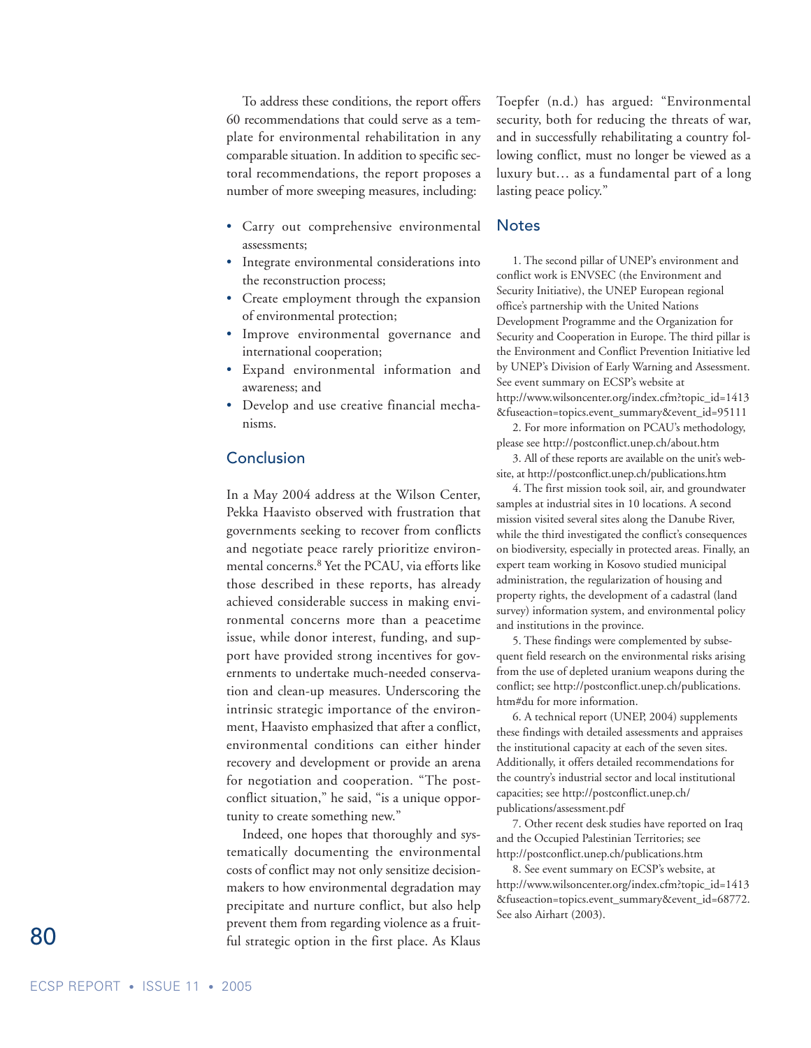To address these conditions, the report offers 60 recommendations that could serve as a template for environmental rehabilitation in any comparable situation. In addition to specific sectoral recommendations, the report proposes a number of more sweeping measures, including:

- Carry out comprehensive environmental assessments;
- Integrate environmental considerations into the reconstruction process;
- Create employment through the expansion of environmental protection;
- Improve environmental governance and international cooperation;
- Expand environmental information and awareness; and
- Develop and use creative financial mechanisms.

## Conclusion

In a May 2004 address at the Wilson Center, Pekka Haavisto observed with frustration that governments seeking to recover from conflicts and negotiate peace rarely prioritize environmental concerns.[8] Yet the PCAU, via efforts like those described in these reports, has already achieved considerable success in making environmental concerns more than a peacetime issue, while donor interest, funding, and support have provided strong incentives for governments to undertake much-needed conservation and clean-up measures. Underscoring the intrinsic strategic importance of the environment, Haavisto emphasized that after a conflict, environmental conditions can either hinder recovery and development or provide an arena for negotiation and cooperation. "The post-conflict situation," he said, "is a unique opportunity to create something new."

Indeed, one hopes that thoroughly and systematically documenting the environmental costs of conflict may not only sensitize decision-makers to how environmental degradation may precipitate and nurture conflict, but also help prevent them from regarding violence as a fruitful strategic option in the first place. As Klaus Toepfer (n.d.) has argued: "Environmental security, both for reducing the threats of war, and in successfully rehabilitating a country following conflict, must no longer be viewed as a luxury but… as a fundamental part of a long lasting peace policy."

## Notes

1. The second pillar of UNEP's environment and conflict work is ENVSEC (the Environment and Security Initiative), the UNEP European regional office's partnership with the United Nations Development Programme and the Organization for Security and Cooperation in Europe. The third pillar is the Environment and Conflict Prevention Initiative led by UNEP's Division of Early Warning and Assessment. See event summary on ECSP's website at http://www.wilsoncenter.org/index.cfm?topic_id=1413&fuseaction=topics.event_summary&event_id=95111

2. For more information on PCAU's methodology, please see http://postconflict.unep.ch/about.htm

3. All of these reports are available on the unit's website, at http://postconflict.unep.ch/publications.htm

4. The first mission took soil, air, and groundwater samples at industrial sites in 10 locations. A second mission visited several sites along the Danube River, while the third investigated the conflict's consequences on biodiversity, especially in protected areas. Finally, an expert team working in Kosovo studied municipal administration, the regularization of housing and property rights, the development of a cadastral (land survey) information system, and environmental policy and institutions in the province.

5. These findings were complemented by subsequent field research on the environmental risks arising from the use of depleted uranium weapons during the conflict; see http://postconflict.unep.ch/publications.htm#du for more information.

6. A technical report (UNEP, 2004) supplements these findings with detailed assessments and appraises the institutional capacity at each of the seven sites. Additionally, it offers detailed recommendations for the country's industrial sector and local institutional capacities; see http://postconflict.unep.ch/publications/assessment.pdf

7. Other recent desk studies have reported on Iraq and the Occupied Palestinian Territories; see http://postconflict.unep.ch/publications.htm

8. See event summary on ECSP's website, at http://www.wilsoncenter.org/index.cfm?topic_id=1413&fuseaction=topics.event_summary&event_id=68772. See also Airhart (2003).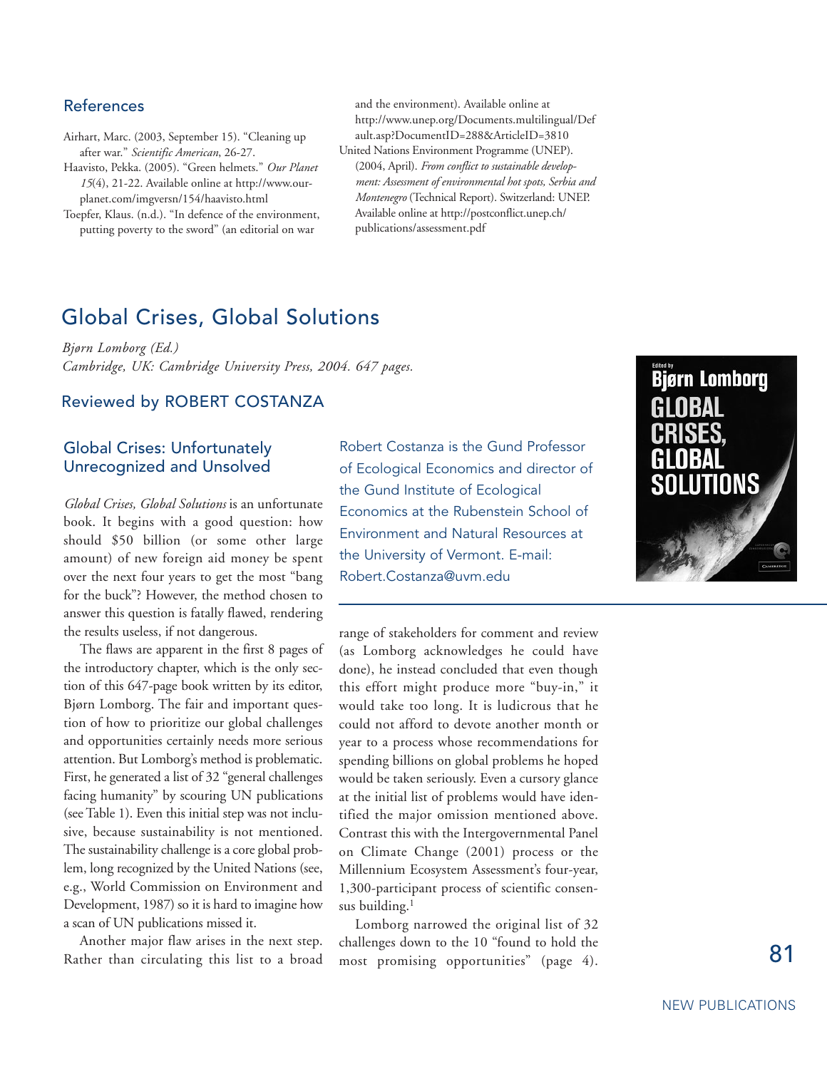## References

Airhart, Marc. (2003, September 15). "Cleaning up after war." *Scientific American*, 26-27.

Haavisto, Pekka. (2005). "Green helmets." *Our Planet 15*(4), 21-22. Available online at http://www.ourplanet.com/imgversn/154/haavisto.html

Toepfer, Klaus. (n.d.). "In defence of the environment, putting poverty to the sword" (an editorial on war and the environment). Available online at http://www.unep.org/Documents.multilingual/Default.asp?DocumentID=288&ArticleID=3810

United Nations Environment Programme (UNEP). (2004, April). *From conflict to sustainable development: Assessment of environmental hot spots, Serbia and Montenegro* (Technical Report). Switzerland: UNEP. Available online at http://postconflict.unep.ch/publications/assessment.pdf

# Global Crises, Global Solutions

*Bjørn Lomborg (Ed.)*
*Cambridge, UK: Cambridge University Press, 2004. 647 pages.*

## Reviewed by ROBERT COSTANZA

Robert Costanza is the Gund Professor of Ecological Economics and director of the Gund Institute of Ecological Economics at the Rubenstein School of Environment and Natural Resources at the University of Vermont. E-mail: Robert.Costanza@uvm.edu

### Global Crises: Unfortunately Unrecognized and Unsolved

*Global Crises, Global Solutions* is an unfortunate book. It begins with a good question: how should $50 billion (or some other large amount) of new foreign aid money be spent over the next four years to get the most "bang for the buck"? However, the method chosen to answer this question is fatally flawed, rendering the results useless, if not dangerous.

The flaws are apparent in the first 8 pages of the introductory chapter, which is the only section of this 647-page book written by its editor, Bjørn Lomborg. The fair and important question of how to prioritize our global challenges and opportunities certainly needs more serious attention. But Lomborg's method is problematic. First, he generated a list of 32 "general challenges facing humanity" by scouring UN publications (see Table 1). Even this initial step was not inclusive, because sustainability is not mentioned. The sustainability challenge is a core global problem, long recognized by the United Nations (see, e.g., World Commission on Environment and Development, 1987) so it is hard to imagine how a scan of UN publications missed it.

Another major flaw arises in the next step. Rather than circulating this list to a broad range of stakeholders for comment and review (as Lomborg acknowledges he could have done), he instead concluded that even though this effort might produce more "buy-in," it would take too long. It is ludicrous that he could not afford to devote another month or year to a process whose recommendations for spending billions on global problems he hoped would be taken seriously. Even a cursory glance at the initial list of problems would have identified the major omission mentioned above. Contrast this with the Intergovernmental Panel on Climate Change (2001) process or the Millennium Ecosystem Assessment's four-year, 1,300-participant process of scientific consensus building.[1]

Lomborg narrowed the original list of 32 challenges down to the 10 "found to hold the most promising opportunities" (page 4).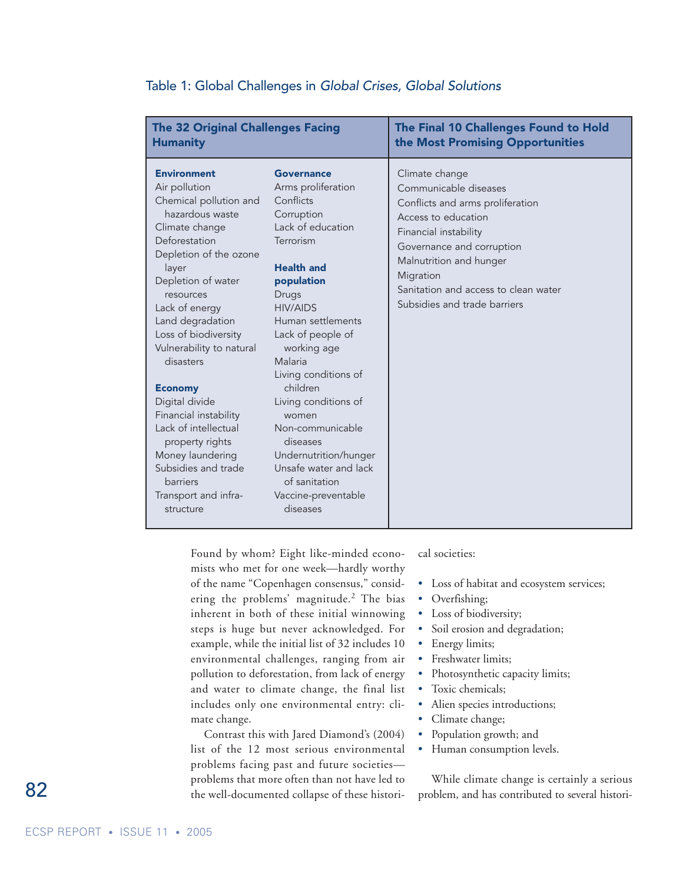Table 1: Global Challenges in *Global Crises, Global Solutions*

| The 32 Original Challenges Facing Humanity | | The Final 10 Challenges Found to Hold the Most Promising Opportunities |
|---|---|---|
| **Environment** | **Governance** | Climate change |
| Air pollution | Arms proliferation | Communicable diseases |
| Chemical pollution and hazardous waste | Conflicts | Conflicts and arms proliferation |
| Climate change | Corruption | Access to education |
| Deforestation | Lack of education | Financial instability |
| Depletion of the ozone layer | Terrorism | Governance and corruption |
| Depletion of water resources | **Health and population** | Malnutrition and hunger |
| Lack of energy | Drugs | Migration |
| Land degradation | HIV/AIDS | Sanitation and access to clean water |
| Loss of biodiversity | Human settlements | Subsidies and trade barriers |
| Vulnerability to natural disasters | Lack of people of working age | |
| **Economy** | Malaria | |
| Digital divide | Living conditions of children | |
| Financial instability | Living conditions of women | |
| Lack of intellectual property rights | Non-communicable diseases | |
| Money laundering | Undernutrition/hunger | |
| Subsidies and trade barriers | Unsafe water and lack of sanitation | |
| Transport and infra-structure | Vaccine-preventable diseases | |

Found by whom? Eight like-minded economists who met for one week—hardly worthy of the name "Copenhagen consensus," considering the problems' magnitude.[2] The bias inherent in both of these initial winnowing steps is huge but never acknowledged. For example, while the initial list of 32 includes 10 environmental challenges, ranging from air pollution to deforestation, from lack of energy and water to climate change, the final list includes only one environmental entry: climate change.

Contrast this with Jared Diamond's (2004) list of the 12 most serious environmental problems facing past and future societies—problems that more often than not have led to the well-documented collapse of these historical societies:

- Loss of habitat and ecosystem services;
- Overfishing;
- Loss of biodiversity;
- Soil erosion and degradation;
- Energy limits;
- Freshwater limits;
- Photosynthetic capacity limits;
- Toxic chemicals;
- Alien species introductions;
- Climate change;
- Population growth; and
- Human consumption levels.

While climate change is certainly a serious problem, and has contributed to several histori-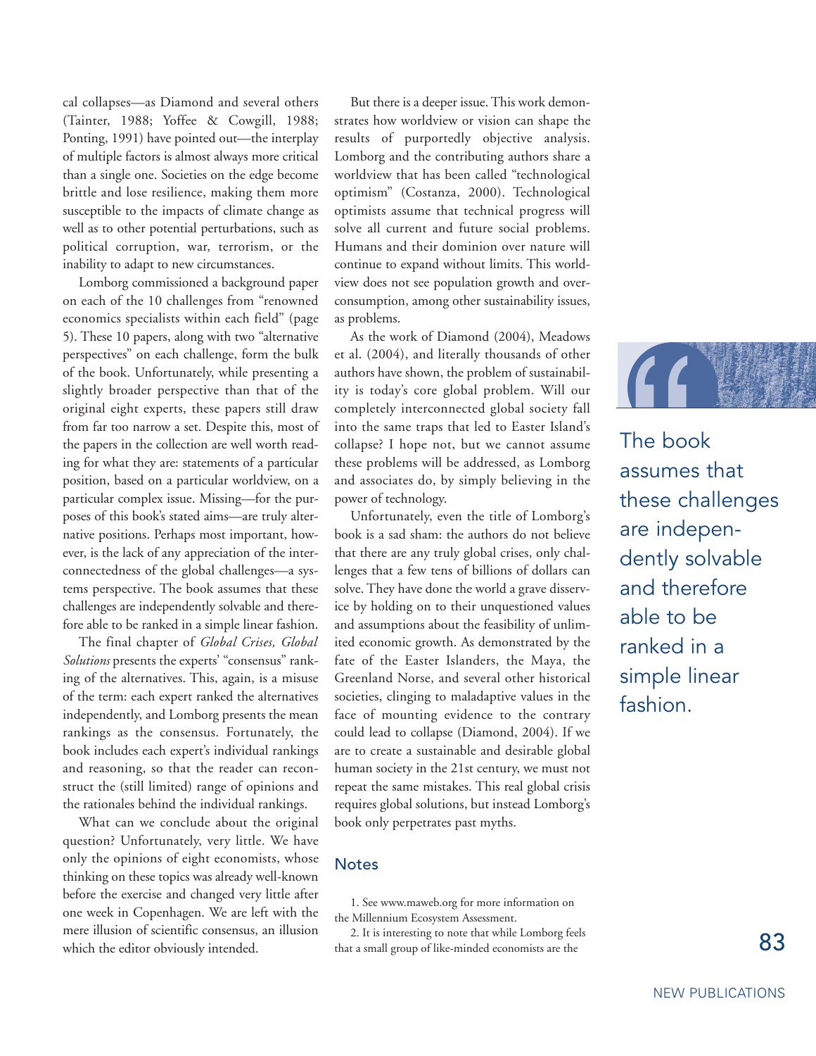cal collapses—as Diamond and several others (Tainter, 1988; Yoffee & Cowgill, 1988; Ponting, 1991) have pointed out—the interplay of multiple factors is almost always more critical than a single one. Societies on the edge become brittle and lose resilience, making them more susceptible to the impacts of climate change as well as to other potential perturbations, such as political corruption, war, terrorism, or the inability to adapt to new circumstances.

Lomborg commissioned a background paper on each of the 10 challenges from "renowned economics specialists within each field" (page 5). These 10 papers, along with two "alternative perspectives" on each challenge, form the bulk of the book. Unfortunately, while presenting a slightly broader perspective than that of the original eight experts, these papers still draw from far too narrow a set. Despite this, most of the papers in the collection are well worth reading for what they are: statements of a particular position, based on a particular worldview, on a particular complex issue. Missing—for the purposes of this book's stated aims—are truly alternative positions. Perhaps most important, however, is the lack of any appreciation of the interconnectedness of the global challenges—a systems perspective. The book assumes that these challenges are independently solvable and therefore able to be ranked in a simple linear fashion.

The final chapter of *Global Crises, Global Solutions* presents the experts' "consensus" ranking of the alternatives. This, again, is a misuse of the term: each expert ranked the alternatives independently, and Lomborg presents the mean rankings as the consensus. Fortunately, the book includes each expert's individual rankings and reasoning, so that the reader can reconstruct the (still limited) range of opinions and the rationales behind the individual rankings.

What can we conclude about the original question? Unfortunately, very little. We have only the opinions of eight economists, whose thinking on these topics was already well-known before the exercise and changed very little after one week in Copenhagen. We are left with the mere illusion of scientific consensus, an illusion which the editor obviously intended.

But there is a deeper issue. This work demonstrates how worldview or vision can shape the results of purportedly objective analysis. Lomborg and the contributing authors share a worldview that has been called "technological optimism" (Costanza, 2000). Technological optimists assume that technical progress will solve all current and future social problems. Humans and their dominion over nature will continue to expand without limits. This worldview does not see population growth and overconsumption, among other sustainability issues, as problems.

As the work of Diamond (2004), Meadows et al. (2004), and literally thousands of other authors have shown, the problem of sustainability is today's core global problem. Will our completely interconnected global society fall into the same traps that led to Easter Island's collapse? I hope not, but we cannot assume these problems will be addressed, as Lomborg and associates do, by simply believing in the power of technology.

Unfortunately, even the title of Lomborg's book is a sad sham: the authors do not believe that there are any truly global crises, only challenges that a few tens of billions of dollars can solve. They have done the world a grave disservice by holding on to their unquestioned values and assumptions about the feasibility of unlimited economic growth. As demonstrated by the fate of the Easter Islanders, the Maya, the Greenland Norse, and several other historical societies, clinging to maladaptive values in the face of mounting evidence to the contrary could lead to collapse (Diamond, 2004). If we are to create a sustainable and desirable global human society in the 21st century, we must not repeat the same mistakes. This real global crisis requires global solutions, but instead Lomborg's book only perpetrates past myths.

> The book assumes that these challenges are independently solvable and therefore able to be ranked in a simple linear fashion.

## Notes

1. See www.maweb.org for more information on the Millennium Ecosystem Assessment.

2. It is interesting to note that while Lomborg feels that a small group of like-minded economists are the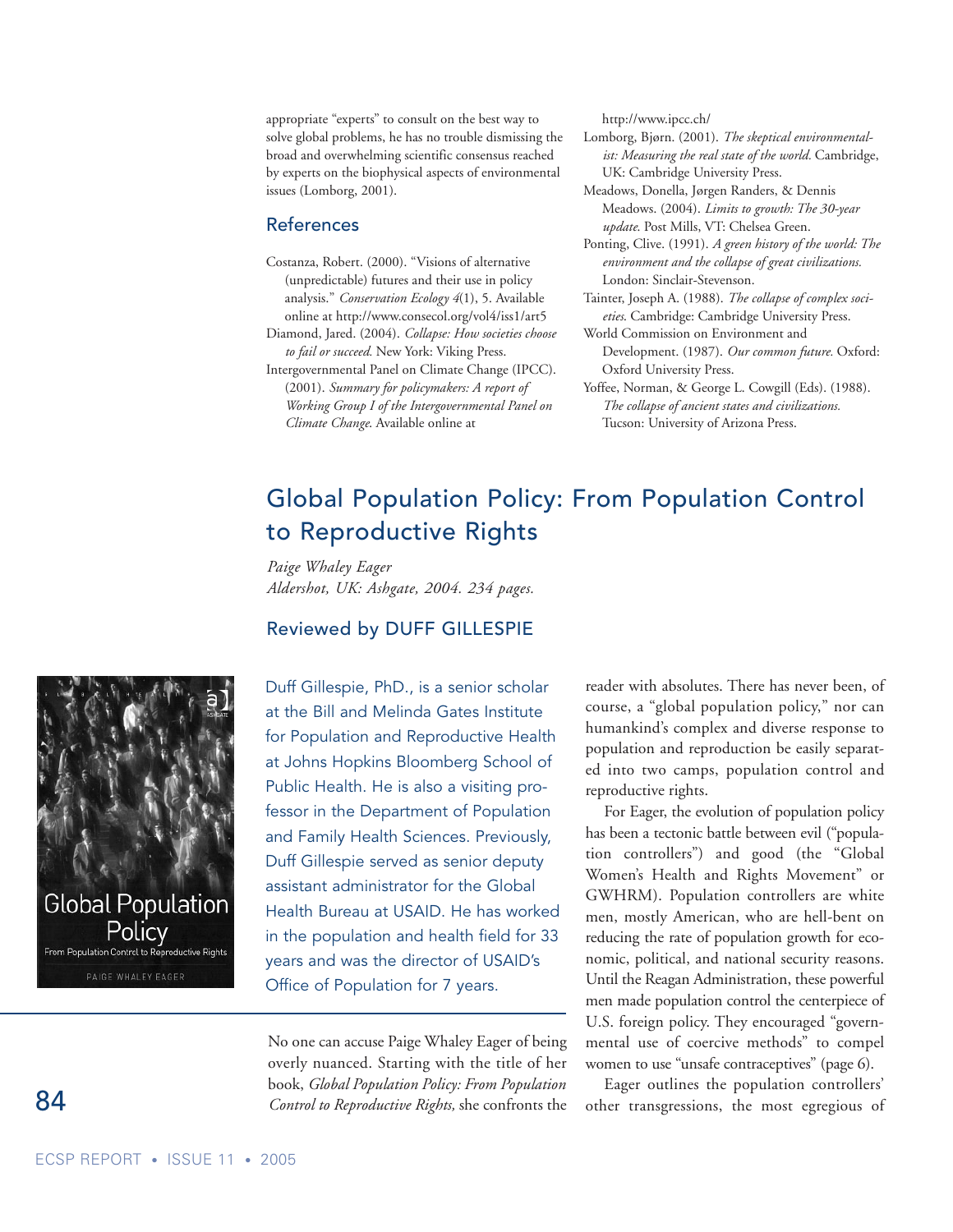appropriate "experts" to consult on the best way to solve global problems, he has no trouble dismissing the broad and overwhelming scientific consensus reached by experts on the biophysical aspects of environmental issues (Lomborg, 2001).

## References

Costanza, Robert. (2000). "Visions of alternative (unpredictable) futures and their use in policy analysis." *Conservation Ecology 4*(1), 5. Available online at http://www.consecol.org/vol4/iss1/art5

Diamond, Jared. (2004). *Collapse: How societies choose to fail or succeed.* New York: Viking Press.

Intergovernmental Panel on Climate Change (IPCC). (2001). *Summary for policymakers: A report of Working Group I of the Intergovernmental Panel on Climate Change.* Available online at http://www.ipcc.ch/

Lomborg, Bjørn. (2001). *The skeptical environmentalist: Measuring the real state of the world.* Cambridge, UK: Cambridge University Press.

Meadows, Donella, Jørgen Randers, & Dennis Meadows. (2004). *Limits to growth: The 30-year update.* Post Mills, VT: Chelsea Green.

Ponting, Clive. (1991). *A green history of the world: The environment and the collapse of great civilizations.* London: Sinclair-Stevenson.

Tainter, Joseph A. (1988). *The collapse of complex societies.* Cambridge: Cambridge University Press.

World Commission on Environment and Development. (1987). *Our common future.* Oxford: Oxford University Press.

Yoffee, Norman, & George L. Cowgill (Eds). (1988). *The collapse of ancient states and civilizations.* Tucson: University of Arizona Press.

# Global Population Policy: From Population Control to Reproductive Rights

*Paige Whaley Eager*
*Aldershot, UK: Ashgate, 2004. 234 pages.*

## Reviewed by DUFF GILLESPIE

Duff Gillespie, PhD., is a senior scholar at the Bill and Melinda Gates Institute for Population and Reproductive Health at Johns Hopkins Bloomberg School of Public Health. He is also a visiting professor in the Department of Population and Family Health Sciences. Previously, Duff Gillespie served as senior deputy assistant administrator for the Global Health Bureau at USAID. He has worked in the population and health field for 33 years and was the director of USAID's Office of Population for 7 years.

No one can accuse Paige Whaley Eager of being overly nuanced. Starting with the title of her book, *Global Population Policy: From Population Control to Reproductive Rights,* she confronts the reader with absolutes. There has never been, of course, a "global population policy," nor can humankind's complex and diverse response to population and reproduction be easily separated into two camps, population control and reproductive rights.

For Eager, the evolution of population policy has been a tectonic battle between evil ("population controllers") and good (the "Global Women's Health and Rights Movement" or GWHRM). Population controllers are white men, mostly American, who are hell-bent on reducing the rate of population growth for economic, political, and national security reasons. Until the Reagan Administration, these powerful men made population control the centerpiece of U.S. foreign policy. They encouraged "governmental use of coercive methods" to compel women to use "unsafe contraceptives" (page 6).

Eager outlines the population controllers' other transgressions, the most egregious of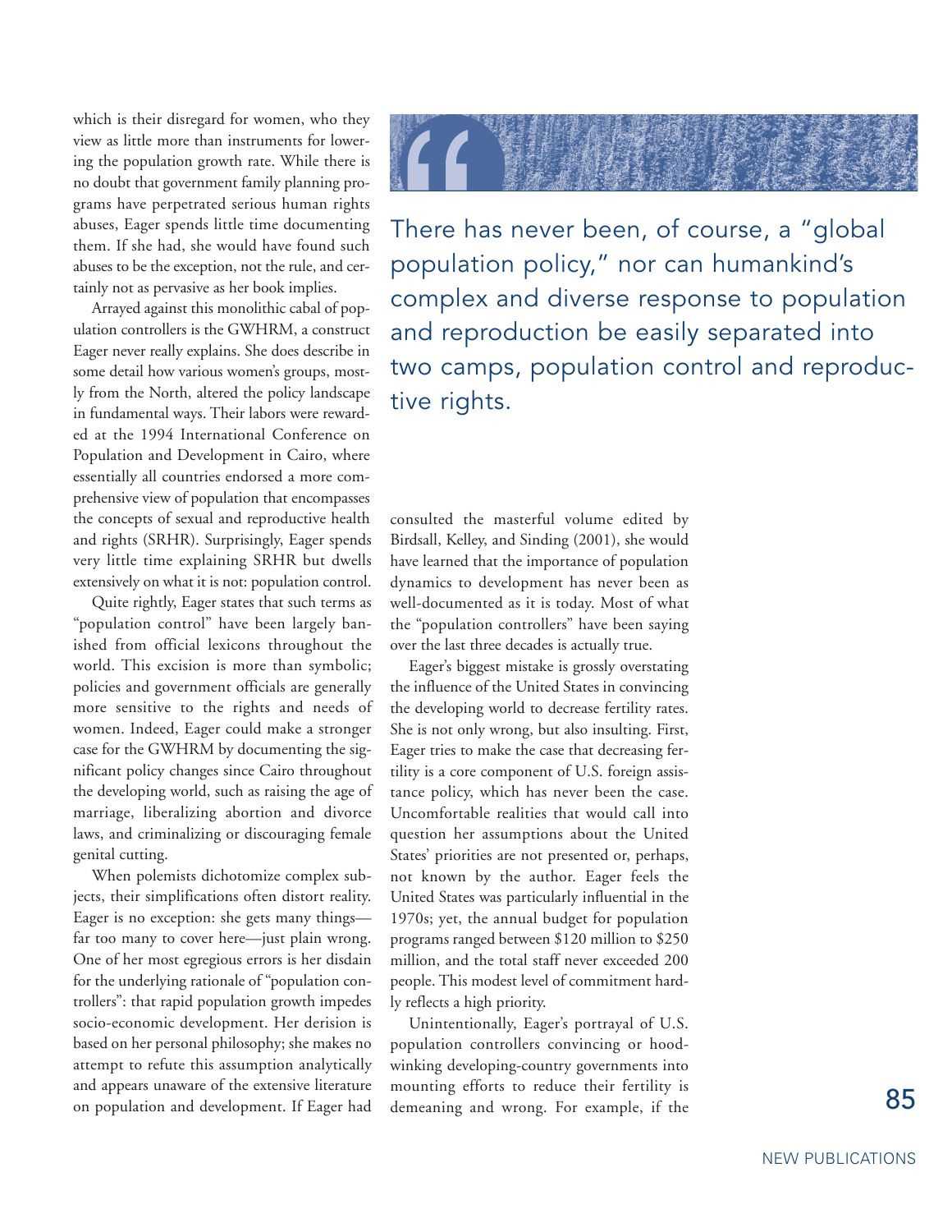which is their disregard for women, who they view as little more than instruments for lowering the population growth rate. While there is no doubt that government family planning programs have perpetrated serious human rights abuses, Eager spends little time documenting them. If she had, she would have found such abuses to be the exception, not the rule, and certainly not as pervasive as her book implies.

Arrayed against this monolithic cabal of population controllers is the GWHRM, a construct Eager never really explains. She does describe in some detail how various women's groups, mostly from the North, altered the policy landscape in fundamental ways. Their labors were rewarded at the 1994 International Conference on Population and Development in Cairo, where essentially all countries endorsed a more comprehensive view of population that encompasses the concepts of sexual and reproductive health and rights (SRHR). Surprisingly, Eager spends very little time explaining SRHR but dwells extensively on what it is not: population control.

Quite rightly, Eager states that such terms as "population control" have been largely banished from official lexicons throughout the world. This excision is more than symbolic; policies and government officials are generally more sensitive to the rights and needs of women. Indeed, Eager could make a stronger case for the GWHRM by documenting the significant policy changes since Cairo throughout the developing world, such as raising the age of marriage, liberalizing abortion and divorce laws, and criminalizing or discouraging female genital cutting.

When polemists dichotomize complex subjects, their simplifications often distort reality. Eager is no exception: she gets many things—far too many to cover here—just plain wrong. One of her most egregious errors is her disdain for the underlying rationale of "population controllers": that rapid population growth impedes socio-economic development. Her derision is based on her personal philosophy; she makes no attempt to refute this assumption analytically and appears unaware of the extensive literature on population and development. If Eager had consulted the masterful volume edited by Birdsall, Kelley, and Sinding (2001), she would have learned that the importance of population dynamics to development has never been as well-documented as it is today. Most of what the "population controllers" have been saying over the last three decades is actually true.

> There has never been, of course, a "global population policy," nor can humankind's complex and diverse response to population and reproduction be easily separated into two camps, population control and reproductive rights.

Eager's biggest mistake is grossly overstating the influence of the United States in convincing the developing world to decrease fertility rates. She is not only wrong, but also insulting. First, Eager tries to make the case that decreasing fertility is a core component of U.S. foreign assistance policy, which has never been the case. Uncomfortable realities that would call into question her assumptions about the United States' priorities are not presented or, perhaps, not known by the author. Eager feels the United States was particularly influential in the 1970s; yet, the annual budget for population programs ranged between $120 million to $250 million, and the total staff never exceeded 200 people. This modest level of commitment hardly reflects a high priority.

Unintentionally, Eager's portrayal of U.S. population controllers convincing or hoodwinking developing-country governments into mounting efforts to reduce their fertility is demeaning and wrong. For example, if the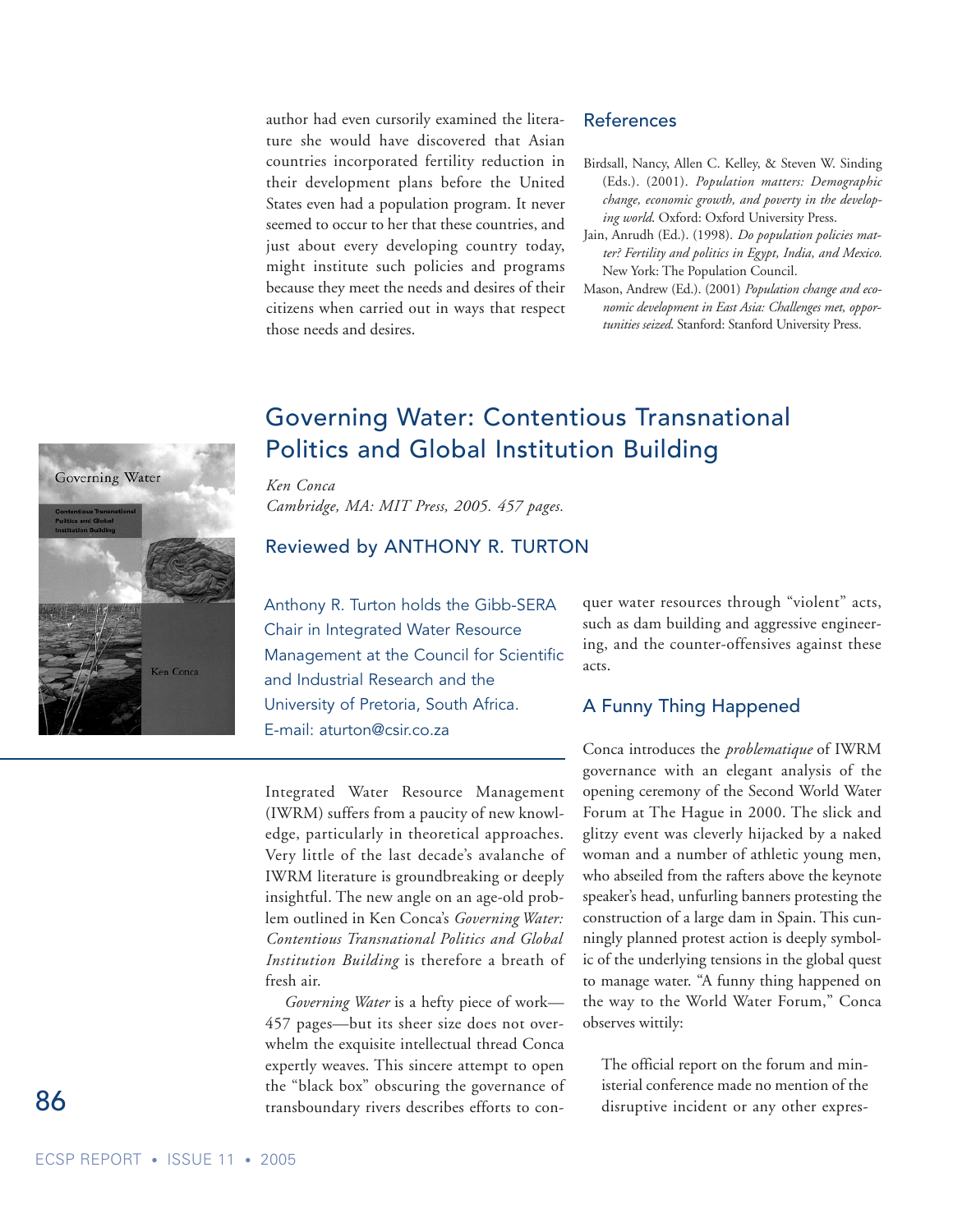author had even cursorily examined the literature she would have discovered that Asian countries incorporated fertility reduction in their development plans before the United States even had a population program. It never seemed to occur to her that these countries, and just about every developing country today, might institute such policies and programs because they meet the needs and desires of their citizens when carried out in ways that respect those needs and desires.

## References

Birdsall, Nancy, Allen C. Kelley, & Steven W. Sinding (Eds.). (2001). *Population matters: Demographic change, economic growth, and poverty in the developing world*. Oxford: Oxford University Press.

Jain, Anrudh (Ed.). (1998). *Do population policies matter? Fertility and politics in Egypt, India, and Mexico.* New York: The Population Council.

Mason, Andrew (Ed.). (2001) *Population change and economic development in East Asia: Challenges met, opportunities seized*. Stanford: Stanford University Press.

# Governing Water: Contentious Transnational Politics and Global Institution Building

*Ken Conca*
*Cambridge, MA: MIT Press, 2005. 457 pages.*

## Reviewed by ANTHONY R. TURTON

Anthony R. Turton holds the Gibb-SERA Chair in Integrated Water Resource Management at the Council for Scientific and Industrial Research and the University of Pretoria, South Africa. E-mail: aturton@csir.co.za

Integrated Water Resource Management (IWRM) suffers from a paucity of new knowledge, particularly in theoretical approaches. Very little of the last decade's avalanche of IWRM literature is groundbreaking or deeply insightful. The new angle on an age-old problem outlined in Ken Conca's *Governing Water: Contentious Transnational Politics and Global Institution Building* is therefore a breath of fresh air.

*Governing Water* is a hefty piece of work—457 pages—but its sheer size does not overwhelm the exquisite intellectual thread Conca expertly weaves. This sincere attempt to open the "black box" obscuring the governance of transboundary rivers describes efforts to conquer water resources through "violent" acts, such as dam building and aggressive engineering, and the counter-offensives against these acts.

## A Funny Thing Happened

Conca introduces the *problematique* of IWRM governance with an elegant analysis of the opening ceremony of the Second World Water Forum at The Hague in 2000. The slick and glitzy event was cleverly hijacked by a naked woman and a number of athletic young men, who abseiled from the rafters above the keynote speaker's head, unfurling banners protesting the construction of a large dam in Spain. This cunningly planned protest action is deeply symbolic of the underlying tensions in the global quest to manage water. "A funny thing happened on the way to the World Water Forum," Conca observes wittily:

> The official report on the forum and ministerial conference made no mention of the disruptive incident or any other expres-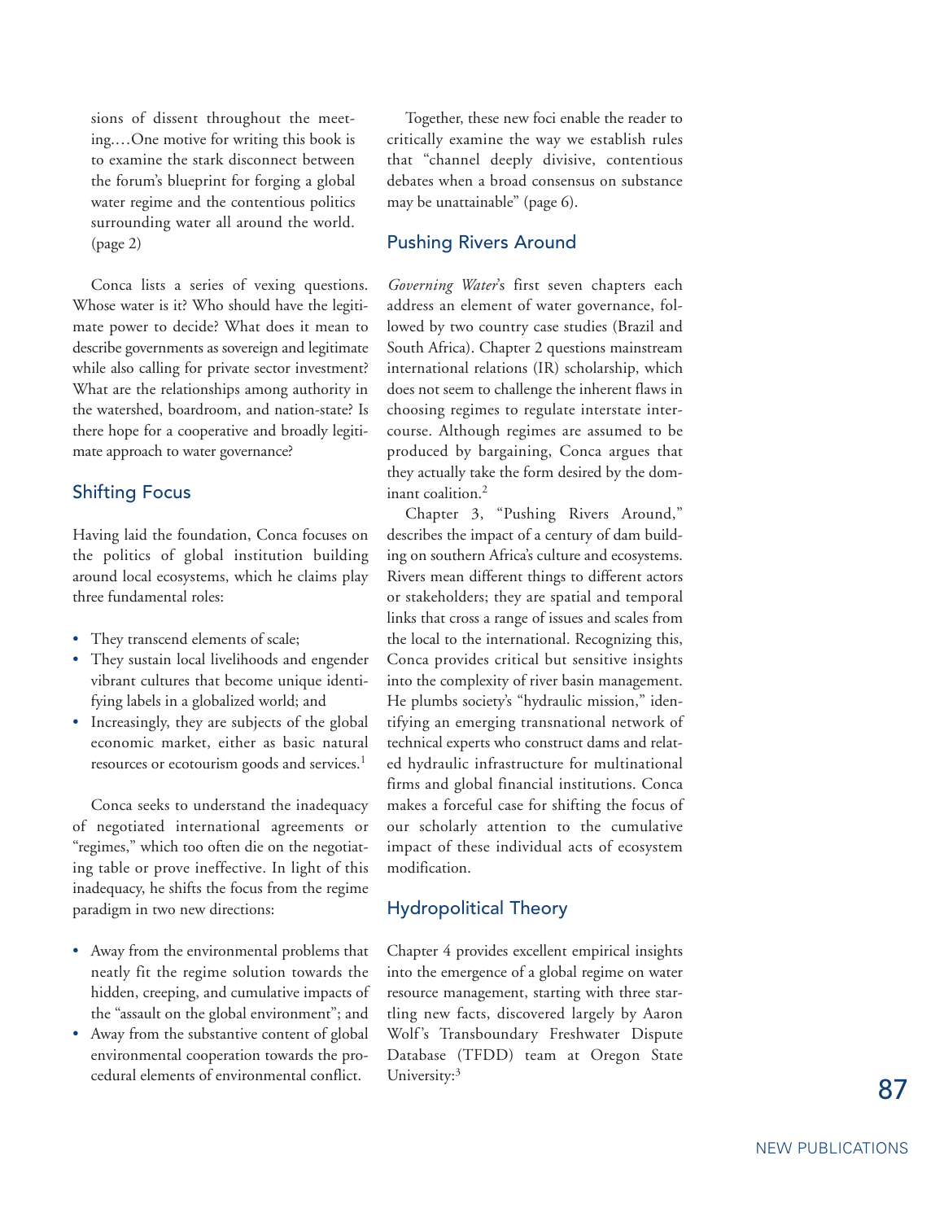sions of dissent throughout the meeting.…One motive for writing this book is to examine the stark disconnect between the forum's blueprint for forging a global water regime and the contentious politics surrounding water all around the world. (page 2)

Conca lists a series of vexing questions. Whose water is it? Who should have the legitimate power to decide? What does it mean to describe governments as sovereign and legitimate while also calling for private sector investment? What are the relationships among authority in the watershed, boardroom, and nation-state? Is there hope for a cooperative and broadly legitimate approach to water governance?

## Shifting Focus

Having laid the foundation, Conca focuses on the politics of global institution building around local ecosystems, which he claims play three fundamental roles:

- They transcend elements of scale;
- They sustain local livelihoods and engender vibrant cultures that become unique identifying labels in a globalized world; and
- Increasingly, they are subjects of the global economic market, either as basic natural resources or ecotourism goods and services.[1]

Conca seeks to understand the inadequacy of negotiated international agreements or "regimes," which too often die on the negotiating table or prove ineffective. In light of this inadequacy, he shifts the focus from the regime paradigm in two new directions:

- Away from the environmental problems that neatly fit the regime solution towards the hidden, creeping, and cumulative impacts of the "assault on the global environment"; and
- Away from the substantive content of global environmental cooperation towards the procedural elements of environmental conflict.

Together, these new foci enable the reader to critically examine the way we establish rules that "channel deeply divisive, contentious debates when a broad consensus on substance may be unattainable" (page 6).

## Pushing Rivers Around

*Governing Water*'s first seven chapters each address an element of water governance, followed by two country case studies (Brazil and South Africa). Chapter 2 questions mainstream international relations (IR) scholarship, which does not seem to challenge the inherent flaws in choosing regimes to regulate interstate intercourse. Although regimes are assumed to be produced by bargaining, Conca argues that they actually take the form desired by the dominant coalition.[2]

Chapter 3, "Pushing Rivers Around," describes the impact of a century of dam building on southern Africa's culture and ecosystems. Rivers mean different things to different actors or stakeholders; they are spatial and temporal links that cross a range of issues and scales from the local to the international. Recognizing this, Conca provides critical but sensitive insights into the complexity of river basin management. He plumbs society's "hydraulic mission," identifying an emerging transnational network of technical experts who construct dams and related hydraulic infrastructure for multinational firms and global financial institutions. Conca makes a forceful case for shifting the focus of our scholarly attention to the cumulative impact of these individual acts of ecosystem modification.

## Hydropolitical Theory

Chapter 4 provides excellent empirical insights into the emergence of a global regime on water resource management, starting with three startling new facts, discovered largely by Aaron Wolf's Transboundary Freshwater Dispute Database (TFDD) team at Oregon State University:[3]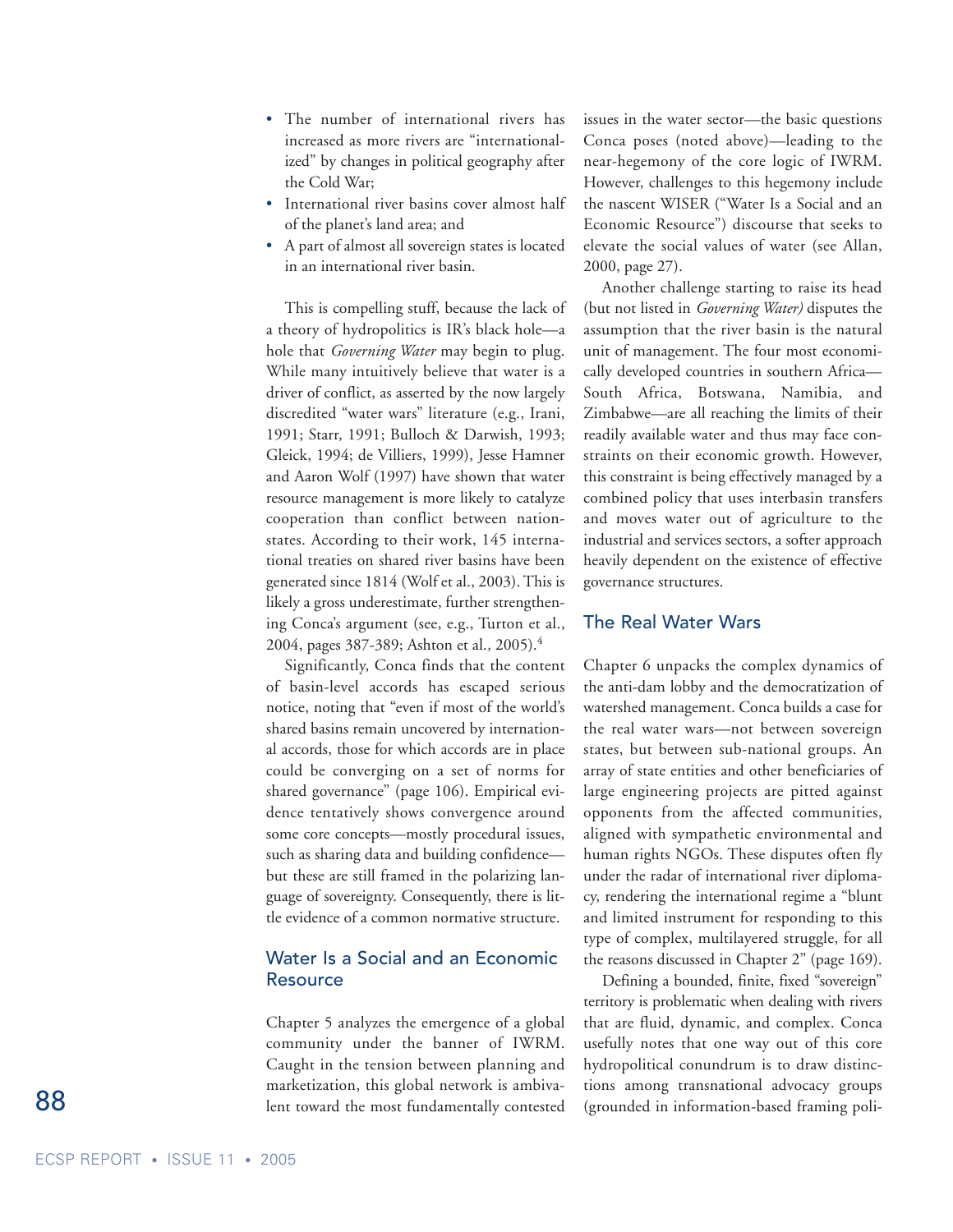- The number of international rivers has increased as more rivers are "internationalized" by changes in political geography after the Cold War;
- International river basins cover almost half of the planet's land area; and
- A part of almost all sovereign states is located in an international river basin.

This is compelling stuff, because the lack of a theory of hydropolitics is IR's black hole—a hole that *Governing Water* may begin to plug. While many intuitively believe that water is a driver of conflict, as asserted by the now largely discredited "water wars" literature (e.g., Irani, 1991; Starr, 1991; Bulloch & Darwish, 1993; Gleick, 1994; de Villiers, 1999), Jesse Hamner and Aaron Wolf (1997) have shown that water resource management is more likely to catalyze cooperation than conflict between nation-states. According to their work, 145 international treaties on shared river basins have been generated since 1814 (Wolf et al., 2003). This is likely a gross underestimate, further strengthening Conca's argument (see, e.g., Turton et al., 2004, pages 387-389; Ashton et al*.,* 2005).[4]

Significantly, Conca finds that the content of basin-level accords has escaped serious notice, noting that "even if most of the world's shared basins remain uncovered by international accords, those for which accords are in place could be converging on a set of norms for shared governance" (page 106). Empirical evidence tentatively shows convergence around some core concepts—mostly procedural issues, such as sharing data and building confidence—but these are still framed in the polarizing language of sovereignty. Consequently, there is little evidence of a common normative structure.

## Water Is a Social and an Economic Resource

Chapter 5 analyzes the emergence of a global community under the banner of IWRM. Caught in the tension between planning and marketization, this global network is ambivalent toward the most fundamentally contested issues in the water sector—the basic questions Conca poses (noted above)—leading to the near-hegemony of the core logic of IWRM. However, challenges to this hegemony include the nascent WISER ("Water Is a Social and an Economic Resource") discourse that seeks to elevate the social values of water (see Allan, 2000, page 27).

Another challenge starting to raise its head (but not listed in *Governing Water)* disputes the assumption that the river basin is the natural unit of management. The four most economically developed countries in southern Africa—South Africa, Botswana, Namibia, and Zimbabwe—are all reaching the limits of their readily available water and thus may face constraints on their economic growth. However, this constraint is being effectively managed by a combined policy that uses interbasin transfers and moves water out of agriculture to the industrial and services sectors, a softer approach heavily dependent on the existence of effective governance structures.

## The Real Water Wars

Chapter 6 unpacks the complex dynamics of the anti-dam lobby and the democratization of watershed management. Conca builds a case for the real water wars—not between sovereign states, but between sub-national groups. An array of state entities and other beneficiaries of large engineering projects are pitted against opponents from the affected communities, aligned with sympathetic environmental and human rights NGOs. These disputes often fly under the radar of international river diplomacy, rendering the international regime a "blunt and limited instrument for responding to this type of complex, multilayered struggle, for all the reasons discussed in Chapter 2" (page 169).

Defining a bounded, finite, fixed "sovereign" territory is problematic when dealing with rivers that are fluid, dynamic, and complex. Conca usefully notes that one way out of this core hydropolitical conundrum is to draw distinctions among transnational advocacy groups (grounded in information-based framing poli-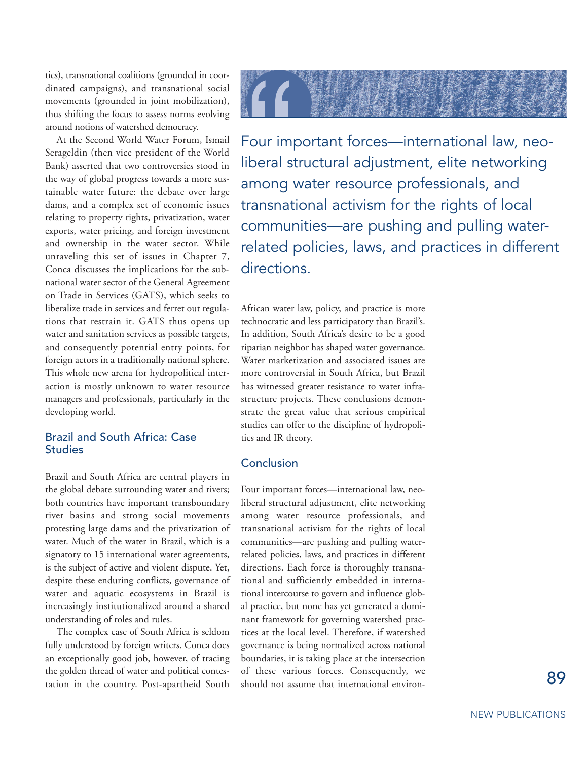tics), transnational coalitions (grounded in coordinated campaigns), and transnational social movements (grounded in joint mobilization), thus shifting the focus to assess norms evolving around notions of watershed democracy.

At the Second World Water Forum, Ismail Serageldin (then vice president of the World Bank) asserted that two controversies stood in the way of global progress towards a more sustainable water future: the debate over large dams, and a complex set of economic issues relating to property rights, privatization, water exports, water pricing, and foreign investment and ownership in the water sector. While unraveling this set of issues in Chapter 7, Conca discusses the implications for the subnational water sector of the General Agreement on Trade in Services (GATS), which seeks to liberalize trade in services and ferret out regulations that restrain it. GATS thus opens up water and sanitation services as possible targets, and consequently potential entry points, for foreign actors in a traditionally national sphere. This whole new arena for hydropolitical interaction is mostly unknown to water resource managers and professionals, particularly in the developing world.

> Four important forces—international law, neoliberal structural adjustment, elite networking among water resource professionals, and transnational activism for the rights of local communities—are pushing and pulling water-related policies, laws, and practices in different directions.

## Brazil and South Africa: Case Studies

Brazil and South Africa are central players in the global debate surrounding water and rivers; both countries have important transboundary river basins and strong social movements protesting large dams and the privatization of water. Much of the water in Brazil, which is a signatory to 15 international water agreements, is the subject of active and violent dispute. Yet, despite these enduring conflicts, governance of water and aquatic ecosystems in Brazil is increasingly institutionalized around a shared understanding of roles and rules.

The complex case of South Africa is seldom fully understood by foreign writers. Conca does an exceptionally good job, however, of tracing the golden thread of water and political contestation in the country. Post-apartheid South African water law, policy, and practice is more technocratic and less participatory than Brazil's. In addition, South Africa's desire to be a good riparian neighbor has shaped water governance. Water marketization and associated issues are more controversial in South Africa, but Brazil has witnessed greater resistance to water infrastructure projects. These conclusions demonstrate the great value that serious empirical studies can offer to the discipline of hydropolitics and IR theory.

## Conclusion

Four important forces—international law, neoliberal structural adjustment, elite networking among water resource professionals, and transnational activism for the rights of local communities—are pushing and pulling water-related policies, laws, and practices in different directions. Each force is thoroughly transnational and sufficiently embedded in international intercourse to govern and influence global practice, but none has yet generated a dominant framework for governing watershed practices at the local level. Therefore, if watershed governance is being normalized across national boundaries, it is taking place at the intersection of these various forces. Consequently, we should not assume that international environ-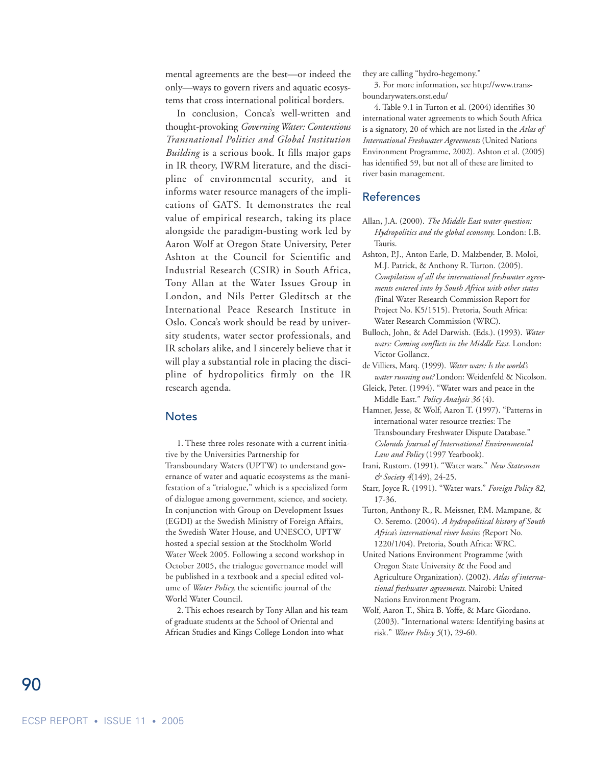mental agreements are the best—or indeed the only—ways to govern rivers and aquatic ecosystems that cross international political borders.

In conclusion, Conca's well-written and thought-provoking *Governing Water: Contentious Transnational Politics and Global Institution Building* is a serious book. It fills major gaps in IR theory, IWRM literature, and the discipline of environmental security, and it informs water resource managers of the implications of GATS. It demonstrates the real value of empirical research, taking its place alongside the paradigm-busting work led by Aaron Wolf at Oregon State University, Peter Ashton at the Council for Scientific and Industrial Research (CSIR) in South Africa, Tony Allan at the Water Issues Group in London, and Nils Petter Gleditsch at the International Peace Research Institute in Oslo. Conca's work should be read by university students, water sector professionals, and IR scholars alike, and I sincerely believe that it will play a substantial role in placing the discipline of hydropolitics firmly on the IR research agenda.

## Notes

1. These three roles resonate with a current initiative by the Universities Partnership for Transboundary Waters (UPTW) to understand governance of water and aquatic ecosystems as the manifestation of a "trialogue," which is a specialized form of dialogue among government, science, and society. In conjunction with Group on Development Issues (EGDI) at the Swedish Ministry of Foreign Affairs, the Swedish Water House, and UNESCO, UPTW hosted a special session at the Stockholm World Water Week 2005. Following a second workshop in October 2005, the trialogue governance model will be published in a textbook and a special edited volume of *Water Policy,* the scientific journal of the World Water Council.

2. This echoes research by Tony Allan and his team of graduate students at the School of Oriental and African Studies and Kings College London into what they are calling "hydro-hegemony."

3. For more information, see http://www.transboundarywaters.orst.edu/

4. Table 9.1 in Turton et al. (2004) identifies 30 international water agreements to which South Africa is a signatory, 20 of which are not listed in the *Atlas of International Freshwater Agreements* (United Nations Environment Programme, 2002). Ashton et al. (2005) has identified 59, but not all of these are limited to river basin management.

## References

Allan, J.A. (2000). *The Middle East water question: Hydropolitics and the global economy.* London: I.B. Tauris.

Ashton, P.J., Anton Earle, D. Malzbender, B. Moloi, M.J. Patrick, & Anthony R. Turton. (2005). *Compilation of all the international freshwater agreements entered into by South Africa with other states (*Final Water Research Commission Report for Project No. K5/1515). Pretoria, South Africa: Water Research Commission (WRC).

Bulloch, John, & Adel Darwish. (Eds.). (1993). *Water wars: Coming conflicts in the Middle East.* London: Victor Gollancz.

de Villiers, Marq. (1999). *Water wars: Is the world's water running out?* London: Weidenfeld & Nicolson.

Gleick, Peter. (1994). "Water wars and peace in the Middle East." *Policy Analysis 36* (4).

Hamner, Jesse, & Wolf, Aaron T. (1997). "Patterns in international water resource treaties: The Transboundary Freshwater Dispute Database." *Colorado Journal of International Environmental Law and Policy* (1997 Yearbook).

Irani, Rustom. (1991). "Water wars." *New Statesman & Society 4*(149), 24-25.

Starr, Joyce R. (1991). "Water wars." *Foreign Policy 82*, 17-36.

Turton, Anthony R., R. Meissner, P.M. Mampane, & O. Seremo. (2004). *A hydropolitical history of South Africa's international river basins (*Report No. 1220/1/04). Pretoria, South Africa: WRC.

United Nations Environment Programme (with Oregon State University & the Food and Agriculture Organization). (2002). *Atlas of international freshwater agreements*. Nairobi: United Nations Environment Program.

Wolf, Aaron T., Shira B. Yoffe, & Marc Giordano. (2003). "International waters: Identifying basins at risk." *Water Policy 5*(1), 29-60.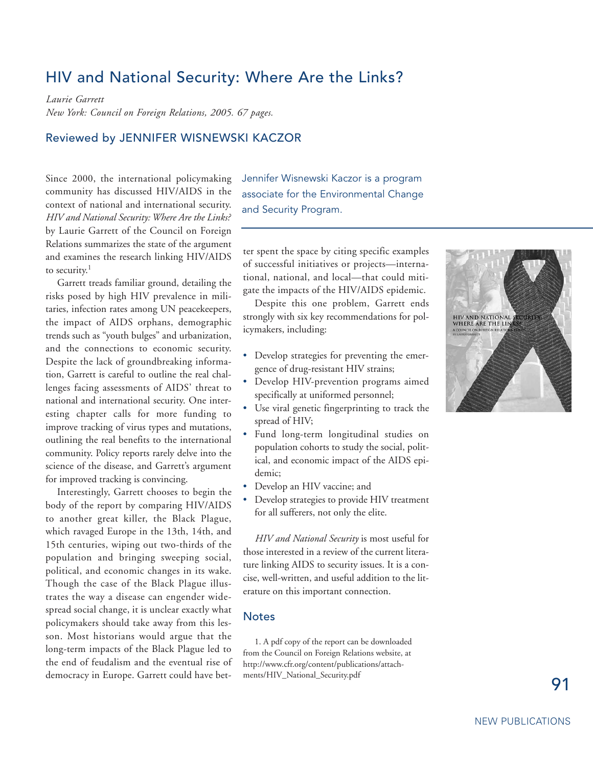## HIV and National Security: Where Are the Links?

*Laurie Garrett*
*New York: Council on Foreign Relations, 2005. 67 pages.*

### Reviewed by JENNIFER WISNEWSKI KACZOR

Jennifer Wisnewski Kaczor is a program associate for the Environmental Change and Security Program.

Since 2000, the international policymaking community has discussed HIV/AIDS in the context of national and international security. *HIV and National Security: Where Are the Links?* by Laurie Garrett of the Council on Foreign Relations summarizes the state of the argument and examines the research linking HIV/AIDS to security.[1]

Garrett treads familiar ground, detailing the risks posed by high HIV prevalence in militaries, infection rates among UN peacekeepers, the impact of AIDS orphans, demographic trends such as "youth bulges" and urbanization, and the connections to economic security. Despite the lack of groundbreaking information, Garrett is careful to outline the real challenges facing assessments of AIDS' threat to national and international security. One interesting chapter calls for more funding to improve tracking of virus types and mutations, outlining the real benefits to the international community. Policy reports rarely delve into the science of the disease, and Garrett's argument for improved tracking is convincing.

Interestingly, Garrett chooses to begin the body of the report by comparing HIV/AIDS to another great killer, the Black Plague, which ravaged Europe in the 13th, 14th, and 15th centuries, wiping out two-thirds of the population and bringing sweeping social, political, and economic changes in its wake. Though the case of the Black Plague illustrates the way a disease can engender widespread social change, it is unclear exactly what policymakers should take away from this lesson. Most historians would argue that the long-term impacts of the Black Plague led to the end of feudalism and the eventual rise of democracy in Europe. Garrett could have better spent the space by citing specific examples of successful initiatives or projects—international, national, and local—that could mitigate the impacts of the HIV/AIDS epidemic.

Despite this one problem, Garrett ends strongly with six key recommendations for policymakers, including:

- Develop strategies for preventing the emergence of drug-resistant HIV strains;
- Develop HIV-prevention programs aimed specifically at uniformed personnel;
- Use viral genetic fingerprinting to track the spread of HIV;
- Fund long-term longitudinal studies on population cohorts to study the social, political, and economic impact of the AIDS epidemic;
- Develop an HIV vaccine; and
- Develop strategies to provide HIV treatment for all sufferers, not only the elite.

*HIV and National Security* is most useful for those interested in a review of the current literature linking AIDS to security issues. It is a concise, well-written, and useful addition to the literature on this important connection.

### Notes

1. A pdf copy of the report can be downloaded from the Council on Foreign Relations website, at http://www.cfr.org/content/publications/attachments/HIV_National_Security.pdf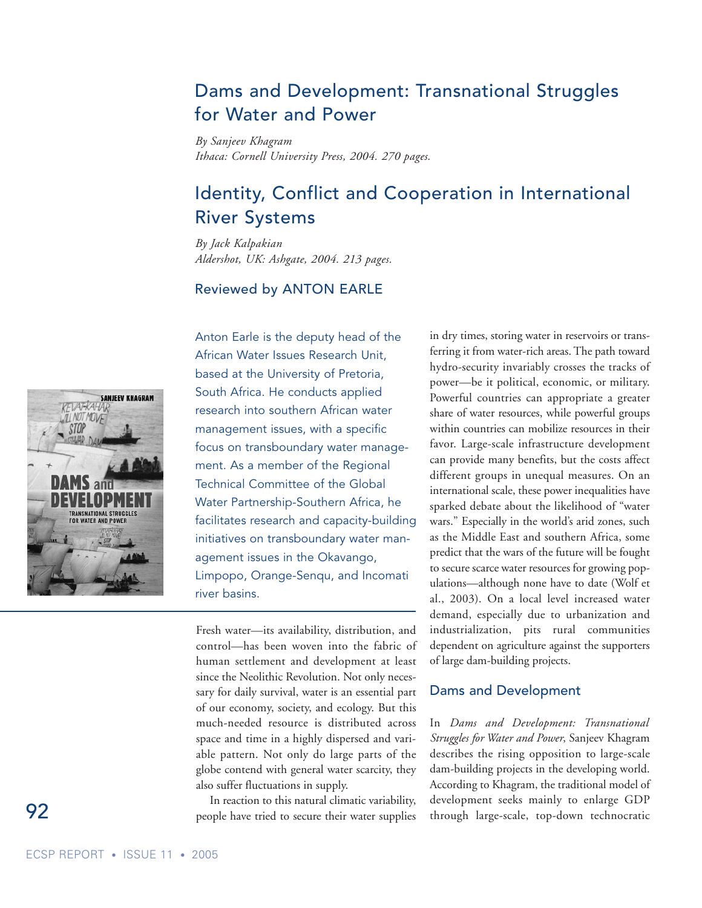## Dams and Development: Transnational Struggles for Water and Power

*By Sanjeev Khagram*
*Ithaca: Cornell University Press, 2004. 270 pages.*

## Identity, Conflict and Cooperation in International River Systems

*By Jack Kalpakian*
*Aldershot, UK: Ashgate, 2004. 213 pages.*

### Reviewed by ANTON EARLE

Anton Earle is the deputy head of the African Water Issues Research Unit, based at the University of Pretoria, South Africa. He conducts applied research into southern African water management issues, with a specific focus on transboundary water management. As a member of the Regional Technical Committee of the Global Water Partnership-Southern Africa, he facilitates research and capacity-building initiatives on transboundary water management issues in the Okavango, Limpopo, Orange-Senqu, and Incomati river basins.

Fresh water—its availability, distribution, and control—has been woven into the fabric of human settlement and development at least since the Neolithic Revolution. Not only necessary for daily survival, water is an essential part of our economy, society, and ecology. But this much-needed resource is distributed across space and time in a highly dispersed and variable pattern. Not only do large parts of the globe contend with general water scarcity, they also suffer fluctuations in supply.

In reaction to this natural climatic variability, people have tried to secure their water supplies in dry times, storing water in reservoirs or transferring it from water-rich areas. The path toward hydro-security invariably crosses the tracks of power—be it political, economic, or military. Powerful countries can appropriate a greater share of water resources, while powerful groups within countries can mobilize resources in their favor. Large-scale infrastructure development can provide many benefits, but the costs affect different groups in unequal measures. On an international scale, these power inequalities have sparked debate about the likelihood of "water wars." Especially in the world's arid zones, such as the Middle East and southern Africa, some predict that the wars of the future will be fought to secure scarce water resources for growing populations—although none have to date (Wolf et al., 2003). On a local level increased water demand, especially due to urbanization and industrialization, pits rural communities dependent on agriculture against the supporters of large dam-building projects.

### Dams and Development

In *Dams and Development: Transnational Struggles for Water and Power*, Sanjeev Khagram describes the rising opposition to large-scale dam-building projects in the developing world. According to Khagram, the traditional model of development seeks mainly to enlarge GDP through large-scale, top-down technocratic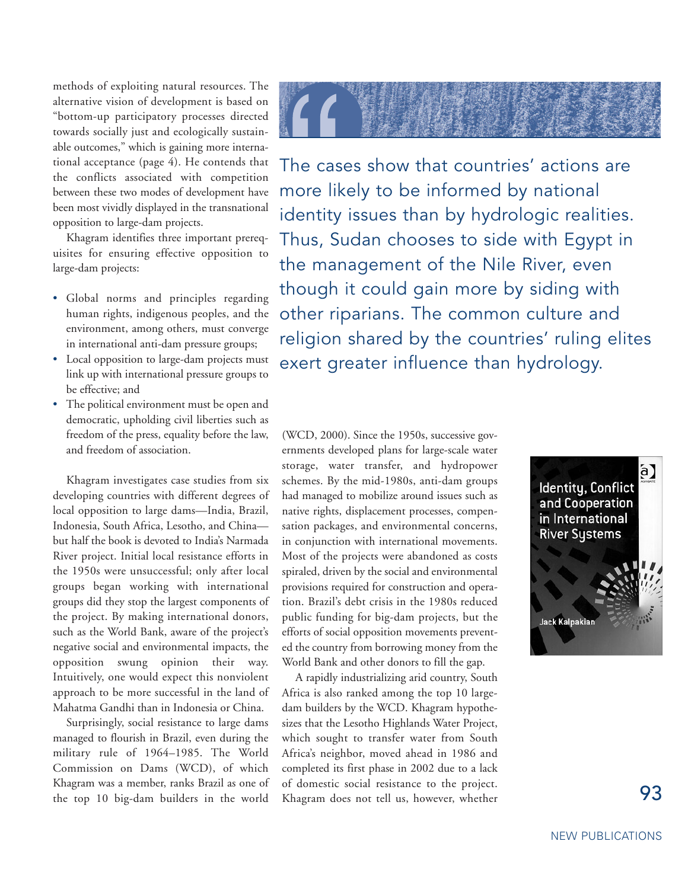methods of exploiting natural resources. The alternative vision of development is based on "bottom-up participatory processes directed towards socially just and ecologically sustainable outcomes," which is gaining more international acceptance (page 4). He contends that the conflicts associated with competition between these two modes of development have been most vividly displayed in the transnational opposition to large-dam projects.

Khagram identifies three important prerequisites for ensuring effective opposition to large-dam projects:

- Global norms and principles regarding human rights, indigenous peoples, and the environment, among others, must converge in international anti-dam pressure groups;
- Local opposition to large-dam projects must link up with international pressure groups to be effective; and
- The political environment must be open and democratic, upholding civil liberties such as freedom of the press, equality before the law, and freedom of association.

Khagram investigates case studies from six developing countries with different degrees of local opposition to large dams—India, Brazil, Indonesia, South Africa, Lesotho, and China—but half the book is devoted to India's Narmada River project. Initial local resistance efforts in the 1950s were unsuccessful; only after local groups began working with international groups did they stop the largest components of the project. By making international donors, such as the World Bank, aware of the project's negative social and environmental impacts, the opposition swung opinion their way. Intuitively, one would expect this nonviolent approach to be more successful in the land of Mahatma Gandhi than in Indonesia or China.

Surprisingly, social resistance to large dams managed to flourish in Brazil, even during the military rule of 1964–1985. The World Commission on Dams (WCD), of which Khagram was a member, ranks Brazil as one of the top 10 big-dam builders in the world (WCD, 2000). Since the 1950s, successive governments developed plans for large-scale water storage, water transfer, and hydropower schemes. By the mid-1980s, anti-dam groups had managed to mobilize around issues such as native rights, displacement processes, compensation packages, and environmental concerns, in conjunction with international movements. Most of the projects were abandoned as costs spiraled, driven by the social and environmental provisions required for construction and operation. Brazil's debt crisis in the 1980s reduced public funding for big-dam projects, but the efforts of social opposition movements prevented the country from borrowing money from the World Bank and other donors to fill the gap.

> The cases show that countries' actions are more likely to be informed by national identity issues than by hydrologic realities. Thus, Sudan chooses to side with Egypt in the management of the Nile River, even though it could gain more by siding with other riparians. The common culture and religion shared by the countries' ruling elites exert greater influence than hydrology.

A rapidly industrializing arid country, South Africa is also ranked among the top 10 large-dam builders by the WCD. Khagram hypothesizes that the Lesotho Highlands Water Project, which sought to transfer water from South Africa's neighbor, moved ahead in 1986 and completed its first phase in 2002 due to a lack of domestic social resistance to the project. Khagram does not tell us, however, whether

Identity, Conflict and Cooperation in International River Systems

Jack Kalpakian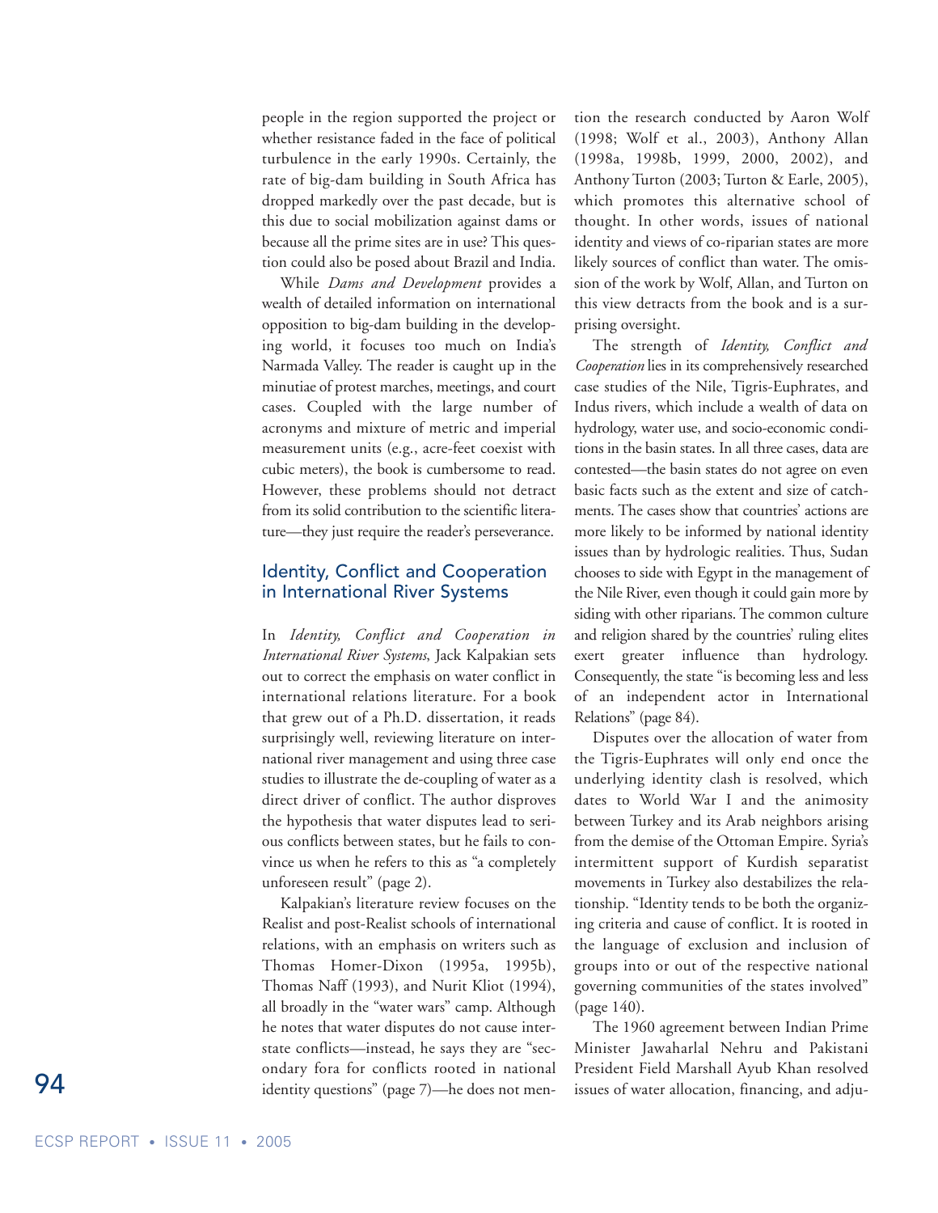people in the region supported the project or whether resistance faded in the face of political turbulence in the early 1990s. Certainly, the rate of big-dam building in South Africa has dropped markedly over the past decade, but is this due to social mobilization against dams or because all the prime sites are in use? This question could also be posed about Brazil and India.

While *Dams and Development* provides a wealth of detailed information on international opposition to big-dam building in the developing world, it focuses too much on India's Narmada Valley. The reader is caught up in the minutiae of protest marches, meetings, and court cases. Coupled with the large number of acronyms and mixture of metric and imperial measurement units (e.g., acre-feet coexist with cubic meters), the book is cumbersome to read. However, these problems should not detract from its solid contribution to the scientific literature—they just require the reader's perseverance.

## Identity, Conflict and Cooperation in International River Systems

In *Identity, Conflict and Cooperation in International River Systems*, Jack Kalpakian sets out to correct the emphasis on water conflict in international relations literature. For a book that grew out of a Ph.D. dissertation, it reads surprisingly well, reviewing literature on international river management and using three case studies to illustrate the de-coupling of water as a direct driver of conflict. The author disproves the hypothesis that water disputes lead to serious conflicts between states, but he fails to convince us when he refers to this as "a completely unforeseen result" (page 2).

Kalpakian's literature review focuses on the Realist and post-Realist schools of international relations, with an emphasis on writers such as Thomas Homer-Dixon (1995a, 1995b), Thomas Naff (1993), and Nurit Kliot (1994), all broadly in the "water wars" camp. Although he notes that water disputes do not cause interstate conflicts—instead, he says they are "secondary fora for conflicts rooted in national identity questions" (page 7)—he does not mention the research conducted by Aaron Wolf (1998; Wolf et al., 2003), Anthony Allan (1998a, 1998b, 1999, 2000, 2002), and Anthony Turton (2003; Turton & Earle, 2005), which promotes this alternative school of thought. In other words, issues of national identity and views of co-riparian states are more likely sources of conflict than water. The omission of the work by Wolf, Allan, and Turton on this view detracts from the book and is a surprising oversight.

The strength of *Identity, Conflict and Cooperation* lies in its comprehensively researched case studies of the Nile, Tigris-Euphrates, and Indus rivers, which include a wealth of data on hydrology, water use, and socio-economic conditions in the basin states. In all three cases, data are contested—the basin states do not agree on even basic facts such as the extent and size of catchments. The cases show that countries' actions are more likely to be informed by national identity issues than by hydrologic realities. Thus, Sudan chooses to side with Egypt in the management of the Nile River, even though it could gain more by siding with other riparians. The common culture and religion shared by the countries' ruling elites exert greater influence than hydrology. Consequently, the state "is becoming less and less of an independent actor in International Relations" (page 84).

Disputes over the allocation of water from the Tigris-Euphrates will only end once the underlying identity clash is resolved, which dates to World War I and the animosity between Turkey and its Arab neighbors arising from the demise of the Ottoman Empire. Syria's intermittent support of Kurdish separatist movements in Turkey also destabilizes the relationship. "Identity tends to be both the organizing criteria and cause of conflict. It is rooted in the language of exclusion and inclusion of groups into or out of the respective national governing communities of the states involved" (page 140).

The 1960 agreement between Indian Prime Minister Jawaharlal Nehru and Pakistani President Field Marshall Ayub Khan resolved issues of water allocation, financing, and adju-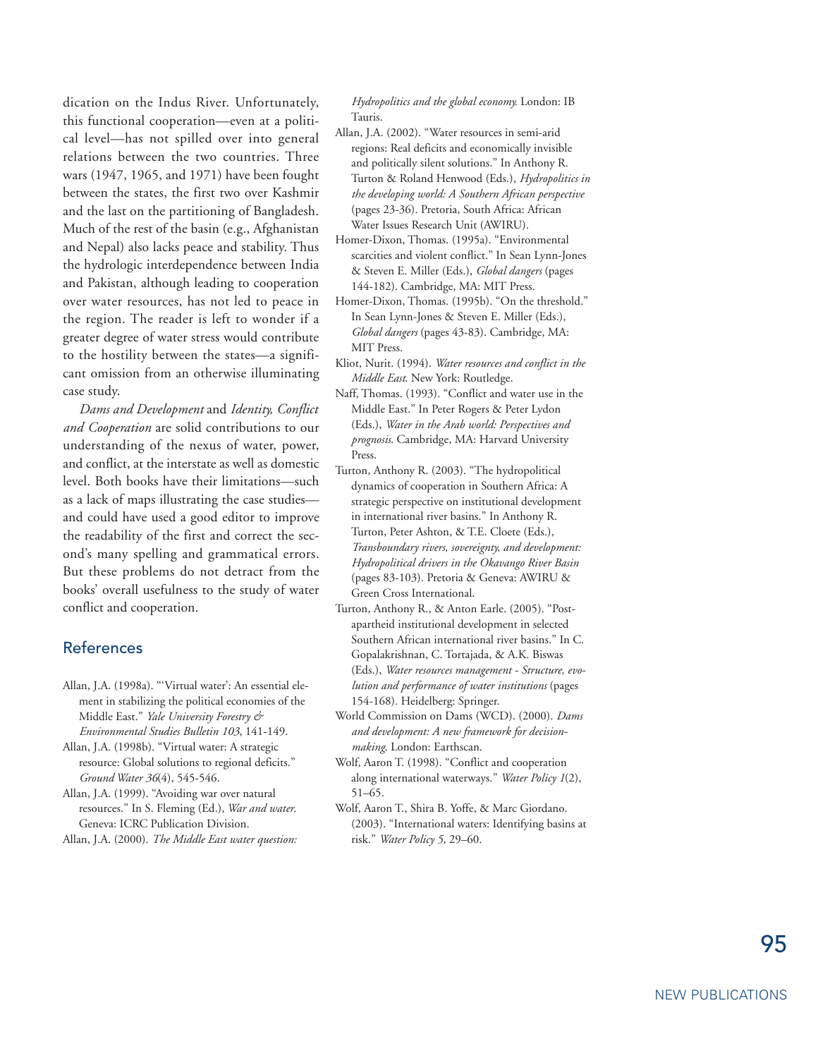dication on the Indus River. Unfortunately, this functional cooperation—even at a political level—has not spilled over into general relations between the two countries. Three wars (1947, 1965, and 1971) have been fought between the states, the first two over Kashmir and the last on the partitioning of Bangladesh. Much of the rest of the basin (e.g., Afghanistan and Nepal) also lacks peace and stability. Thus the hydrologic interdependence between India and Pakistan, although leading to cooperation over water resources, has not led to peace in the region. The reader is left to wonder if a greater degree of water stress would contribute to the hostility between the states—a significant omission from an otherwise illuminating case study.

*Dams and Development* and *Identity, Conflict and Cooperation* are solid contributions to our understanding of the nexus of water, power, and conflict, at the interstate as well as domestic level. Both books have their limitations—such as a lack of maps illustrating the case studies—and could have used a good editor to improve the readability of the first and correct the second's many spelling and grammatical errors. But these problems do not detract from the books' overall usefulness to the study of water conflict and cooperation.

## References

Allan, J.A. (1998a). "'Virtual water': An essential element in stabilizing the political economies of the Middle East." *Yale University Forestry & Environmental Studies Bulletin 103*, 141-149.

Allan, J.A. (1998b). "Virtual water: A strategic resource: Global solutions to regional deficits." *Ground Water 36*(4), 545-546.

Allan, J.A. (1999). "Avoiding war over natural resources." In S. Fleming (Ed.), *War and water*. Geneva: ICRC Publication Division.

Allan, J.A. (2000). *The Middle East water question: Hydropolitics and the global economy.* London: IB Tauris.

Allan, J.A. (2002). "Water resources in semi-arid regions: Real deficits and economically invisible and politically silent solutions." In Anthony R. Turton & Roland Henwood (Eds.), *Hydropolitics in the developing world: A Southern African perspective* (pages 23-36). Pretoria, South Africa: African Water Issues Research Unit (AWIRU).

Homer-Dixon, Thomas. (1995a). "Environmental scarcities and violent conflict." In Sean Lynn-Jones & Steven E. Miller (Eds.), *Global dangers* (pages 144-182). Cambridge, MA: MIT Press.

Homer-Dixon, Thomas. (1995b). "On the threshold." In Sean Lynn-Jones & Steven E. Miller (Eds.), *Global dangers* (pages 43-83). Cambridge, MA: MIT Press.

Kliot, Nurit. (1994). *Water resources and conflict in the Middle East*. New York: Routledge.

Naff, Thomas. (1993). "Conflict and water use in the Middle East." In Peter Rogers & Peter Lydon (Eds.), *Water in the Arab world: Perspectives and prognosis*. Cambridge, MA: Harvard University Press.

Turton, Anthony R. (2003). "The hydropolitical dynamics of cooperation in Southern Africa: A strategic perspective on institutional development in international river basins." In Anthony R. Turton, Peter Ashton, & T.E. Cloete (Eds.), *Transboundary rivers, sovereignty, and development: Hydropolitical drivers in the Okavango River Basin* (pages 83-103). Pretoria & Geneva: AWIRU & Green Cross International.

Turton, Anthony R., & Anton Earle. (2005). "Post-apartheid institutional development in selected Southern African international river basins." In C. Gopalakrishnan, C. Tortajada, & A.K. Biswas (Eds.), *Water resources management - Structure, evolution and performance of water institutions* (pages 154-168). Heidelberg: Springer.

World Commission on Dams (WCD). (2000). *Dams and development: A new framework for decision-making.* London: Earthscan.

Wolf, Aaron T. (1998). "Conflict and cooperation along international waterways." *Water Policy 1*(2), 51–65.

Wolf, Aaron T., Shira B. Yoffe, & Marc Giordano. (2003). "International waters: Identifying basins at risk." *Water Policy 5*, 29–60.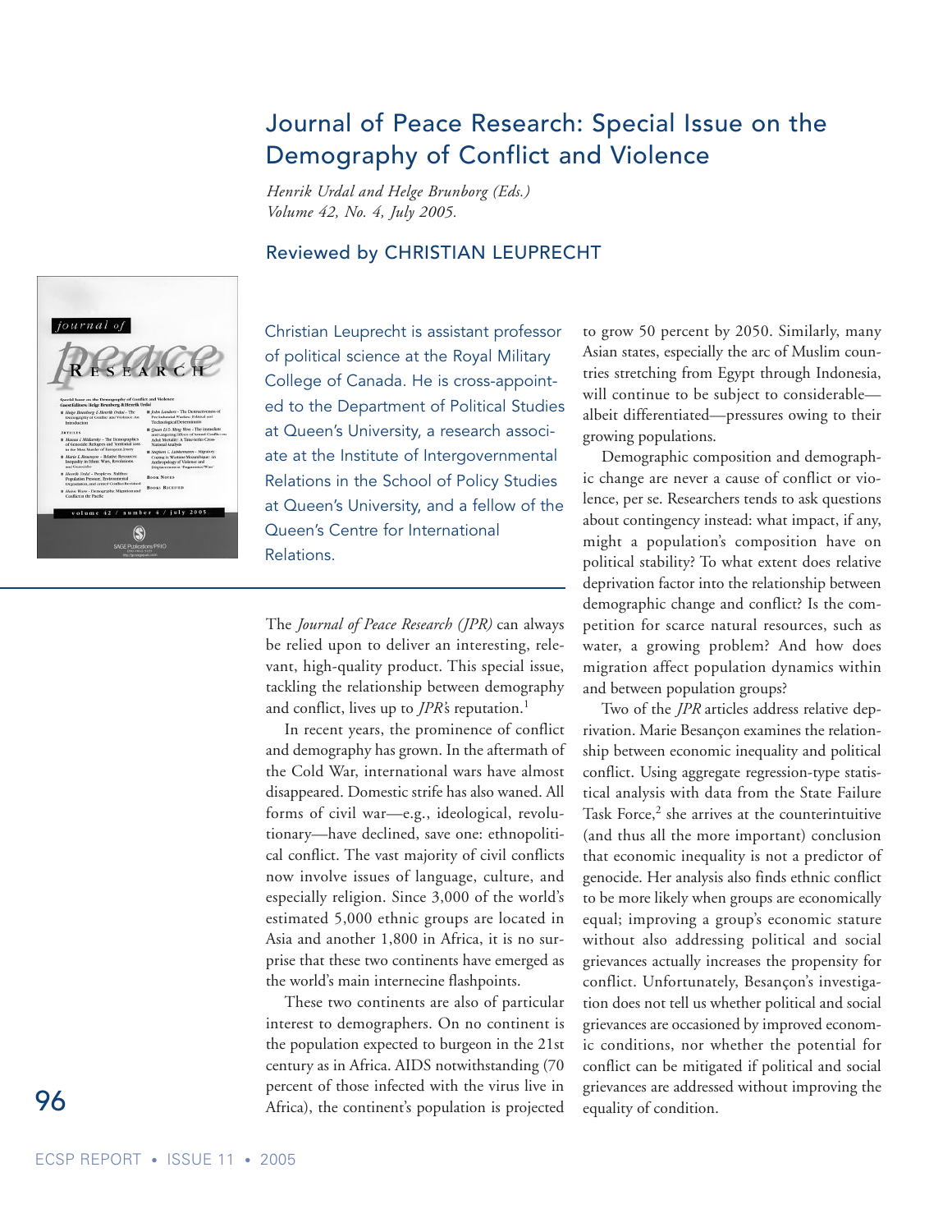# Journal of Peace Research: Special Issue on the Demography of Conflict and Violence

*Henrik Urdal and Helge Brunborg (Eds.)*
*Volume 42, No. 4, July 2005.*

## Reviewed by CHRISTIAN LEUPRECHT

Christian Leuprecht is assistant professor of political science at the Royal Military College of Canada. He is cross-appointed to the Department of Political Studies at Queen's University, a research associate at the Institute of Intergovernmental Relations in the School of Policy Studies at Queen's University, and a fellow of the Queen's Centre for International Relations.

The *Journal of Peace Research (JPR)* can always be relied upon to deliver an interesting, relevant, high-quality product. This special issue, tackling the relationship between demography and conflict, lives up to *JPR*'s reputation.[1]

In recent years, the prominence of conflict and demography has grown. In the aftermath of the Cold War, international wars have almost disappeared. Domestic strife has also waned. All forms of civil war—e.g., ideological, revolutionary—have declined, save one: ethnopolitical conflict. The vast majority of civil conflicts now involve issues of language, culture, and especially religion. Since 3,000 of the world's estimated 5,000 ethnic groups are located in Asia and another 1,800 in Africa, it is no surprise that these two continents have emerged as the world's main internecine flashpoints.

These two continents are also of particular interest to demographers. On no continent is the population expected to burgeon in the 21st century as in Africa. AIDS notwithstanding (70 percent of those infected with the virus live in Africa), the continent's population is projected to grow 50 percent by 2050. Similarly, many Asian states, especially the arc of Muslim countries stretching from Egypt through Indonesia, will continue to be subject to considerable—albeit differentiated—pressures owing to their growing populations.

Demographic composition and demographic change are never a cause of conflict or violence, per se. Researchers tends to ask questions about contingency instead: what impact, if any, might a population's composition have on political stability? To what extent does relative deprivation factor into the relationship between demographic change and conflict? Is the competition for scarce natural resources, such as water, a growing problem? And how does migration affect population dynamics within and between population groups?

Two of the *JPR* articles address relative deprivation. Marie Besançon examines the relationship between economic inequality and political conflict. Using aggregate regression-type statistical analysis with data from the State Failure Task Force,[2] she arrives at the counterintuitive (and thus all the more important) conclusion that economic inequality is not a predictor of genocide. Her analysis also finds ethnic conflict to be more likely when groups are economically equal; improving a group's economic stature without also addressing political and social grievances actually increases the propensity for conflict. Unfortunately, Besançon's investigation does not tell us whether political and social grievances are occasioned by improved economic conditions, nor whether the potential for conflict can be mitigated if political and social grievances are addressed without improving the equality of condition.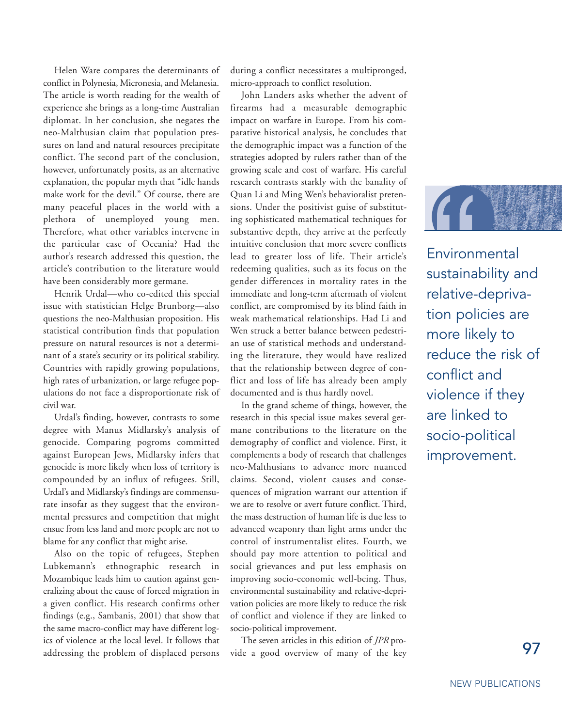Helen Ware compares the determinants of conflict in Polynesia, Micronesia, and Melanesia. The article is worth reading for the wealth of experience she brings as a long-time Australian diplomat. In her conclusion, she negates the neo-Malthusian claim that population pressures on land and natural resources precipitate conflict. The second part of the conclusion, however, unfortunately posits, as an alternative explanation, the popular myth that "idle hands make work for the devil." Of course, there are many peaceful places in the world with a plethora of unemployed young men. Therefore, what other variables intervene in the particular case of Oceania? Had the author's research addressed this question, the article's contribution to the literature would have been considerably more germane.

Henrik Urdal—who co-edited this special issue with statistician Helge Brunborg—also questions the neo-Malthusian proposition. His statistical contribution finds that population pressure on natural resources is not a determinant of a state's security or its political stability. Countries with rapidly growing populations, high rates of urbanization, or large refugee populations do not face a disproportionate risk of civil war.

Urdal's finding, however, contrasts to some degree with Manus Midlarsky's analysis of genocide. Comparing pogroms committed against European Jews, Midlarsky infers that genocide is more likely when loss of territory is compounded by an influx of refugees. Still, Urdal's and Midlarsky's findings are commensurate insofar as they suggest that the environmental pressures and competition that might ensue from less land and more people are not to blame for any conflict that might arise.

Also on the topic of refugees, Stephen Lubkemann's ethnographic research in Mozambique leads him to caution against generalizing about the cause of forced migration in a given conflict. His research confirms other findings (e.g., Sambanis, 2001) that show that the same macro-conflict may have different logics of violence at the local level. It follows that addressing the problem of displaced persons during a conflict necessitates a multipronged, micro-approach to conflict resolution.

John Landers asks whether the advent of firearms had a measurable demographic impact on warfare in Europe. From his comparative historical analysis, he concludes that the demographic impact was a function of the strategies adopted by rulers rather than of the growing scale and cost of warfare. His careful research contrasts starkly with the banality of Quan Li and Ming Wen's behavioralist pretensions. Under the positivist guise of substituting sophisticated mathematical techniques for substantive depth, they arrive at the perfectly intuitive conclusion that more severe conflicts lead to greater loss of life. Their article's redeeming qualities, such as its focus on the gender differences in mortality rates in the immediate and long-term aftermath of violent conflict, are compromised by its blind faith in weak mathematical relationships. Had Li and Wen struck a better balance between pedestrian use of statistical methods and understanding the literature, they would have realized that the relationship between degree of conflict and loss of life has already been amply documented and is thus hardly novel.

In the grand scheme of things, however, the research in this special issue makes several germane contributions to the literature on the demography of conflict and violence. First, it complements a body of research that challenges neo-Malthusians to advance more nuanced claims. Second, violent causes and consequences of migration warrant our attention if we are to resolve or avert future conflict. Third, the mass destruction of human life is due less to advanced weaponry than light arms under the control of instrumentalist elites. Fourth, we should pay more attention to political and social grievances and put less emphasis on improving socio-economic well-being. Thus, environmental sustainability and relative-deprivation policies are more likely to reduce the risk of conflict and violence if they are linked to socio-political improvement.

> Environmental sustainability and relative-deprivation policies are more likely to reduce the risk of conflict and violence if they are linked to socio-political improvement.

The seven articles in this edition of *JPR* provide a good overview of many of the key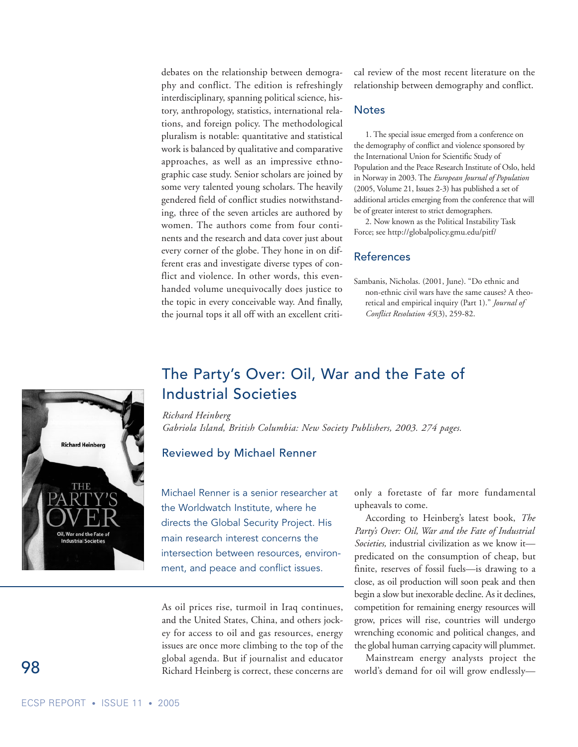debates on the relationship between demography and conflict. The edition is refreshingly interdisciplinary, spanning political science, history, anthropology, statistics, international relations, and foreign policy. The methodological pluralism is notable: quantitative and statistical work is balanced by qualitative and comparative approaches, as well as an impressive ethnographic case study. Senior scholars are joined by some very talented young scholars. The heavily gendered field of conflict studies notwithstanding, three of the seven articles are authored by women. The authors come from four continents and the research and data cover just about every corner of the globe. They hone in on different eras and investigate diverse types of conflict and violence. In other words, this even-handed volume unequivocally does justice to the topic in every conceivable way. And finally, the journal tops it all off with an excellent critical review of the most recent literature on the relationship between demography and conflict.

## Notes

1. The special issue emerged from a conference on the demography of conflict and violence sponsored by the International Union for Scientific Study of Population and the Peace Research Institute of Oslo, held in Norway in 2003. The *European Journal of Population* (2005, Volume 21, Issues 2-3) has published a set of additional articles emerging from the conference that will be of greater interest to strict demographers.

2. Now known as the Political Instability Task Force; see http://globalpolicy.gmu.edu/pitf/

## References

Sambanis, Nicholas. (2001, June). "Do ethnic and non-ethnic civil wars have the same causes? A theoretical and empirical inquiry (Part 1)." *Journal of Conflict Resolution 45*(3), 259-82.

# The Party's Over: Oil, War and the Fate of Industrial Societies

*Richard Heinberg*
*Gabriola Island, British Columbia: New Society Publishers, 2003. 274 pages.*

## Reviewed by Michael Renner

Michael Renner is a senior researcher at the Worldwatch Institute, where he directs the Global Security Project. His main research interest concerns the intersection between resources, environment, and peace and conflict issues.

As oil prices rise, turmoil in Iraq continues, and the United States, China, and others jockey for access to oil and gas resources, energy issues are once more climbing to the top of the global agenda. But if journalist and educator Richard Heinberg is correct, these concerns are only a foretaste of far more fundamental upheavals to come.

According to Heinberg's latest book, *The Party's Over: Oil, War and the Fate of Industrial Societies,* industrial civilization as we know it—predicated on the consumption of cheap, but finite, reserves of fossil fuels—is drawing to a close, as oil production will soon peak and then begin a slow but inexorable decline. As it declines, competition for remaining energy resources will grow, prices will rise, countries will undergo wrenching economic and political changes, and the global human carrying capacity will plummet.

Mainstream energy analysts project the world's demand for oil will grow endlessly—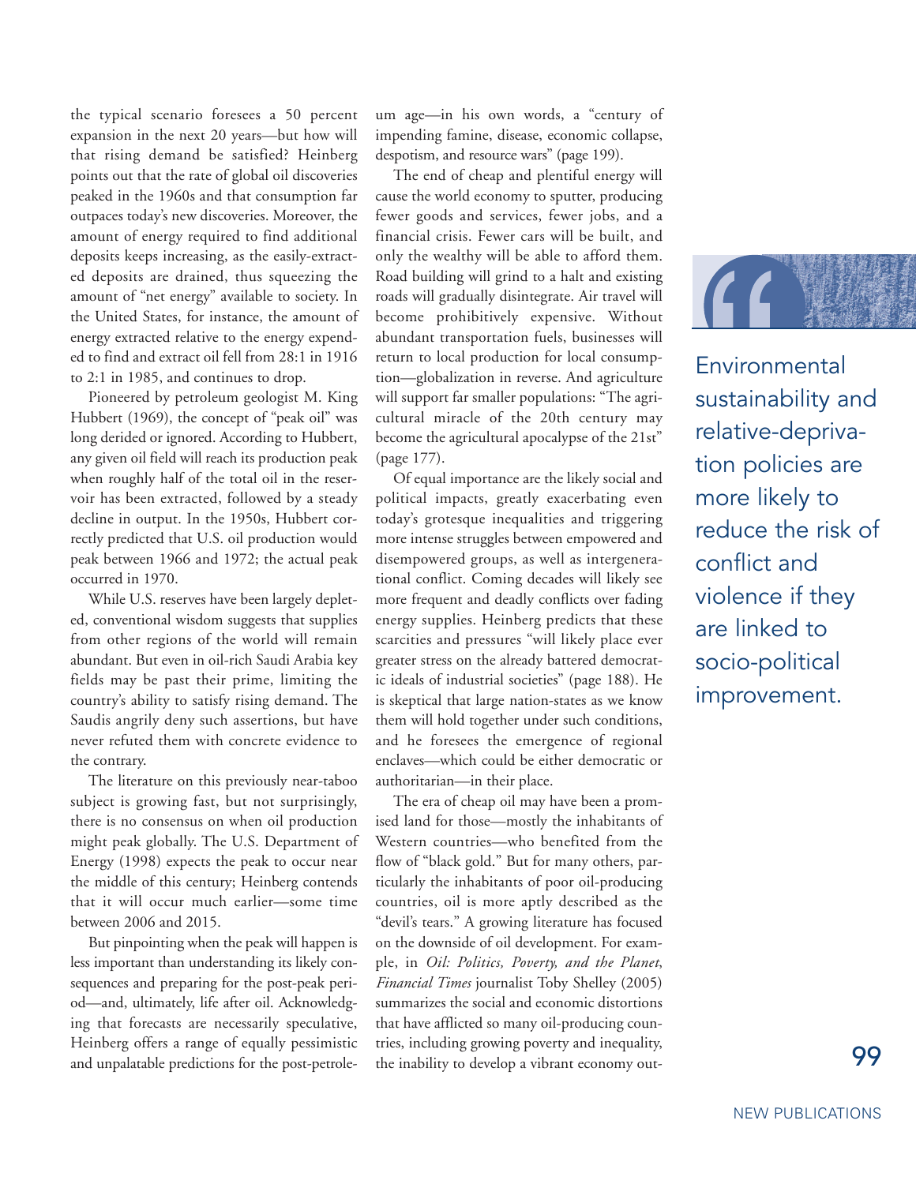the typical scenario foresees a 50 percent expansion in the next 20 years—but how will that rising demand be satisfied? Heinberg points out that the rate of global oil discoveries peaked in the 1960s and that consumption far outpaces today's new discoveries. Moreover, the amount of energy required to find additional deposits keeps increasing, as the easily-extracted deposits are drained, thus squeezing the amount of "net energy" available to society. In the United States, for instance, the amount of energy extracted relative to the energy expended to find and extract oil fell from 28:1 in 1916 to 2:1 in 1985, and continues to drop.

Pioneered by petroleum geologist M. King Hubbert (1969), the concept of "peak oil" was long derided or ignored. According to Hubbert, any given oil field will reach its production peak when roughly half of the total oil in the reservoir has been extracted, followed by a steady decline in output. In the 1950s, Hubbert correctly predicted that U.S. oil production would peak between 1966 and 1972; the actual peak occurred in 1970.

While U.S. reserves have been largely depleted, conventional wisdom suggests that supplies from other regions of the world will remain abundant. But even in oil-rich Saudi Arabia key fields may be past their prime, limiting the country's ability to satisfy rising demand. The Saudis angrily deny such assertions, but have never refuted them with concrete evidence to the contrary.

The literature on this previously near-taboo subject is growing fast, but not surprisingly, there is no consensus on when oil production might peak globally. The U.S. Department of Energy (1998) expects the peak to occur near the middle of this century; Heinberg contends that it will occur much earlier—some time between 2006 and 2015.

But pinpointing when the peak will happen is less important than understanding its likely consequences and preparing for the post-peak period—and, ultimately, life after oil. Acknowledging that forecasts are necessarily speculative, Heinberg offers a range of equally pessimistic and unpalatable predictions for the post-petroleum age—in his own words, a "century of impending famine, disease, economic collapse, despotism, and resource wars" (page 199).

The end of cheap and plentiful energy will cause the world economy to sputter, producing fewer goods and services, fewer jobs, and a financial crisis. Fewer cars will be built, and only the wealthy will be able to afford them. Road building will grind to a halt and existing roads will gradually disintegrate. Air travel will become prohibitively expensive. Without abundant transportation fuels, businesses will return to local production for local consumption—globalization in reverse. And agriculture will support far smaller populations: "The agricultural miracle of the 20th century may become the agricultural apocalypse of the 21st" (page 177).

Of equal importance are the likely social and political impacts, greatly exacerbating even today's grotesque inequalities and triggering more intense struggles between empowered and disempowered groups, as well as intergenerational conflict. Coming decades will likely see more frequent and deadly conflicts over fading energy supplies. Heinberg predicts that these scarcities and pressures "will likely place ever greater stress on the already battered democratic ideals of industrial societies" (page 188). He is skeptical that large nation-states as we know them will hold together under such conditions, and he foresees the emergence of regional enclaves—which could be either democratic or authoritarian—in their place.

The era of cheap oil may have been a promised land for those—mostly the inhabitants of Western countries—who benefited from the flow of "black gold." But for many others, particularly the inhabitants of poor oil-producing countries, oil is more aptly described as the "devil's tears." A growing literature has focused on the downside of oil development. For example, in *Oil: Politics, Poverty, and the Planet*, *Financial Times* journalist Toby Shelley (2005) summarizes the social and economic distortions that have afflicted so many oil-producing countries, including growing poverty and inequality, the inability to develop a vibrant economy out-

> Environmental sustainability and relative-deprivation policies are more likely to reduce the risk of conflict and violence if they are linked to socio-political improvement.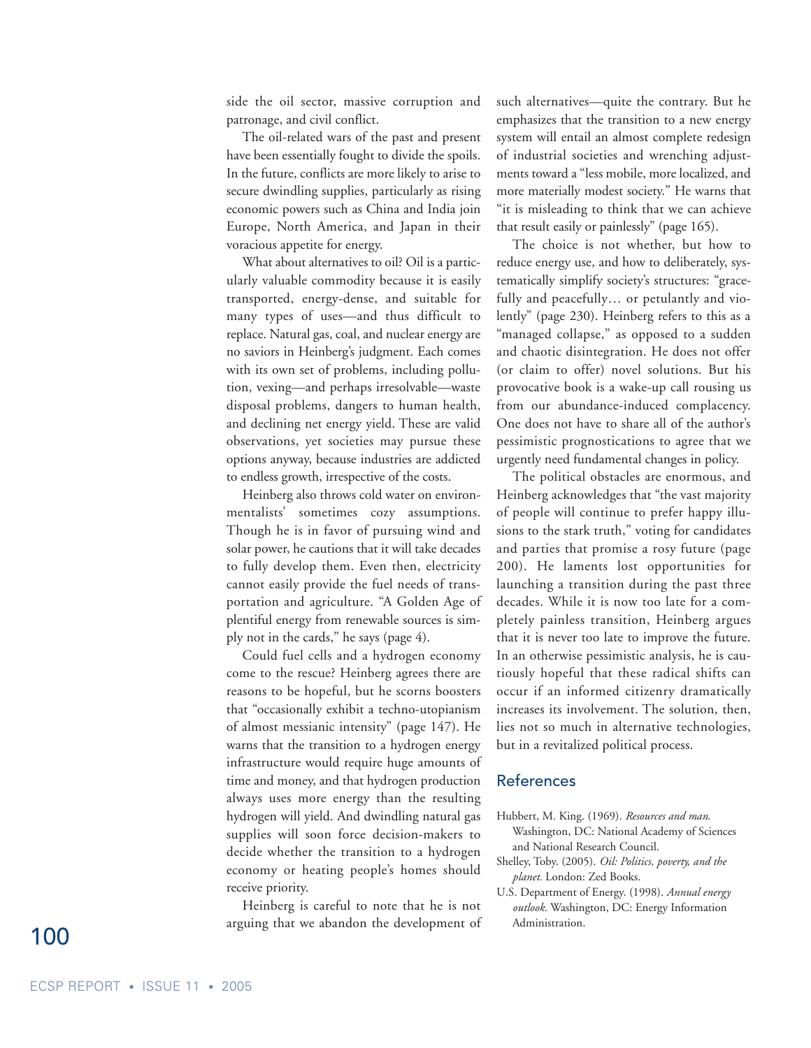side the oil sector, massive corruption and patronage, and civil conflict.

The oil-related wars of the past and present have been essentially fought to divide the spoils. In the future, conflicts are more likely to arise to secure dwindling supplies, particularly as rising economic powers such as China and India join Europe, North America, and Japan in their voracious appetite for energy.

What about alternatives to oil? Oil is a particularly valuable commodity because it is easily transported, energy-dense, and suitable for many types of uses—and thus difficult to replace. Natural gas, coal, and nuclear energy are no saviors in Heinberg's judgment. Each comes with its own set of problems, including pollution, vexing—and perhaps irresolvable—waste disposal problems, dangers to human health, and declining net energy yield. These are valid observations, yet societies may pursue these options anyway, because industries are addicted to endless growth, irrespective of the costs.

Heinberg also throws cold water on environmentalists' sometimes cozy assumptions. Though he is in favor of pursuing wind and solar power, he cautions that it will take decades to fully develop them. Even then, electricity cannot easily provide the fuel needs of transportation and agriculture. "A Golden Age of plentiful energy from renewable sources is simply not in the cards," he says (page 4).

Could fuel cells and a hydrogen economy come to the rescue? Heinberg agrees there are reasons to be hopeful, but he scorns boosters that "occasionally exhibit a techno-utopianism of almost messianic intensity" (page 147). He warns that the transition to a hydrogen energy infrastructure would require huge amounts of time and money, and that hydrogen production always uses more energy than the resulting hydrogen will yield. And dwindling natural gas supplies will soon force decision-makers to decide whether the transition to a hydrogen economy or heating people's homes should receive priority.

Heinberg is careful to note that he is not arguing that we abandon the development of such alternatives—quite the contrary. But he emphasizes that the transition to a new energy system will entail an almost complete redesign of industrial societies and wrenching adjustments toward a "less mobile, more localized, and more materially modest society." He warns that "it is misleading to think that we can achieve that result easily or painlessly" (page 165).

The choice is not whether, but how to reduce energy use, and how to deliberately, systematically simplify society's structures: "gracefully and peacefully… or petulantly and violently" (page 230). Heinberg refers to this as a "managed collapse," as opposed to a sudden and chaotic disintegration. He does not offer (or claim to offer) novel solutions. But his provocative book is a wake-up call rousing us from our abundance-induced complacency. One does not have to share all of the author's pessimistic prognostications to agree that we urgently need fundamental changes in policy.

The political obstacles are enormous, and Heinberg acknowledges that "the vast majority of people will continue to prefer happy illusions to the stark truth," voting for candidates and parties that promise a rosy future (page 200). He laments lost opportunities for launching a transition during the past three decades. While it is now too late for a completely painless transition, Heinberg argues that it is never too late to improve the future. In an otherwise pessimistic analysis, he is cautiously hopeful that these radical shifts can occur if an informed citizenry dramatically increases its involvement. The solution, then, lies not so much in alternative technologies, but in a revitalized political process.

## References

Hubbert, M. King. (1969). *Resources and man.* Washington, DC: National Academy of Sciences and National Research Council.

Shelley, Toby. (2005). *Oil: Politics, poverty, and the planet.* London: Zed Books.

U.S. Department of Energy. (1998). *Annual energy outlook*. Washington, DC: Energy Information Administration.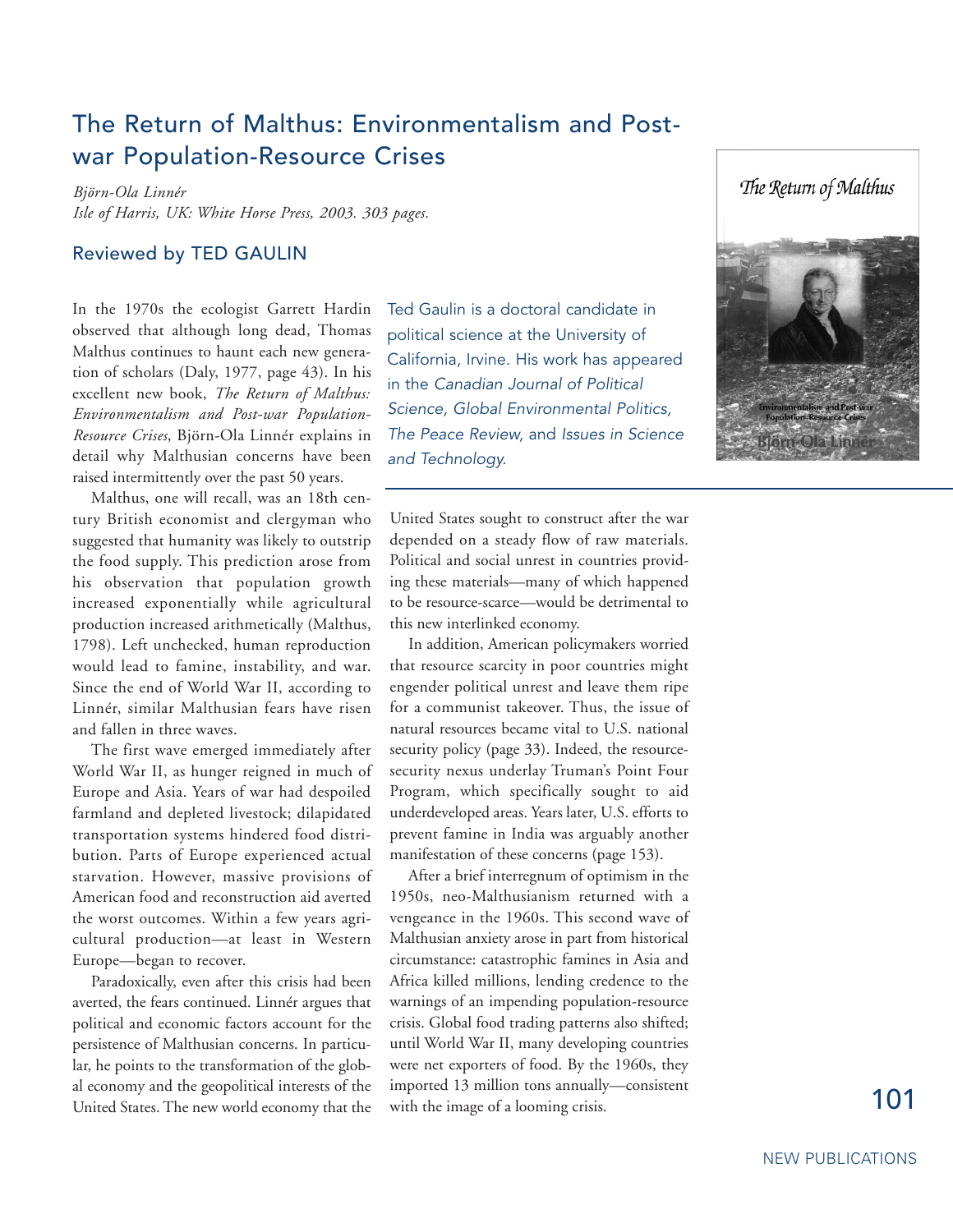# The Return of Malthus: Environmentalism and Post-war Population-Resource Crises

*Björn-Ola Linnér*
*Isle of Harris, UK: White Horse Press, 2003. 303 pages.*

## Reviewed by TED GAULIN

Ted Gaulin is a doctoral candidate in political science at the University of California, Irvine. His work has appeared in the *Canadian Journal of Political Science, Global Environmental Politics, The Peace Review,* and *Issues in Science and Technology.*

In the 1970s the ecologist Garrett Hardin observed that although long dead, Thomas Malthus continues to haunt each new generation of scholars (Daly, 1977, page 43). In his excellent new book, *The Return of Malthus: Environmentalism and Post-war Population-Resource Crises*, Björn-Ola Linnér explains in detail why Malthusian concerns have been raised intermittently over the past 50 years.

Malthus, one will recall, was an 18th century British economist and clergyman who suggested that humanity was likely to outstrip the food supply. This prediction arose from his observation that population growth increased exponentially while agricultural production increased arithmetically (Malthus, 1798). Left unchecked, human reproduction would lead to famine, instability, and war. Since the end of World War II, according to Linnér, similar Malthusian fears have risen and fallen in three waves.

The first wave emerged immediately after World War II, as hunger reigned in much of Europe and Asia. Years of war had despoiled farmland and depleted livestock; dilapidated transportation systems hindered food distribution. Parts of Europe experienced actual starvation. However, massive provisions of American food and reconstruction aid averted the worst outcomes. Within a few years agricultural production—at least in Western Europe—began to recover.

Paradoxically, even after this crisis had been averted, the fears continued. Linnér argues that political and economic factors account for the persistence of Malthusian concerns. In particular, he points to the transformation of the global economy and the geopolitical interests of the United States. The new world economy that the United States sought to construct after the war depended on a steady flow of raw materials. Political and social unrest in countries providing these materials—many of which happened to be resource-scarce—would be detrimental to this new interlinked economy.

In addition, American policymakers worried that resource scarcity in poor countries might engender political unrest and leave them ripe for a communist takeover. Thus, the issue of natural resources became vital to U.S. national security policy (page 33). Indeed, the resource-security nexus underlay Truman's Point Four Program, which specifically sought to aid underdeveloped areas. Years later, U.S. efforts to prevent famine in India was arguably another manifestation of these concerns (page 153).

After a brief interregnum of optimism in the 1950s, neo-Malthusianism returned with a vengeance in the 1960s. This second wave of Malthusian anxiety arose in part from historical circumstance: catastrophic famines in Asia and Africa killed millions, lending credence to the warnings of an impending population-resource crisis. Global food trading patterns also shifted; until World War II, many developing countries were net exporters of food. By the 1960s, they imported 13 million tons annually—consistent with the image of a looming crisis.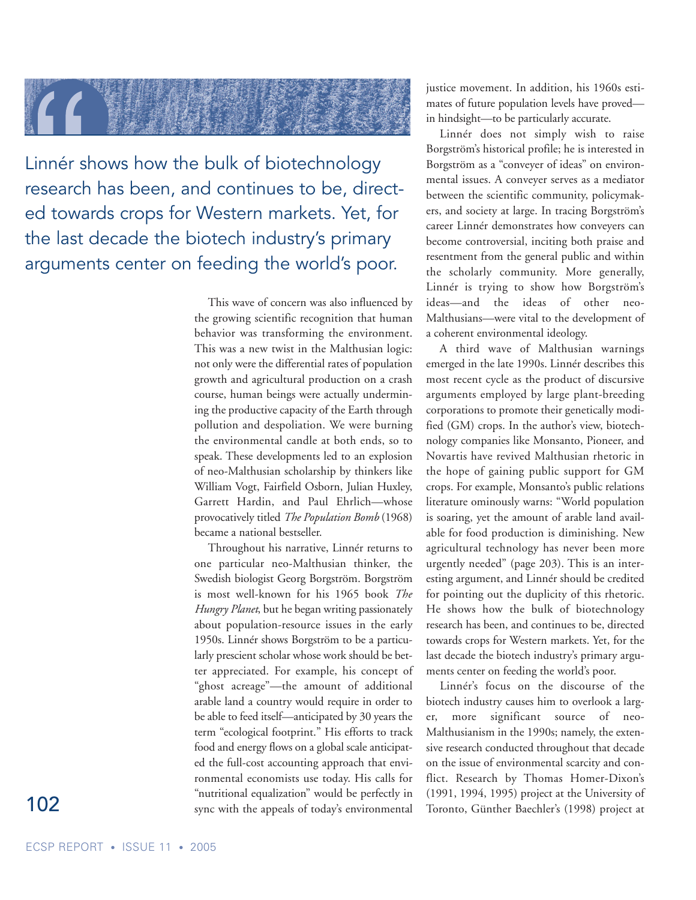> Linnér shows how the bulk of biotechnology research has been, and continues to be, directed towards crops for Western markets. Yet, for the last decade the biotech industry's primary arguments center on feeding the world's poor.

This wave of concern was also influenced by the growing scientific recognition that human behavior was transforming the environment. This was a new twist in the Malthusian logic: not only were the differential rates of population growth and agricultural production on a crash course, human beings were actually undermining the productive capacity of the Earth through pollution and despoliation. We were burning the environmental candle at both ends, so to speak. These developments led to an explosion of neo-Malthusian scholarship by thinkers like William Vogt, Fairfield Osborn, Julian Huxley, Garrett Hardin, and Paul Ehrlich—whose provocatively titled *The Population Bomb* (1968) became a national bestseller.

Throughout his narrative, Linnér returns to one particular neo-Malthusian thinker, the Swedish biologist Georg Borgström. Borgström is most well-known for his 1965 book *The Hungry Planet*, but he began writing passionately about population-resource issues in the early 1950s. Linnér shows Borgström to be a particularly prescient scholar whose work should be better appreciated. For example, his concept of "ghost acreage"—the amount of additional arable land a country would require in order to be able to feed itself—anticipated by 30 years the term "ecological footprint." His efforts to track food and energy flows on a global scale anticipated the full-cost accounting approach that environmental economists use today. His calls for "nutritional equalization" would be perfectly in sync with the appeals of today's environmental justice movement. In addition, his 1960s estimates of future population levels have proved—in hindsight—to be particularly accurate.

Linnér does not simply wish to raise Borgström's historical profile; he is interested in Borgström as a "conveyer of ideas" on environmental issues. A conveyer serves as a mediator between the scientific community, policymakers, and society at large. In tracing Borgström's career Linnér demonstrates how conveyers can become controversial, inciting both praise and resentment from the general public and within the scholarly community. More generally, Linnér is trying to show how Borgström's ideas—and the ideas of other neo-Malthusians—were vital to the development of a coherent environmental ideology.

A third wave of Malthusian warnings emerged in the late 1990s. Linnér describes this most recent cycle as the product of discursive arguments employed by large plant-breeding corporations to promote their genetically modified (GM) crops. In the author's view, biotechnology companies like Monsanto, Pioneer, and Novartis have revived Malthusian rhetoric in the hope of gaining public support for GM crops. For example, Monsanto's public relations literature ominously warns: "World population is soaring, yet the amount of arable land available for food production is diminishing. New agricultural technology has never been more urgently needed" (page 203). This is an interesting argument, and Linnér should be credited for pointing out the duplicity of this rhetoric. He shows how the bulk of biotechnology research has been, and continues to be, directed towards crops for Western markets. Yet, for the last decade the biotech industry's primary arguments center on feeding the world's poor.

Linnér's focus on the discourse of the biotech industry causes him to overlook a larger, more significant source of neo-Malthusianism in the 1990s; namely, the extensive research conducted throughout that decade on the issue of environmental scarcity and conflict. Research by Thomas Homer-Dixon's (1991, 1994, 1995) project at the University of Toronto, Günther Baechler's (1998) project at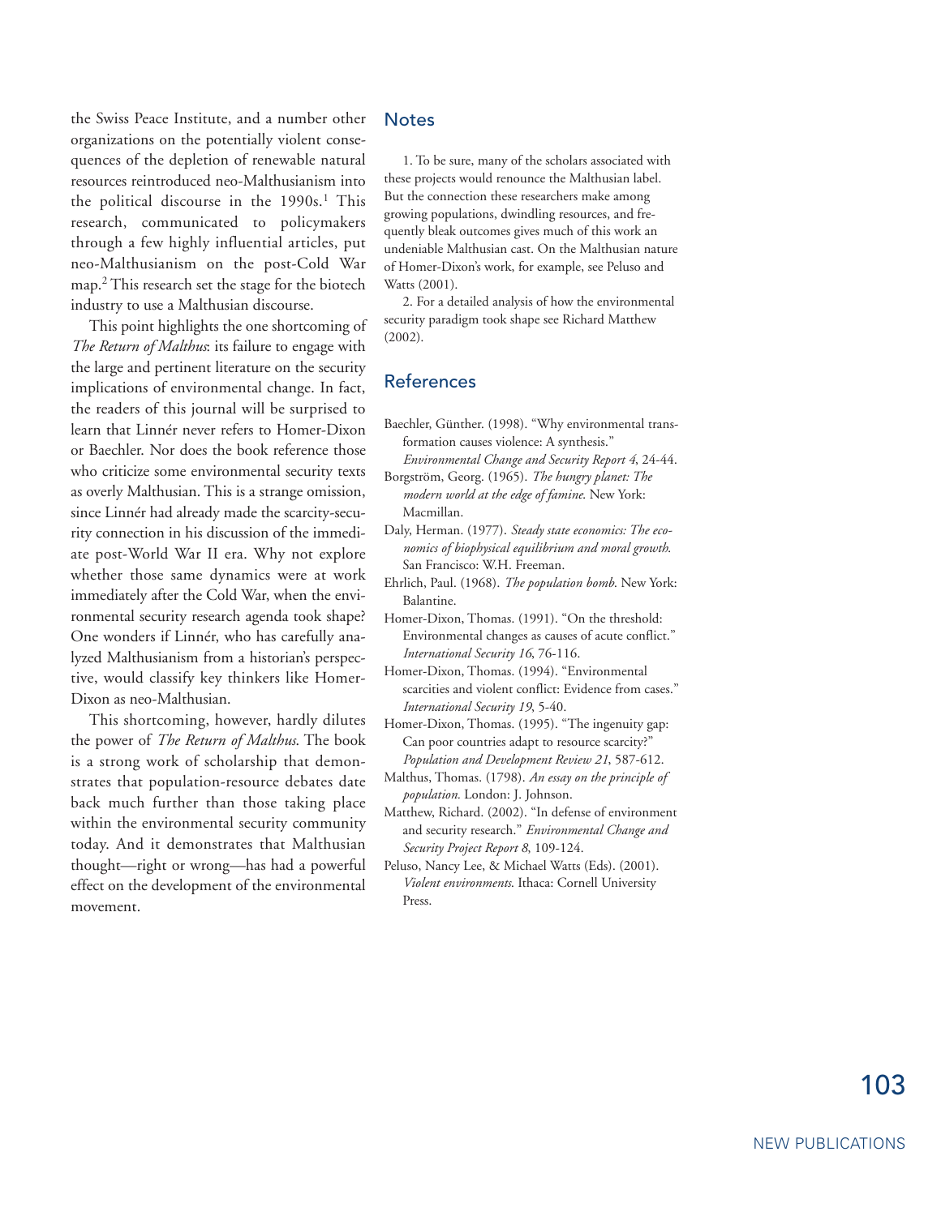the Swiss Peace Institute, and a number other organizations on the potentially violent consequences of the depletion of renewable natural resources reintroduced neo-Malthusianism into the political discourse in the 1990s.[1] This research, communicated to policymakers through a few highly influential articles, put neo-Malthusianism on the post-Cold War map.[2] This research set the stage for the biotech industry to use a Malthusian discourse.

This point highlights the one shortcoming of *The Return of Malthus*: its failure to engage with the large and pertinent literature on the security implications of environmental change. In fact, the readers of this journal will be surprised to learn that Linnér never refers to Homer-Dixon or Baechler. Nor does the book reference those who criticize some environmental security texts as overly Malthusian. This is a strange omission, since Linnér had already made the scarcity-security connection in his discussion of the immediate post-World War II era. Why not explore whether those same dynamics were at work immediately after the Cold War, when the environmental security research agenda took shape? One wonders if Linnér, who has carefully analyzed Malthusianism from a historian's perspective, would classify key thinkers like Homer-Dixon as neo-Malthusian.

This shortcoming, however, hardly dilutes the power of *The Return of Malthus*. The book is a strong work of scholarship that demonstrates that population-resource debates date back much further than those taking place within the environmental security community today. And it demonstrates that Malthusian thought—right or wrong—has had a powerful effect on the development of the environmental movement.

## Notes

1. To be sure, many of the scholars associated with these projects would renounce the Malthusian label. But the connection these researchers make among growing populations, dwindling resources, and frequently bleak outcomes gives much of this work an undeniable Malthusian cast. On the Malthusian nature of Homer-Dixon's work, for example, see Peluso and Watts (2001).

2. For a detailed analysis of how the environmental security paradigm took shape see Richard Matthew (2002).

## References

Baechler, Günther. (1998). "Why environmental transformation causes violence: A synthesis." *Environmental Change and Security Report 4*, 24-44.

Borgström, Georg. (1965). *The hungry planet: The modern world at the edge of famine*. New York: Macmillan.

Daly, Herman. (1977). *Steady state economics: The economics of biophysical equilibrium and moral growth.* San Francisco: W.H. Freeman.

Ehrlich, Paul. (1968). *The population bomb*. New York: Balantine.

Homer-Dixon, Thomas. (1991). "On the threshold: Environmental changes as causes of acute conflict." *International Security 16*, 76-116.

Homer-Dixon, Thomas. (1994). "Environmental scarcities and violent conflict: Evidence from cases." *International Security 19*, 5-40.

Homer-Dixon, Thomas. (1995). "The ingenuity gap: Can poor countries adapt to resource scarcity?" *Population and Development Review 21*, 587-612.

Malthus, Thomas. (1798). *An essay on the principle of population.* London: J. Johnson.

Matthew, Richard. (2002). "In defense of environment and security research." *Environmental Change and Security Project Report 8*, 109-124.

Peluso, Nancy Lee, & Michael Watts (Eds). (2001). *Violent environments*. Ithaca: Cornell University Press.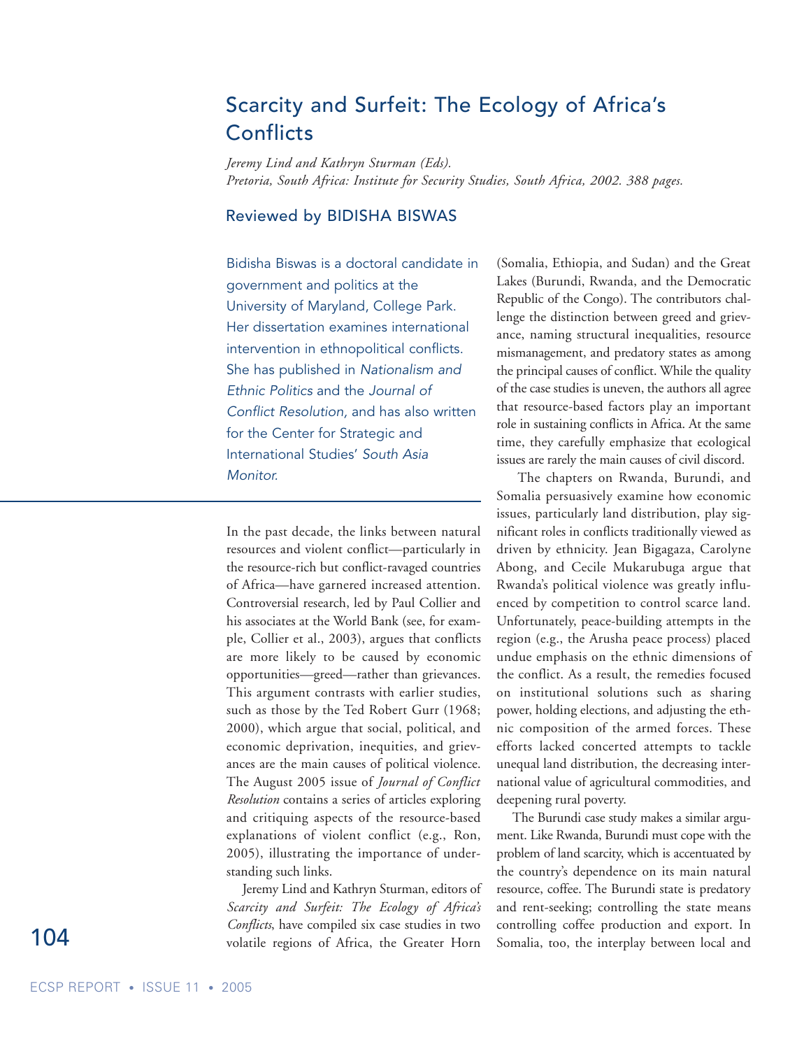# Scarcity and Surfeit: The Ecology of Africa's Conflicts

*Jeremy Lind and Kathryn Sturman (Eds).*
*Pretoria, South Africa: Institute for Security Studies, South Africa, 2002. 388 pages.*

## Reviewed by BIDISHA BISWAS

Bidisha Biswas is a doctoral candidate in government and politics at the University of Maryland, College Park. Her dissertation examines international intervention in ethnopolitical conflicts. She has published in *Nationalism and Ethnic Politics* and the *Journal of Conflict Resolution,* and has also written for the Center for Strategic and International Studies' *South Asia Monitor.*

In the past decade, the links between natural resources and violent conflict—particularly in the resource-rich but conflict-ravaged countries of Africa—have garnered increased attention. Controversial research, led by Paul Collier and his associates at the World Bank (see, for example, Collier et al., 2003), argues that conflicts are more likely to be caused by economic opportunities—greed—rather than grievances. This argument contrasts with earlier studies, such as those by the Ted Robert Gurr (1968; 2000), which argue that social, political, and economic deprivation, inequities, and grievances are the main causes of political violence. The August 2005 issue of *Journal of Conflict Resolution* contains a series of articles exploring and critiquing aspects of the resource-based explanations of violent conflict (e.g., Ron, 2005), illustrating the importance of understanding such links.

Jeremy Lind and Kathryn Sturman, editors of *Scarcity and Surfeit: The Ecology of Africa's Conflicts*, have compiled six case studies in two volatile regions of Africa, the Greater Horn (Somalia, Ethiopia, and Sudan) and the Great Lakes (Burundi, Rwanda, and the Democratic Republic of the Congo). The contributors challenge the distinction between greed and grievance, naming structural inequalities, resource mismanagement, and predatory states as among the principal causes of conflict. While the quality of the case studies is uneven, the authors all agree that resource-based factors play an important role in sustaining conflicts in Africa. At the same time, they carefully emphasize that ecological issues are rarely the main causes of civil discord.

The chapters on Rwanda, Burundi, and Somalia persuasively examine how economic issues, particularly land distribution, play significant roles in conflicts traditionally viewed as driven by ethnicity. Jean Bigagaza, Carolyne Abong, and Cecile Mukarubuga argue that Rwanda's political violence was greatly influenced by competition to control scarce land. Unfortunately, peace-building attempts in the region (e.g., the Arusha peace process) placed undue emphasis on the ethnic dimensions of the conflict. As a result, the remedies focused on institutional solutions such as sharing power, holding elections, and adjusting the ethnic composition of the armed forces. These efforts lacked concerted attempts to tackle unequal land distribution, the decreasing international value of agricultural commodities, and deepening rural poverty.

The Burundi case study makes a similar argument. Like Rwanda, Burundi must cope with the problem of land scarcity, which is accentuated by the country's dependence on its main natural resource, coffee. The Burundi state is predatory and rent-seeking; controlling the state means controlling coffee production and export. In Somalia, too, the interplay between local and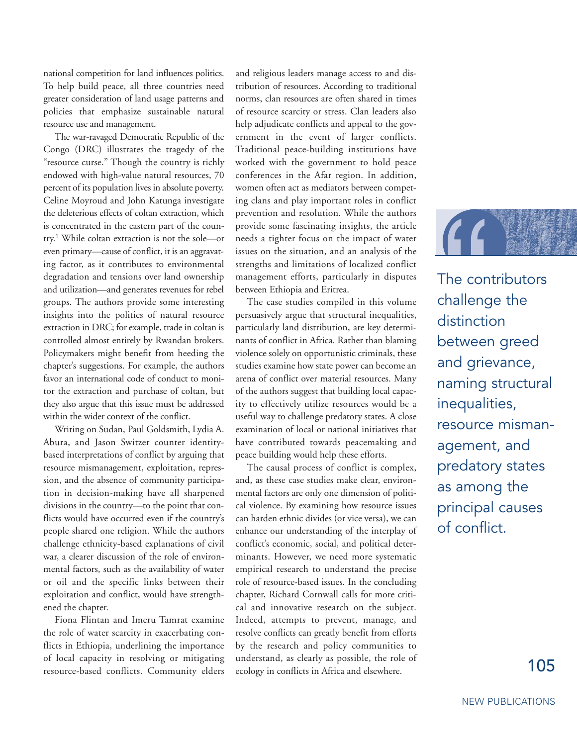national competition for land influences politics. To help build peace, all three countries need greater consideration of land usage patterns and policies that emphasize sustainable natural resource use and management.

The war-ravaged Democratic Republic of the Congo (DRC) illustrates the tragedy of the "resource curse." Though the country is richly endowed with high-value natural resources, 70 percent of its population lives in absolute poverty. Celine Moyroud and John Katunga investigate the deleterious effects of coltan extraction, which is concentrated in the eastern part of the country.[1] While coltan extraction is not the sole—or even primary—cause of conflict, it is an aggravating factor, as it contributes to environmental degradation and tensions over land ownership and utilization—and generates revenues for rebel groups. The authors provide some interesting insights into the politics of natural resource extraction in DRC; for example, trade in coltan is controlled almost entirely by Rwandan brokers. Policymakers might benefit from heeding the chapter's suggestions. For example, the authors favor an international code of conduct to monitor the extraction and purchase of coltan, but they also argue that this issue must be addressed within the wider context of the conflict.

Writing on Sudan, Paul Goldsmith, Lydia A. Abura, and Jason Switzer counter identity-based interpretations of conflict by arguing that resource mismanagement, exploitation, repression, and the absence of community participation in decision-making have all sharpened divisions in the country—to the point that conflicts would have occurred even if the country's people shared one religion. While the authors challenge ethnicity-based explanations of civil war, a clearer discussion of the role of environmental factors, such as the availability of water or oil and the specific links between their exploitation and conflict, would have strengthened the chapter.

Fiona Flintan and Imeru Tamrat examine the role of water scarcity in exacerbating conflicts in Ethiopia, underlining the importance of local capacity in resolving or mitigating resource-based conflicts. Community elders and religious leaders manage access to and distribution of resources. According to traditional norms, clan resources are often shared in times of resource scarcity or stress. Clan leaders also help adjudicate conflicts and appeal to the government in the event of larger conflicts. Traditional peace-building institutions have worked with the government to hold peace conferences in the Afar region. In addition, women often act as mediators between competing clans and play important roles in conflict prevention and resolution. While the authors provide some fascinating insights, the article needs a tighter focus on the impact of water issues on the situation, and an analysis of the strengths and limitations of localized conflict management efforts, particularly in disputes between Ethiopia and Eritrea.

The case studies compiled in this volume persuasively argue that structural inequalities, particularly land distribution, are key determinants of conflict in Africa. Rather than blaming violence solely on opportunistic criminals, these studies examine how state power can become an arena of conflict over material resources. Many of the authors suggest that building local capacity to effectively utilize resources would be a useful way to challenge predatory states. A close examination of local or national initiatives that have contributed towards peacemaking and peace building would help these efforts.

The causal process of conflict is complex, and, as these case studies make clear, environmental factors are only one dimension of political violence. By examining how resource issues can harden ethnic divides (or vice versa), we can enhance our understanding of the interplay of conflict's economic, social, and political determinants. However, we need more systematic empirical research to understand the precise role of resource-based issues. In the concluding chapter, Richard Cornwall calls for more critical and innovative research on the subject. Indeed, attempts to prevent, manage, and resolve conflicts can greatly benefit from efforts by the research and policy communities to understand, as clearly as possible, the role of ecology in conflicts in Africa and elsewhere.

> The contributors challenge the distinction between greed and grievance, naming structural inequalities, resource mismanagement, and predatory states as among the principal causes of conflict.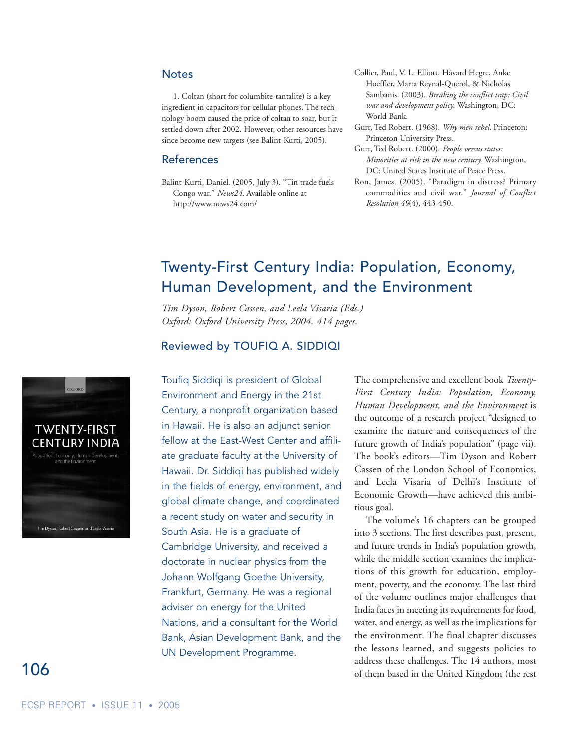## Notes

1. Coltan (short for columbite-tantalite) is a key ingredient in capacitors for cellular phones. The technology boom caused the price of coltan to soar, but it settled down after 2002. However, other resources have since become new targets (see Balint-Kurti, 2005).

## References

Balint-Kurti, Daniel. (2005, July 3). "Tin trade fuels Congo war." *News24*. Available online at http://www.news24.com/

Collier, Paul, V. L. Elliott, Håvard Hegre, Anke Hoeffler, Marta Reynal-Querol, & Nicholas Sambanis. (2003). *Breaking the conflict trap: Civil war and development policy.* Washington, DC: World Bank.

Gurr, Ted Robert. (1968). *Why men rebel.* Princeton: Princeton University Press.

Gurr, Ted Robert. (2000). *People versus states: Minorities at risk in the new century.* Washington, DC: United States Institute of Peace Press.

Ron, James. (2005). "Paradigm in distress? Primary commodities and civil war." *Journal of Conflict Resolution 49*(4), 443-450.

# Twenty-First Century India: Population, Economy, Human Development, and the Environment

*Tim Dyson, Robert Cassen, and Leela Visaria (Eds.)*
*Oxford: Oxford University Press, 2004. 414 pages.*

### Reviewed by TOUFIQ A. SIDDIQI

Toufiq Siddiqi is president of Global Environment and Energy in the 21st Century, a nonprofit organization based in Hawaii. He is also an adjunct senior fellow at the East-West Center and affiliate graduate faculty at the University of Hawaii. Dr. Siddiqi has published widely in the fields of energy, environment, and global climate change, and coordinated a recent study on water and security in South Asia. He is a graduate of Cambridge University, and received a doctorate in nuclear physics from the Johann Wolfgang Goethe University, Frankfurt, Germany. He was a regional adviser on energy for the United Nations, and a consultant for the World Bank, Asian Development Bank, and the UN Development Programme.

The comprehensive and excellent book *Twenty-First Century India: Population, Economy, Human Development, and the Environment* is the outcome of a research project "designed to examine the nature and consequences of the future growth of India's population" (page vii). The book's editors—Tim Dyson and Robert Cassen of the London School of Economics, and Leela Visaria of Delhi's Institute of Economic Growth—have achieved this ambitious goal.

The volume's 16 chapters can be grouped into 3 sections. The first describes past, present, and future trends in India's population growth, while the middle section examines the implications of this growth for education, employment, poverty, and the economy. The last third of the volume outlines major challenges that India faces in meeting its requirements for food, water, and energy, as well as the implications for the environment. The final chapter discusses the lessons learned, and suggests policies to address these challenges. The 14 authors, most of them based in the United Kingdom (the rest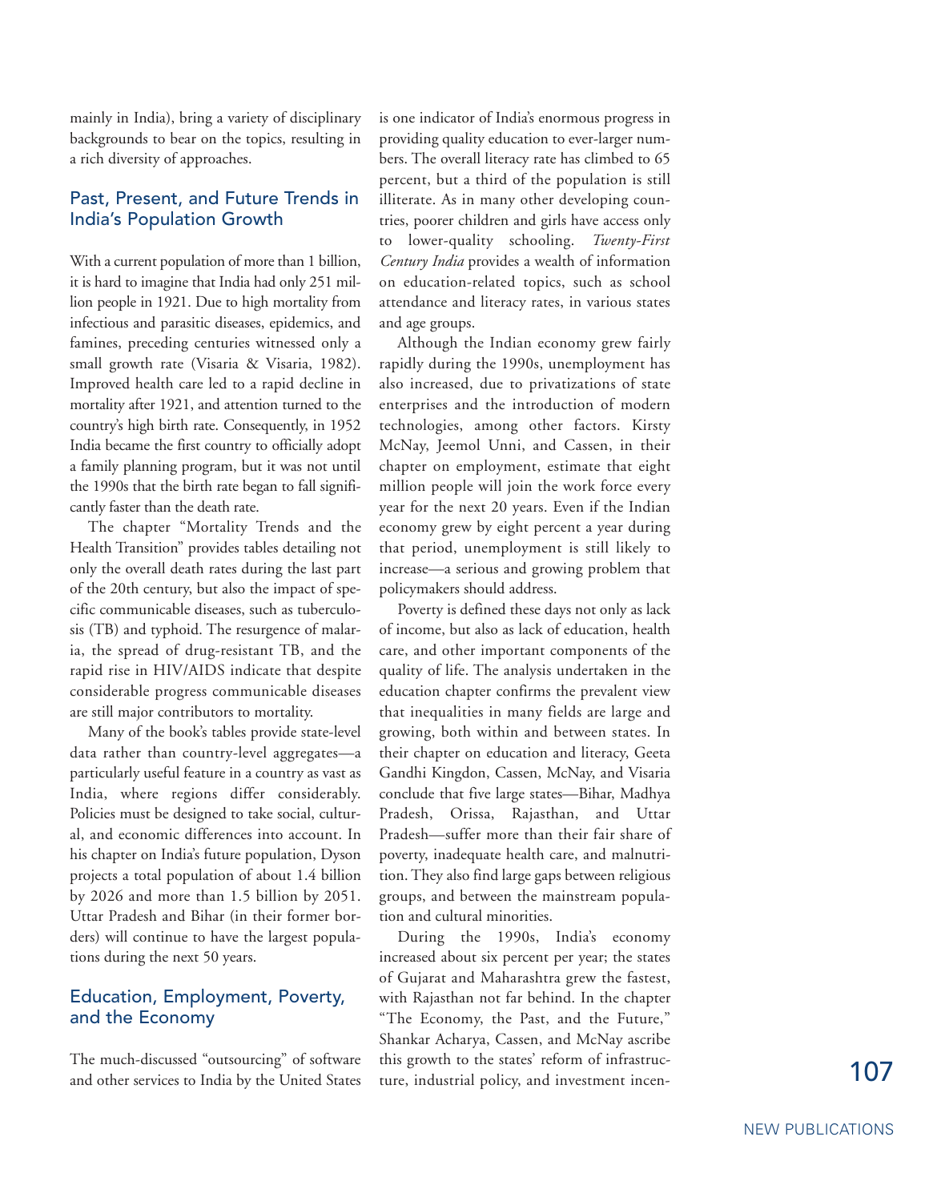mainly in India), bring a variety of disciplinary backgrounds to bear on the topics, resulting in a rich diversity of approaches.

## Past, Present, and Future Trends in India's Population Growth

With a current population of more than 1 billion, it is hard to imagine that India had only 251 million people in 1921. Due to high mortality from infectious and parasitic diseases, epidemics, and famines, preceding centuries witnessed only a small growth rate (Visaria & Visaria, 1982). Improved health care led to a rapid decline in mortality after 1921, and attention turned to the country's high birth rate. Consequently, in 1952 India became the first country to officially adopt a family planning program, but it was not until the 1990s that the birth rate began to fall significantly faster than the death rate.

The chapter "Mortality Trends and the Health Transition" provides tables detailing not only the overall death rates during the last part of the 20th century, but also the impact of specific communicable diseases, such as tuberculosis (TB) and typhoid. The resurgence of malaria, the spread of drug-resistant TB, and the rapid rise in HIV/AIDS indicate that despite considerable progress communicable diseases are still major contributors to mortality.

Many of the book's tables provide state-level data rather than country-level aggregates—a particularly useful feature in a country as vast as India, where regions differ considerably. Policies must be designed to take social, cultural, and economic differences into account. In his chapter on India's future population, Dyson projects a total population of about 1.4 billion by 2026 and more than 1.5 billion by 2051. Uttar Pradesh and Bihar (in their former borders) will continue to have the largest populations during the next 50 years.

## Education, Employment, Poverty, and the Economy

The much-discussed "outsourcing" of software and other services to India by the United States is one indicator of India's enormous progress in providing quality education to ever-larger numbers. The overall literacy rate has climbed to 65 percent, but a third of the population is still illiterate. As in many other developing countries, poorer children and girls have access only to lower-quality schooling. *Twenty-First Century India* provides a wealth of information on education-related topics, such as school attendance and literacy rates, in various states and age groups.

Although the Indian economy grew fairly rapidly during the 1990s, unemployment has also increased, due to privatizations of state enterprises and the introduction of modern technologies, among other factors. Kirsty McNay, Jeemol Unni, and Cassen, in their chapter on employment, estimate that eight million people will join the work force every year for the next 20 years. Even if the Indian economy grew by eight percent a year during that period, unemployment is still likely to increase—a serious and growing problem that policymakers should address.

Poverty is defined these days not only as lack of income, but also as lack of education, health care, and other important components of the quality of life. The analysis undertaken in the education chapter confirms the prevalent view that inequalities in many fields are large and growing, both within and between states. In their chapter on education and literacy, Geeta Gandhi Kingdon, Cassen, McNay, and Visaria conclude that five large states—Bihar, Madhya Pradesh, Orissa, Rajasthan, and Uttar Pradesh—suffer more than their fair share of poverty, inadequate health care, and malnutrition. They also find large gaps between religious groups, and between the mainstream population and cultural minorities.

During the 1990s, India's economy increased about six percent per year; the states of Gujarat and Maharashtra grew the fastest, with Rajasthan not far behind. In the chapter "The Economy, the Past, and the Future," Shankar Acharya, Cassen, and McNay ascribe this growth to the states' reform of infrastructure, industrial policy, and investment incen-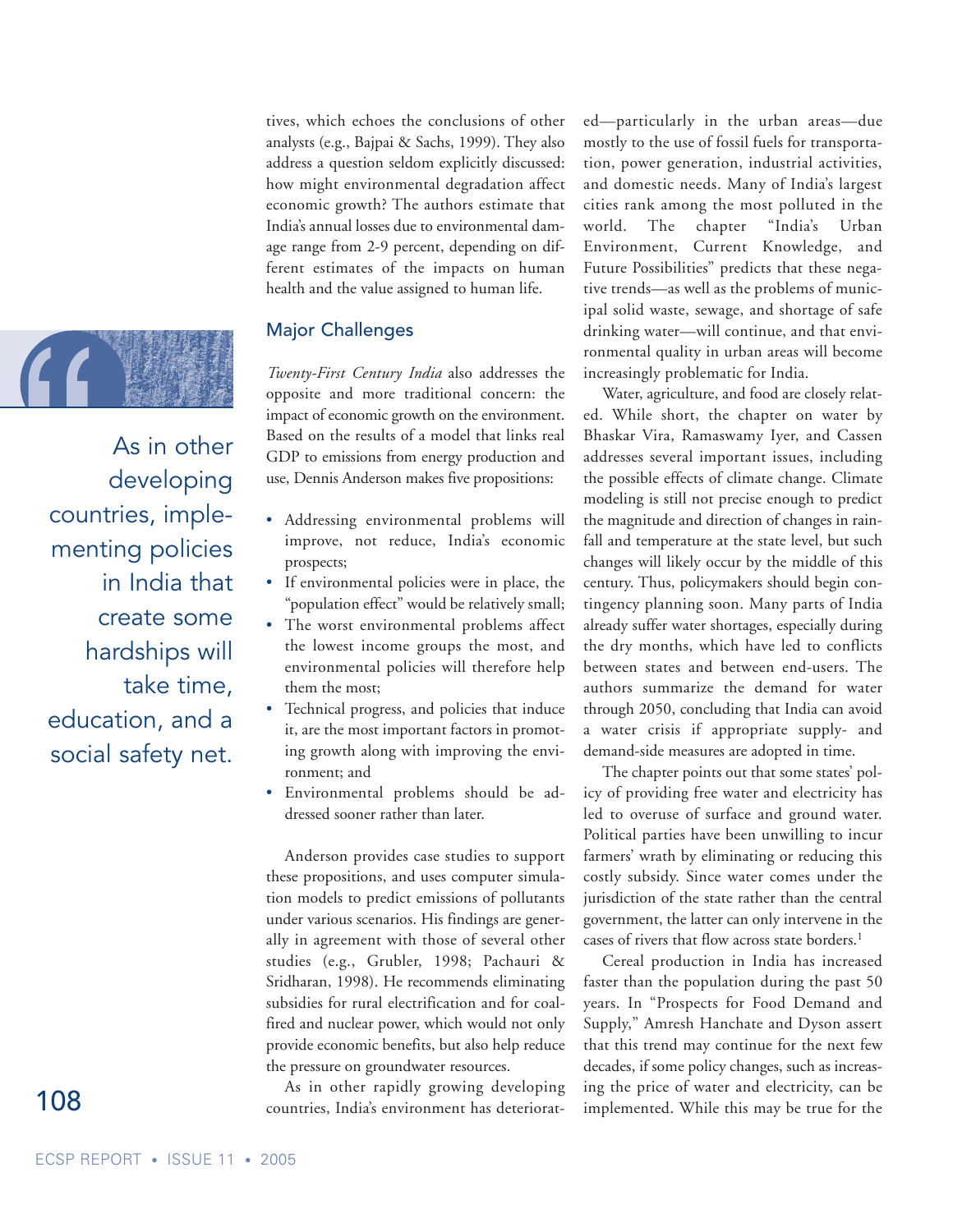tives, which echoes the conclusions of other analysts (e.g., Bajpai & Sachs, 1999). They also address a question seldom explicitly discussed: how might environmental degradation affect economic growth? The authors estimate that India's annual losses due to environmental damage range from 2-9 percent, depending on different estimates of the impacts on human health and the value assigned to human life.

> As in other developing countries, implementing policies in India that create some hardships will take time, education, and a social safety net.

## Major Challenges

*Twenty-First Century India* also addresses the opposite and more traditional concern: the impact of economic growth on the environment. Based on the results of a model that links real GDP to emissions from energy production and use, Dennis Anderson makes five propositions:

- Addressing environmental problems will improve, not reduce, India's economic prospects;
- If environmental policies were in place, the "population effect" would be relatively small;
- The worst environmental problems affect the lowest income groups the most, and environmental policies will therefore help them the most;
- Technical progress, and policies that induce it, are the most important factors in promoting growth along with improving the environment; and
- Environmental problems should be addressed sooner rather than later.

Anderson provides case studies to support these propositions, and uses computer simulation models to predict emissions of pollutants under various scenarios. His findings are generally in agreement with those of several other studies (e.g., Grubler, 1998; Pachauri & Sridharan, 1998). He recommends eliminating subsidies for rural electrification and for coal-fired and nuclear power, which would not only provide economic benefits, but also help reduce the pressure on groundwater resources.

As in other rapidly growing developing countries, India's environment has deteriorated—particularly in the urban areas—due mostly to the use of fossil fuels for transportation, power generation, industrial activities, and domestic needs. Many of India's largest cities rank among the most polluted in the world. The chapter "India's Urban Environment, Current Knowledge, and Future Possibilities" predicts that these negative trends—as well as the problems of municipal solid waste, sewage, and shortage of safe drinking water—will continue, and that environmental quality in urban areas will become increasingly problematic for India.

Water, agriculture, and food are closely related. While short, the chapter on water by Bhaskar Vira, Ramaswamy Iyer, and Cassen addresses several important issues, including the possible effects of climate change. Climate modeling is still not precise enough to predict the magnitude and direction of changes in rainfall and temperature at the state level, but such changes will likely occur by the middle of this century. Thus, policymakers should begin contingency planning soon. Many parts of India already suffer water shortages, especially during the dry months, which have led to conflicts between states and between end-users. The authors summarize the demand for water through 2050, concluding that India can avoid a water crisis if appropriate supply- and demand-side measures are adopted in time.

The chapter points out that some states' policy of providing free water and electricity has led to overuse of surface and ground water. Political parties have been unwilling to incur farmers' wrath by eliminating or reducing this costly subsidy. Since water comes under the jurisdiction of the state rather than the central government, the latter can only intervene in the cases of rivers that flow across state borders.[1]

Cereal production in India has increased faster than the population during the past 50 years. In "Prospects for Food Demand and Supply," Amresh Hanchate and Dyson assert that this trend may continue for the next few decades, if some policy changes, such as increasing the price of water and electricity, can be implemented. While this may be true for the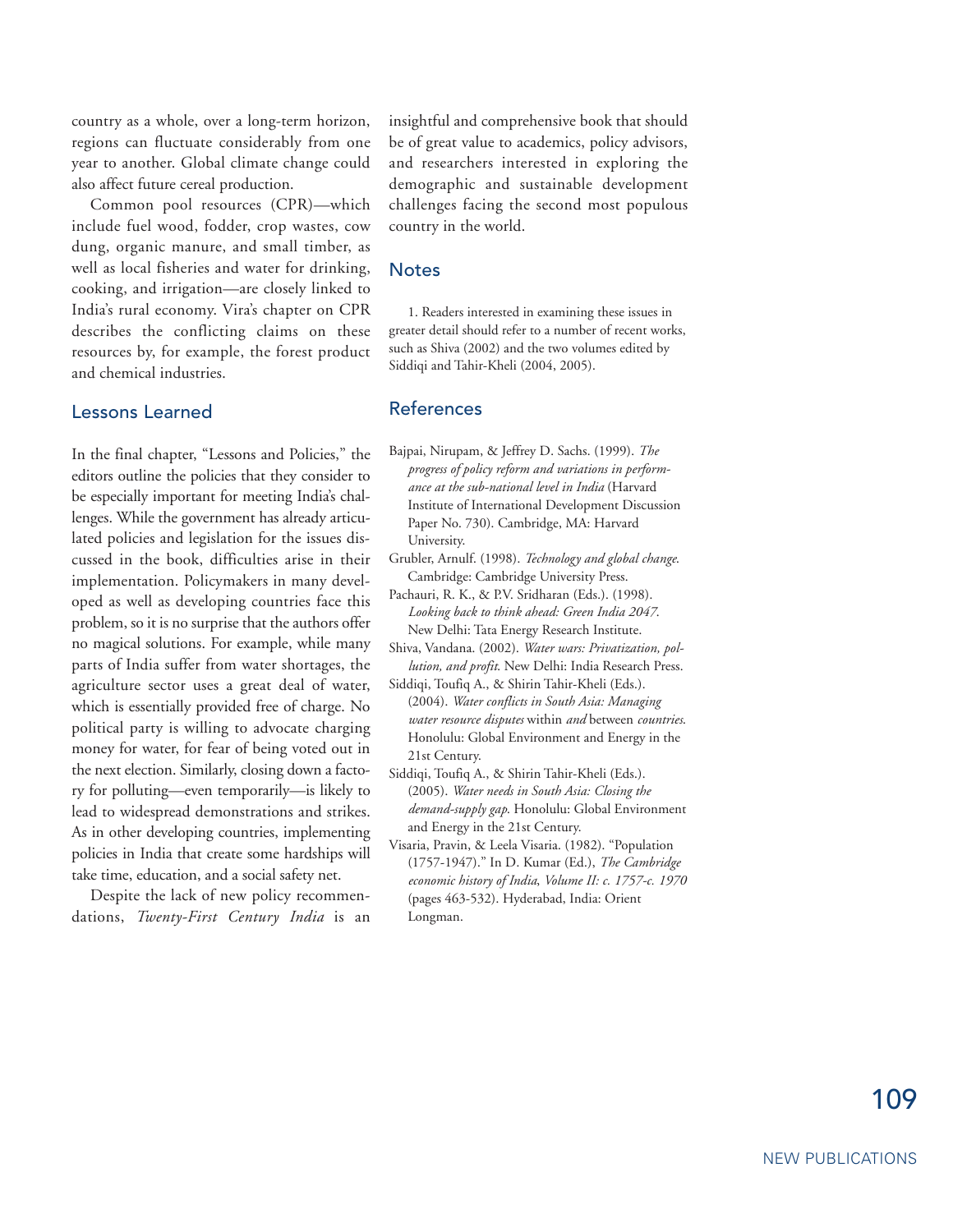country as a whole, over a long-term horizon, regions can fluctuate considerably from one year to another. Global climate change could also affect future cereal production.

Common pool resources (CPR)—which include fuel wood, fodder, crop wastes, cow dung, organic manure, and small timber, as well as local fisheries and water for drinking, cooking, and irrigation—are closely linked to India's rural economy. Vira's chapter on CPR describes the conflicting claims on these resources by, for example, the forest product and chemical industries.

## Lessons Learned

In the final chapter, "Lessons and Policies," the editors outline the policies that they consider to be especially important for meeting India's challenges. While the government has already articulated policies and legislation for the issues discussed in the book, difficulties arise in their implementation. Policymakers in many developed as well as developing countries face this problem, so it is no surprise that the authors offer no magical solutions. For example, while many parts of India suffer from water shortages, the agriculture sector uses a great deal of water, which is essentially provided free of charge. No political party is willing to advocate charging money for water, for fear of being voted out in the next election. Similarly, closing down a factory for polluting—even temporarily—is likely to lead to widespread demonstrations and strikes. As in other developing countries, implementing policies in India that create some hardships will take time, education, and a social safety net.

Despite the lack of new policy recommendations, *Twenty-First Century India* is an insightful and comprehensive book that should be of great value to academics, policy advisors, and researchers interested in exploring the demographic and sustainable development challenges facing the second most populous country in the world.

## Notes

1. Readers interested in examining these issues in greater detail should refer to a number of recent works, such as Shiva (2002) and the two volumes edited by Siddiqi and Tahir-Kheli (2004, 2005).

## References

Bajpai, Nirupam, & Jeffrey D. Sachs. (1999). *The progress of policy reform and variations in performance at the sub-national level in India* (Harvard Institute of International Development Discussion Paper No. 730). Cambridge, MA: Harvard University.

Grubler, Arnulf. (1998). *Technology and global change.* Cambridge: Cambridge University Press.

Pachauri, R. K., & P.V. Sridharan (Eds.). (1998). *Looking back to think ahead: Green India 2047.* New Delhi: Tata Energy Research Institute.

Shiva, Vandana. (2002). *Water wars: Privatization, pollution, and profit.* New Delhi: India Research Press.

Siddiqi, Toufiq A., & Shirin Tahir-Kheli (Eds.). (2004). *Water conflicts in South Asia: Managing water resource disputes* within *and* between *countries.* Honolulu: Global Environment and Energy in the 21st Century.

Siddiqi, Toufiq A., & Shirin Tahir-Kheli (Eds.). (2005). *Water needs in South Asia: Closing the demand-supply gap.* Honolulu: Global Environment and Energy in the 21st Century.

Visaria, Pravin, & Leela Visaria. (1982). "Population (1757-1947)." In D. Kumar (Ed.), *The Cambridge economic history of India, Volume II: c. 1757-c. 1970* (pages 463-532). Hyderabad, India: Orient Longman.